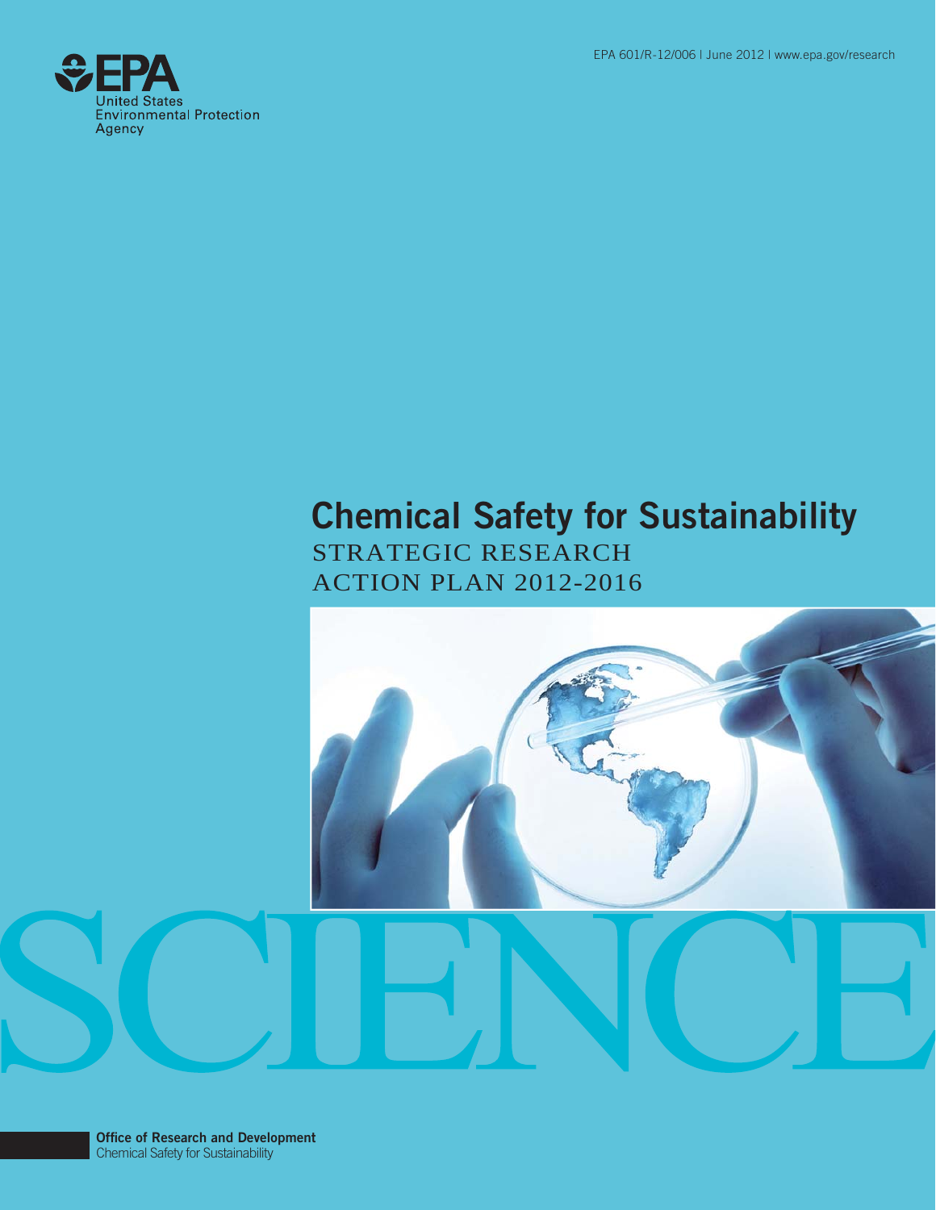EPA 601/R-12/006 | June 2012 | www.epa.gov/research

United States Environmental Protection Agency

# Chemical Safety for Sustainability

## STRATEGIC RESEARCH ACTION PLAN 2012-2016

SCIENCE

**Office of Research and Development**
Chemical Safety for Sustainability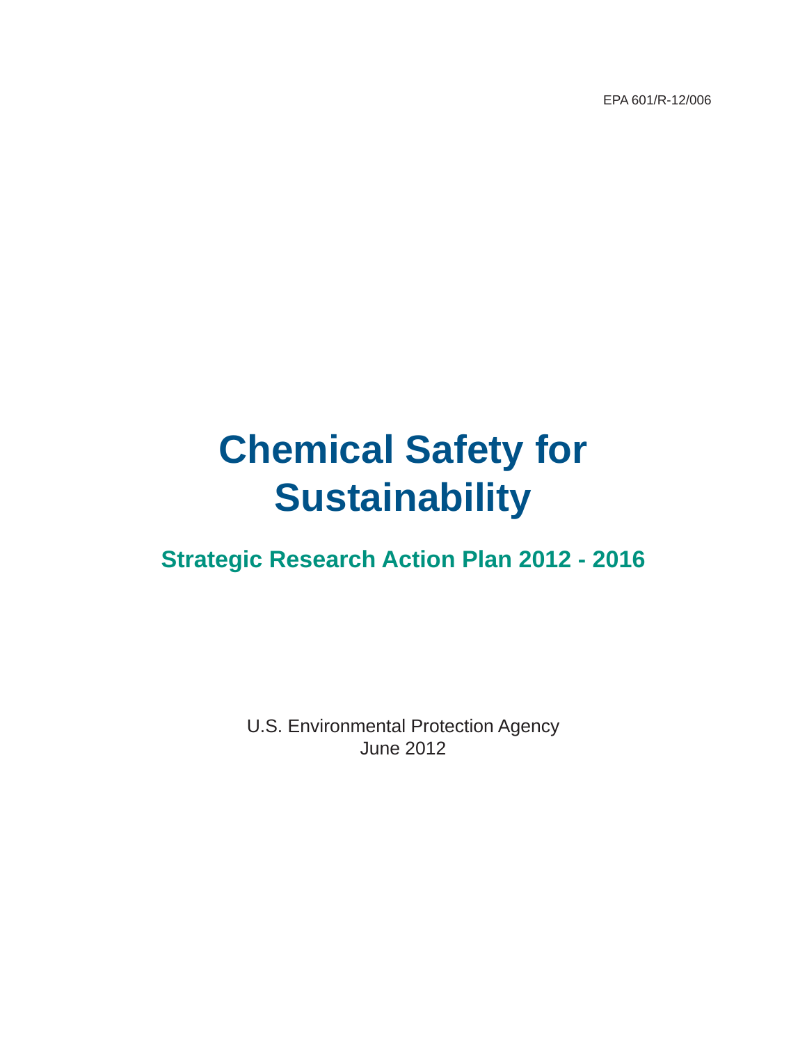EPA 601/R-12/006

# Chemical Safety for Sustainability

## Strategic Research Action Plan 2012 - 2016

U.S. Environmental Protection Agency
June 2012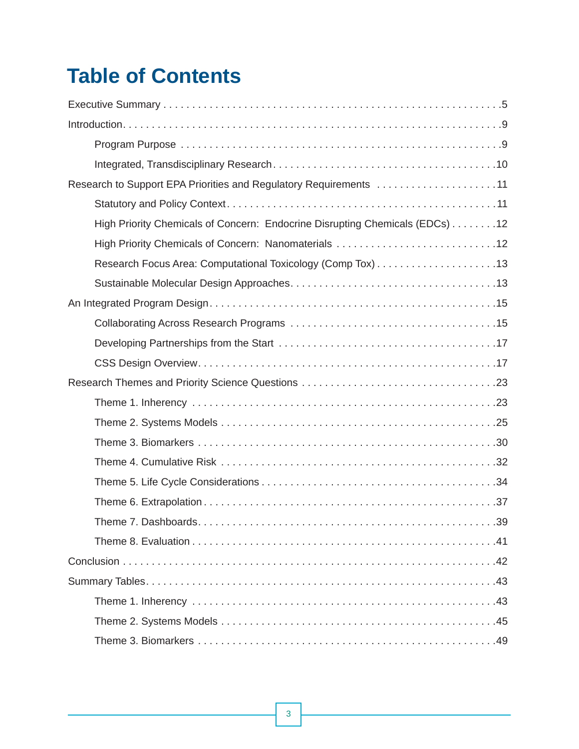# Table of Contents

- Executive Summary ... 5
- Introduction ... 9
  - Program Purpose ... 9
  - Integrated, Transdisciplinary Research ... 10
- Research to Support EPA Priorities and Regulatory Requirements ... 11
  - Statutory and Policy Context ... 11
  - High Priority Chemicals of Concern: Endocrine Disrupting Chemicals (EDCs) ... 12
  - High Priority Chemicals of Concern: Nanomaterials ... 12
  - Research Focus Area: Computational Toxicology (Comp Tox) ... 13
  - Sustainable Molecular Design Approaches ... 13
- An Integrated Program Design ... 15
  - Collaborating Across Research Programs ... 15
  - Developing Partnerships from the Start ... 17
  - CSS Design Overview ... 17
- Research Themes and Priority Science Questions ... 23
  - Theme 1. Inherency ... 23
  - Theme 2. Systems Models ... 25
  - Theme 3. Biomarkers ... 30
  - Theme 4. Cumulative Risk ... 32
  - Theme 5. Life Cycle Considerations ... 34
  - Theme 6. Extrapolation ... 37
  - Theme 7. Dashboards ... 39
  - Theme 8. Evaluation ... 41
- Conclusion ... 42
- Summary Tables ... 43
  - Theme 1. Inherency ... 43
  - Theme 2. Systems Models ... 45
  - Theme 3. Biomarkers ... 49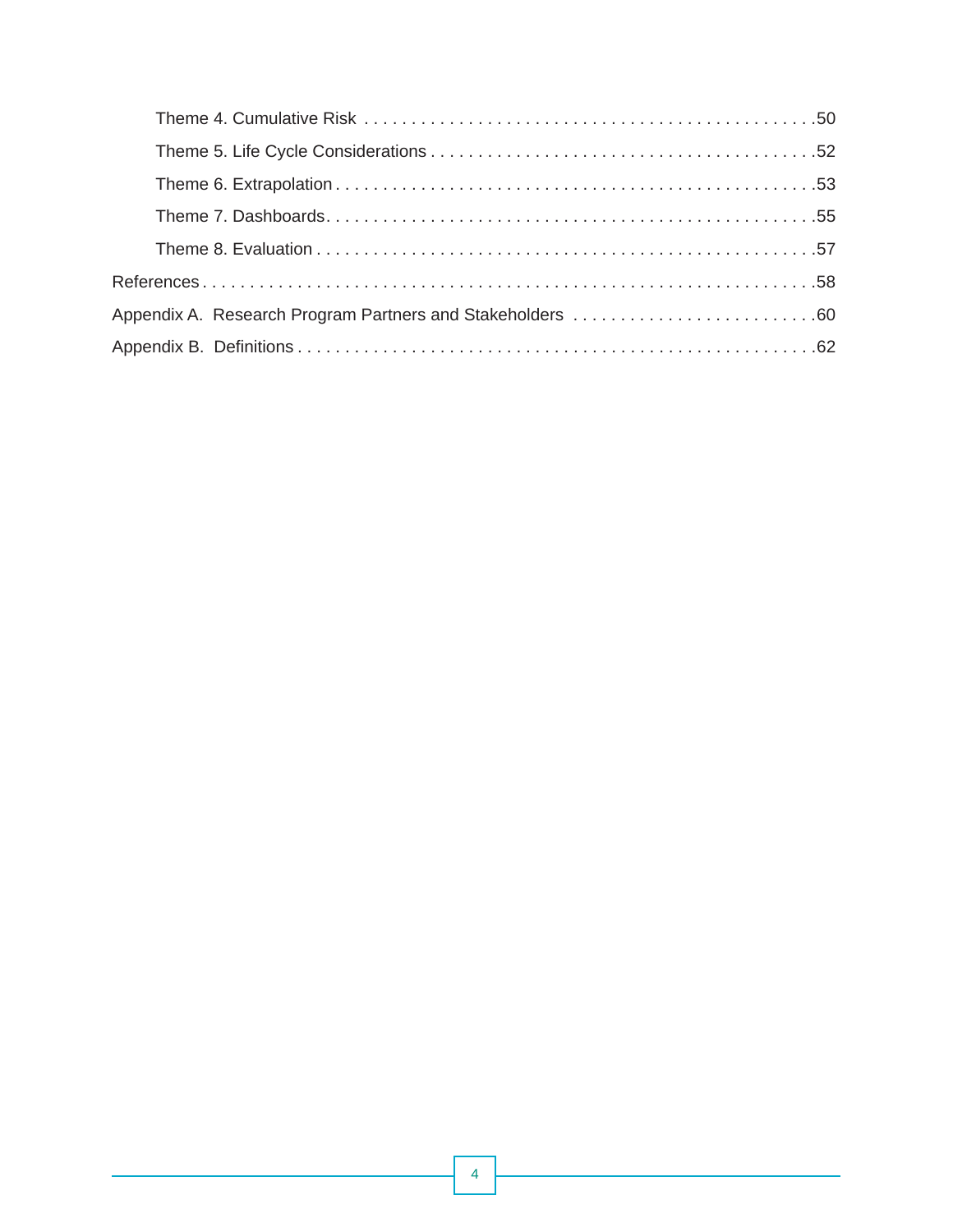- Theme 4. Cumulative Risk . . . . . . . . . . 50
- Theme 5. Life Cycle Considerations . . . . . . . . . . 52
- Theme 6. Extrapolation . . . . . . . . . . 53
- Theme 7. Dashboards . . . . . . . . . . 55
- Theme 8. Evaluation . . . . . . . . . . 57

References . . . . . . . . . . 58

Appendix A. Research Program Partners and Stakeholders . . . . . . . . . . 60

Appendix B. Definitions . . . . . . . . . . 62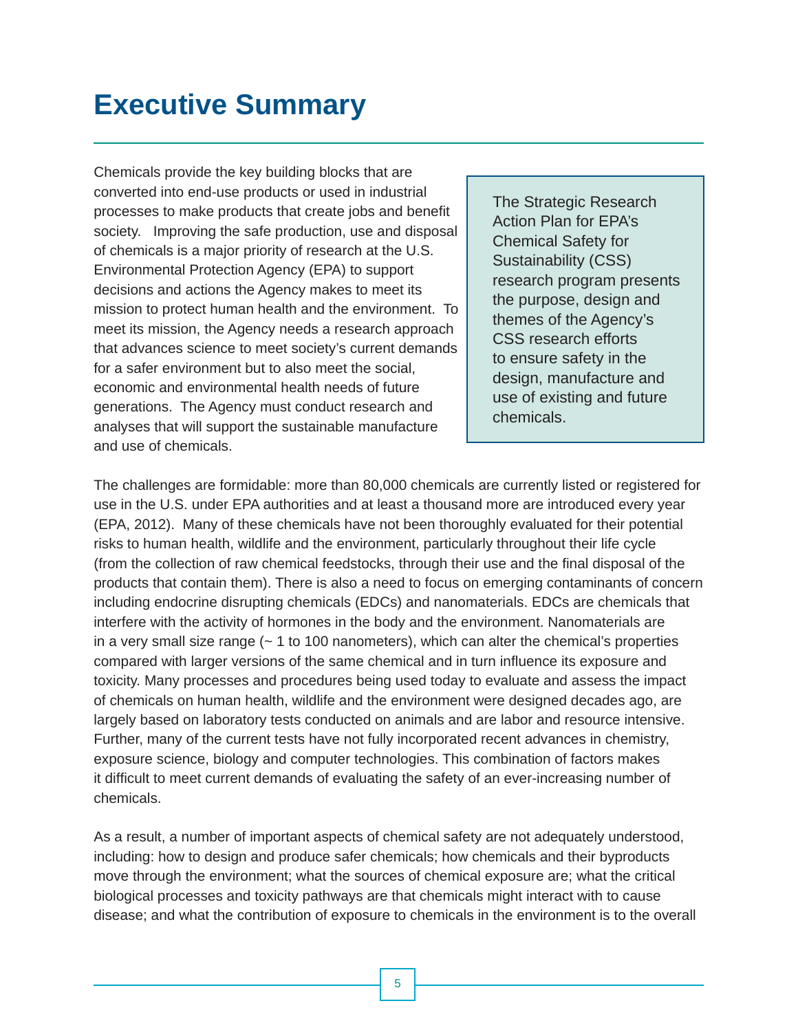# Executive Summary

Chemicals provide the key building blocks that are converted into end-use products or used in industrial processes to make products that create jobs and benefit society. Improving the safe production, use and disposal of chemicals is a major priority of research at the U.S. Environmental Protection Agency (EPA) to support decisions and actions the Agency makes to meet its mission to protect human health and the environment. To meet its mission, the Agency needs a research approach that advances science to meet society's current demands for a safer environment but to also meet the social, economic and environmental health needs of future generations. The Agency must conduct research and analyses that will support the sustainable manufacture and use of chemicals.

> The Strategic Research Action Plan for EPA's Chemical Safety for Sustainability (CSS) research program presents the purpose, design and themes of the Agency's CSS research efforts to ensure safety in the design, manufacture and use of existing and future chemicals.

The challenges are formidable: more than 80,000 chemicals are currently listed or registered for use in the U.S. under EPA authorities and at least a thousand more are introduced every year (EPA, 2012). Many of these chemicals have not been thoroughly evaluated for their potential risks to human health, wildlife and the environment, particularly throughout their life cycle (from the collection of raw chemical feedstocks, through their use and the final disposal of the products that contain them). There is also a need to focus on emerging contaminants of concern including endocrine disrupting chemicals (EDCs) and nanomaterials. EDCs are chemicals that interfere with the activity of hormones in the body and the environment. Nanomaterials are in a very small size range (~ 1 to 100 nanometers), which can alter the chemical's properties compared with larger versions of the same chemical and in turn influence its exposure and toxicity. Many processes and procedures being used today to evaluate and assess the impact of chemicals on human health, wildlife and the environment were designed decades ago, are largely based on laboratory tests conducted on animals and are labor and resource intensive. Further, many of the current tests have not fully incorporated recent advances in chemistry, exposure science, biology and computer technologies. This combination of factors makes it difficult to meet current demands of evaluating the safety of an ever-increasing number of chemicals.

As a result, a number of important aspects of chemical safety are not adequately understood, including: how to design and produce safer chemicals; how chemicals and their byproducts move through the environment; what the sources of chemical exposure are; what the critical biological processes and toxicity pathways are that chemicals might interact with to cause disease; and what the contribution of exposure to chemicals in the environment is to the overall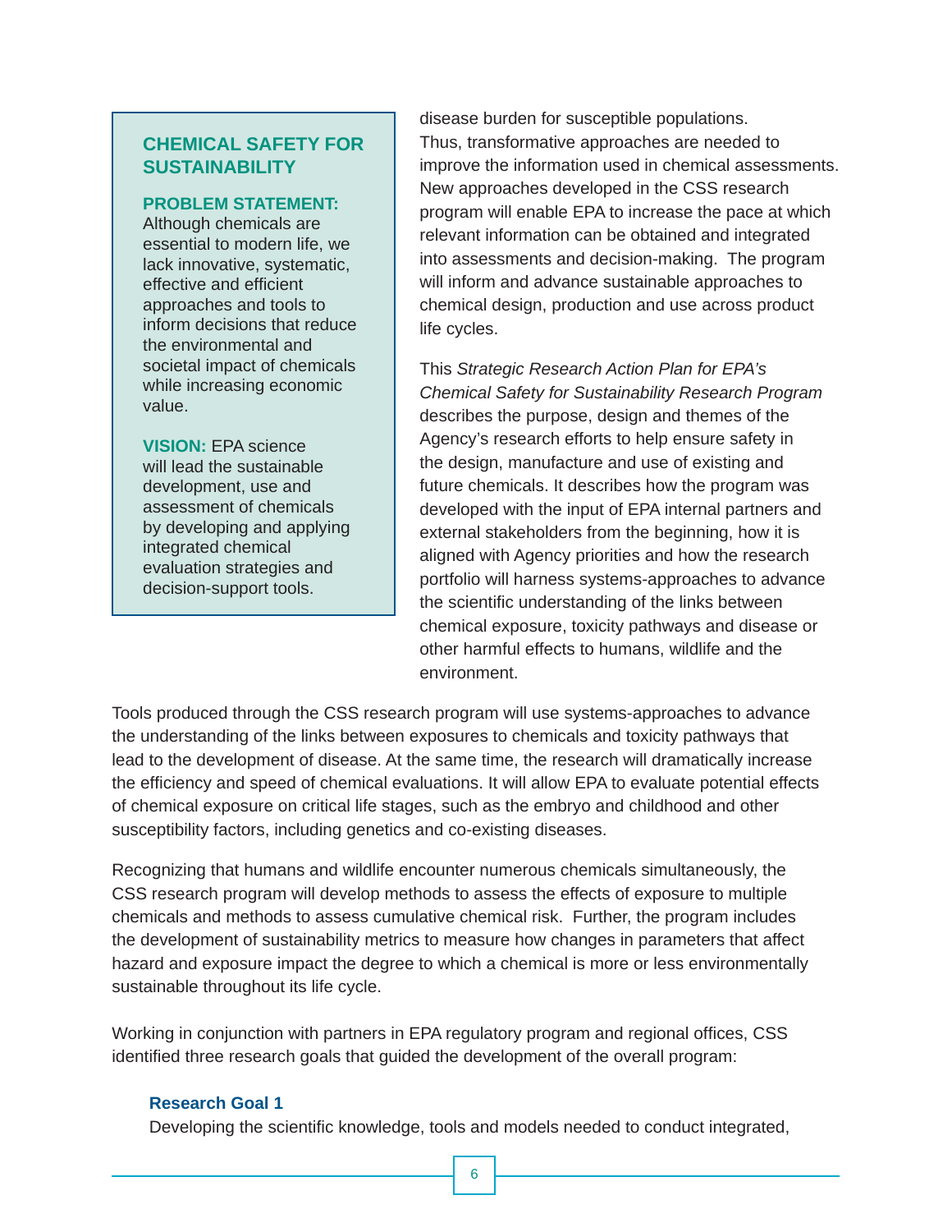### CHEMICAL SAFETY FOR SUSTAINABILITY

**PROBLEM STATEMENT:** Although chemicals are essential to modern life, we lack innovative, systematic, effective and efficient approaches and tools to inform decisions that reduce the environmental and societal impact of chemicals while increasing economic value.

**VISION:** EPA science will lead the sustainable development, use and assessment of chemicals by developing and applying integrated chemical evaluation strategies and decision-support tools.

disease burden for susceptible populations. Thus, transformative approaches are needed to improve the information used in chemical assessments. New approaches developed in the CSS research program will enable EPA to increase the pace at which relevant information can be obtained and integrated into assessments and decision-making. The program will inform and advance sustainable approaches to chemical design, production and use across product life cycles.

This *Strategic Research Action Plan for EPA's Chemical Safety for Sustainability Research Program* describes the purpose, design and themes of the Agency's research efforts to help ensure safety in the design, manufacture and use of existing and future chemicals. It describes how the program was developed with the input of EPA internal partners and external stakeholders from the beginning, how it is aligned with Agency priorities and how the research portfolio will harness systems-approaches to advance the scientific understanding of the links between chemical exposure, toxicity pathways and disease or other harmful effects to humans, wildlife and the environment.

Tools produced through the CSS research program will use systems-approaches to advance the understanding of the links between exposures to chemicals and toxicity pathways that lead to the development of disease. At the same time, the research will dramatically increase the efficiency and speed of chemical evaluations. It will allow EPA to evaluate potential effects of chemical exposure on critical life stages, such as the embryo and childhood and other susceptibility factors, including genetics and co-existing diseases.

Recognizing that humans and wildlife encounter numerous chemicals simultaneously, the CSS research program will develop methods to assess the effects of exposure to multiple chemicals and methods to assess cumulative chemical risk. Further, the program includes the development of sustainability metrics to measure how changes in parameters that affect hazard and exposure impact the degree to which a chemical is more or less environmentally sustainable throughout its life cycle.

Working in conjunction with partners in EPA regulatory program and regional offices, CSS identified three research goals that guided the development of the overall program:

**Research Goal 1**

Developing the scientific knowledge, tools and models needed to conduct integrated,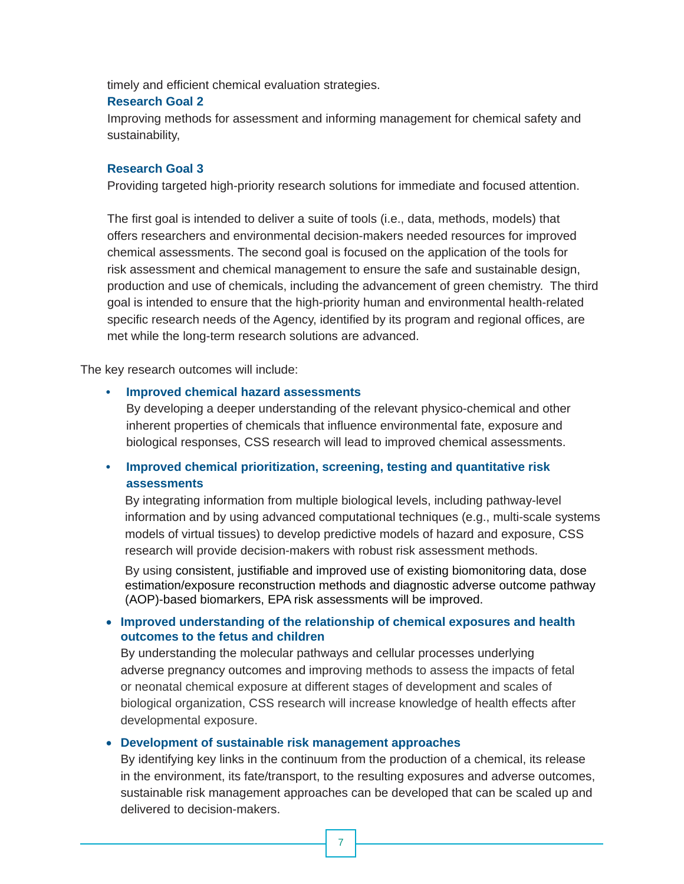timely and efficient chemical evaluation strategies.

**Research Goal 2**

Improving methods for assessment and informing management for chemical safety and sustainability,

**Research Goal 3**

Providing targeted high-priority research solutions for immediate and focused attention.

The first goal is intended to deliver a suite of tools (i.e., data, methods, models) that offers researchers and environmental decision-makers needed resources for improved chemical assessments. The second goal is focused on the application of the tools for risk assessment and chemical management to ensure the safe and sustainable design, production and use of chemicals, including the advancement of green chemistry. The third goal is intended to ensure that the high-priority human and environmental health-related specific research needs of the Agency, identified by its program and regional offices, are met while the long-term research solutions are advanced.

The key research outcomes will include:

- **Improved chemical hazard assessments**
  By developing a deeper understanding of the relevant physico-chemical and other inherent properties of chemicals that influence environmental fate, exposure and biological responses, CSS research will lead to improved chemical assessments.

- **Improved chemical prioritization, screening, testing and quantitative risk assessments**
  By integrating information from multiple biological levels, including pathway-level information and by using advanced computational techniques (e.g., multi-scale systems models of virtual tissues) to develop predictive models of hazard and exposure, CSS research will provide decision-makers with robust risk assessment methods.

  By using consistent, justifiable and improved use of existing biomonitoring data, dose estimation/exposure reconstruction methods and diagnostic adverse outcome pathway (AOP)-based biomarkers, EPA risk assessments will be improved.

- **Improved understanding of the relationship of chemical exposures and health outcomes to the fetus and children**
  By understanding the molecular pathways and cellular processes underlying adverse pregnancy outcomes and improving methods to assess the impacts of fetal or neonatal chemical exposure at different stages of development and scales of biological organization, CSS research will increase knowledge of health effects after developmental exposure.

- **Development of sustainable risk management approaches**
  By identifying key links in the continuum from the production of a chemical, its release in the environment, its fate/transport, to the resulting exposures and adverse outcomes, sustainable risk management approaches can be developed that can be scaled up and delivered to decision-makers.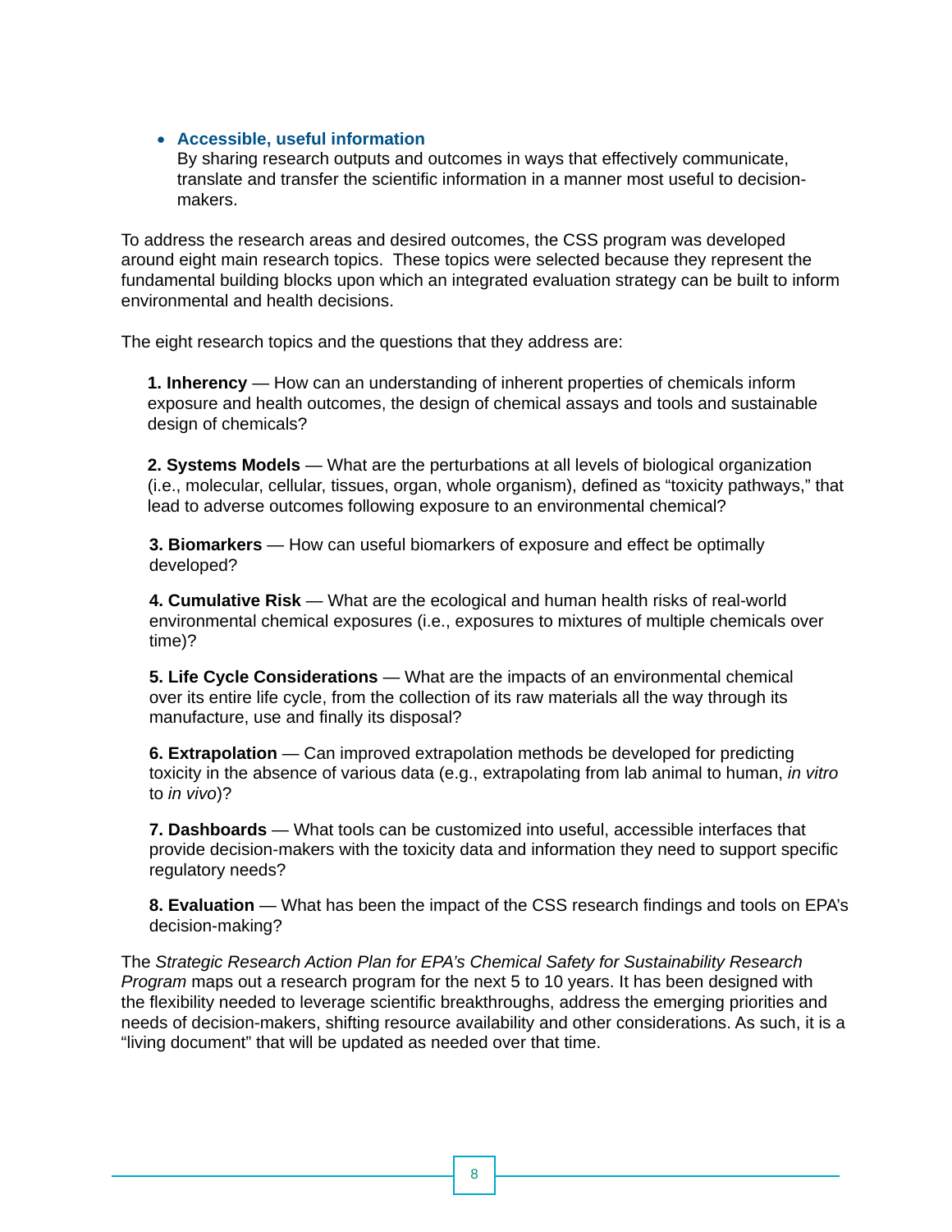- **Accessible, useful information**
  By sharing research outputs and outcomes in ways that effectively communicate, translate and transfer the scientific information in a manner most useful to decision-makers.

To address the research areas and desired outcomes, the CSS program was developed around eight main research topics. These topics were selected because they represent the fundamental building blocks upon which an integrated evaluation strategy can be built to inform environmental and health decisions.

The eight research topics and the questions that they address are:

**1. Inherency** — How can an understanding of inherent properties of chemicals inform exposure and health outcomes, the design of chemical assays and tools and sustainable design of chemicals?

**2. Systems Models** — What are the perturbations at all levels of biological organization (i.e., molecular, cellular, tissues, organ, whole organism), defined as “toxicity pathways,” that lead to adverse outcomes following exposure to an environmental chemical?

**3. Biomarkers** — How can useful biomarkers of exposure and effect be optimally developed?

**4. Cumulative Risk** — What are the ecological and human health risks of real-world environmental chemical exposures (i.e., exposures to mixtures of multiple chemicals over time)?

**5. Life Cycle Considerations** — What are the impacts of an environmental chemical over its entire life cycle, from the collection of its raw materials all the way through its manufacture, use and finally its disposal?

**6. Extrapolation** — Can improved extrapolation methods be developed for predicting toxicity in the absence of various data (e.g., extrapolating from lab animal to human, *in vitro* to *in vivo*)?

**7. Dashboards** — What tools can be customized into useful, accessible interfaces that provide decision-makers with the toxicity data and information they need to support specific regulatory needs?

**8. Evaluation** — What has been the impact of the CSS research findings and tools on EPA’s decision-making?

The *Strategic Research Action Plan for EPA’s Chemical Safety for Sustainability Research Program* maps out a research program for the next 5 to 10 years. It has been designed with the flexibility needed to leverage scientific breakthroughs, address the emerging priorities and needs of decision-makers, shifting resource availability and other considerations. As such, it is a “living document” that will be updated as needed over that time.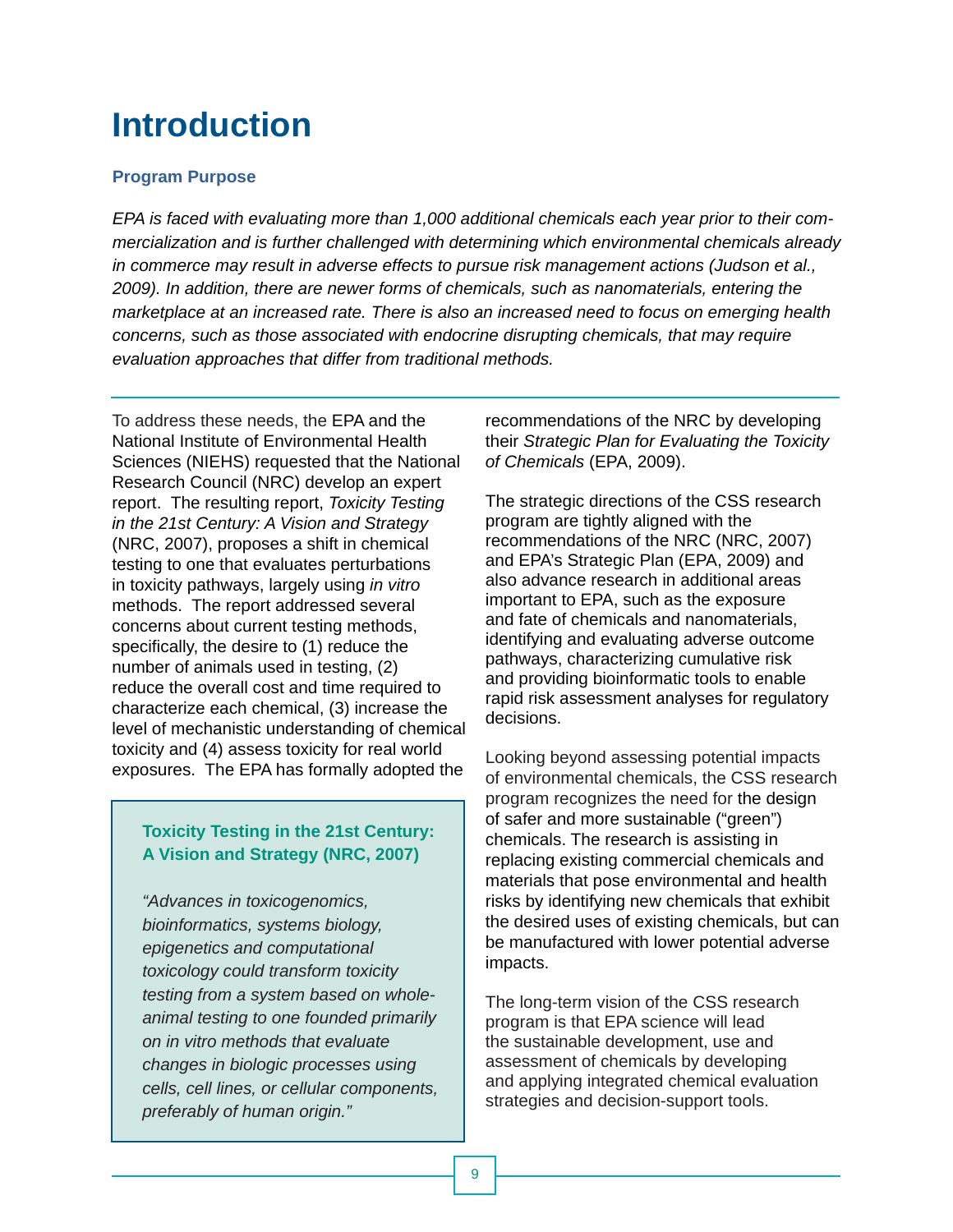# Introduction

### Program Purpose

*EPA is faced with evaluating more than 1,000 additional chemicals each year prior to their commercialization and is further challenged with determining which environmental chemicals already in commerce may result in adverse effects to pursue risk management actions (Judson et al., 2009). In addition, there are newer forms of chemicals, such as nanomaterials, entering the marketplace at an increased rate. There is also an increased need to focus on emerging health concerns, such as those associated with endocrine disrupting chemicals, that may require evaluation approaches that differ from traditional methods.*

---

To address these needs, the EPA and the National Institute of Environmental Health Sciences (NIEHS) requested that the National Research Council (NRC) develop an expert report. The resulting report, *Toxicity Testing in the 21st Century: A Vision and Strategy* (NRC, 2007), proposes a shift in chemical testing to one that evaluates perturbations in toxicity pathways, largely using *in vitro* methods. The report addressed several concerns about current testing methods, specifically, the desire to (1) reduce the number of animals used in testing, (2) reduce the overall cost and time required to characterize each chemical, (3) increase the level of mechanistic understanding of chemical toxicity and (4) assess toxicity for real world exposures. The EPA has formally adopted the recommendations of the NRC by developing their *Strategic Plan for Evaluating the Toxicity of Chemicals* (EPA, 2009).

> **Toxicity Testing in the 21st Century: A Vision and Strategy (NRC, 2007)**
>
> *"Advances in toxicogenomics, bioinformatics, systems biology, epigenetics and computational toxicology could transform toxicity testing from a system based on whole-animal testing to one founded primarily on in vitro methods that evaluate changes in biologic processes using cells, cell lines, or cellular components, preferably of human origin."*

The strategic directions of the CSS research program are tightly aligned with the recommendations of the NRC (NRC, 2007) and EPA's Strategic Plan (EPA, 2009) and also advance research in additional areas important to EPA, such as the exposure and fate of chemicals and nanomaterials, identifying and evaluating adverse outcome pathways, characterizing cumulative risk and providing bioinformatic tools to enable rapid risk assessment analyses for regulatory decisions.

Looking beyond assessing potential impacts of environmental chemicals, the CSS research program recognizes the need for the design of safer and more sustainable ("green") chemicals. The research is assisting in replacing existing commercial chemicals and materials that pose environmental and health risks by identifying new chemicals that exhibit the desired uses of existing chemicals, but can be manufactured with lower potential adverse impacts.

The long-term vision of the CSS research program is that EPA science will lead the sustainable development, use and assessment of chemicals by developing and applying integrated chemical evaluation strategies and decision-support tools.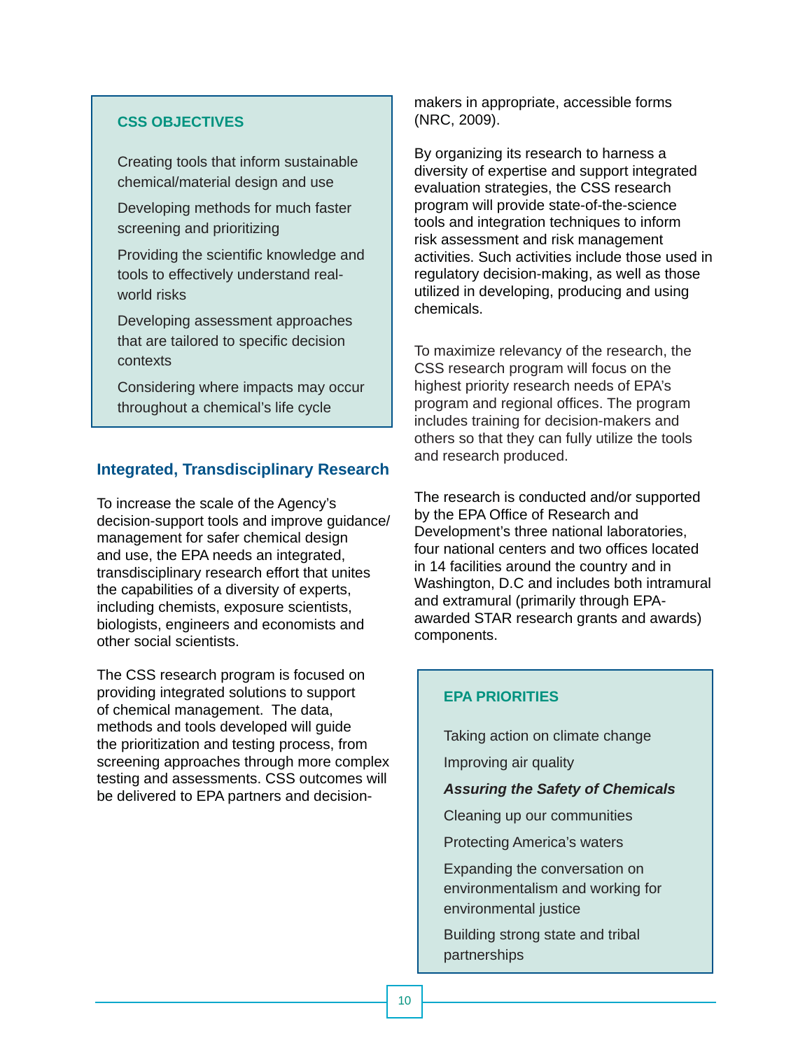### CSS OBJECTIVES

- Creating tools that inform sustainable chemical/material design and use
- Developing methods for much faster screening and prioritizing
- Providing the scientific knowledge and tools to effectively understand real-world risks
- Developing assessment approaches that are tailored to specific decision contexts
- Considering where impacts may occur throughout a chemical's life cycle

## Integrated, Transdisciplinary Research

To increase the scale of the Agency's decision-support tools and improve guidance/management for safer chemical design and use, the EPA needs an integrated, transdisciplinary research effort that unites the capabilities of a diversity of experts, including chemists, exposure scientists, biologists, engineers and economists and other social scientists.

The CSS research program is focused on providing integrated solutions to support of chemical management. The data, methods and tools developed will guide the prioritization and testing process, from screening approaches through more complex testing and assessments. CSS outcomes will be delivered to EPA partners and decision-makers in appropriate, accessible forms (NRC, 2009).

By organizing its research to harness a diversity of expertise and support integrated evaluation strategies, the CSS research program will provide state-of-the-science tools and integration techniques to inform risk assessment and risk management activities. Such activities include those used in regulatory decision-making, as well as those utilized in developing, producing and using chemicals.

To maximize relevancy of the research, the CSS research program will focus on the highest priority research needs of EPA's program and regional offices. The program includes training for decision-makers and others so that they can fully utilize the tools and research produced.

The research is conducted and/or supported by the EPA Office of Research and Development's three national laboratories, four national centers and two offices located in 14 facilities around the country and in Washington, D.C and includes both intramural and extramural (primarily through EPA-awarded STAR research grants and awards) components.

### EPA PRIORITIES

- Taking action on climate change
- Improving air quality
- ***Assuring the Safety of Chemicals***
- Cleaning up our communities
- Protecting America's waters
- Expanding the conversation on environmentalism and working for environmental justice
- Building strong state and tribal partnerships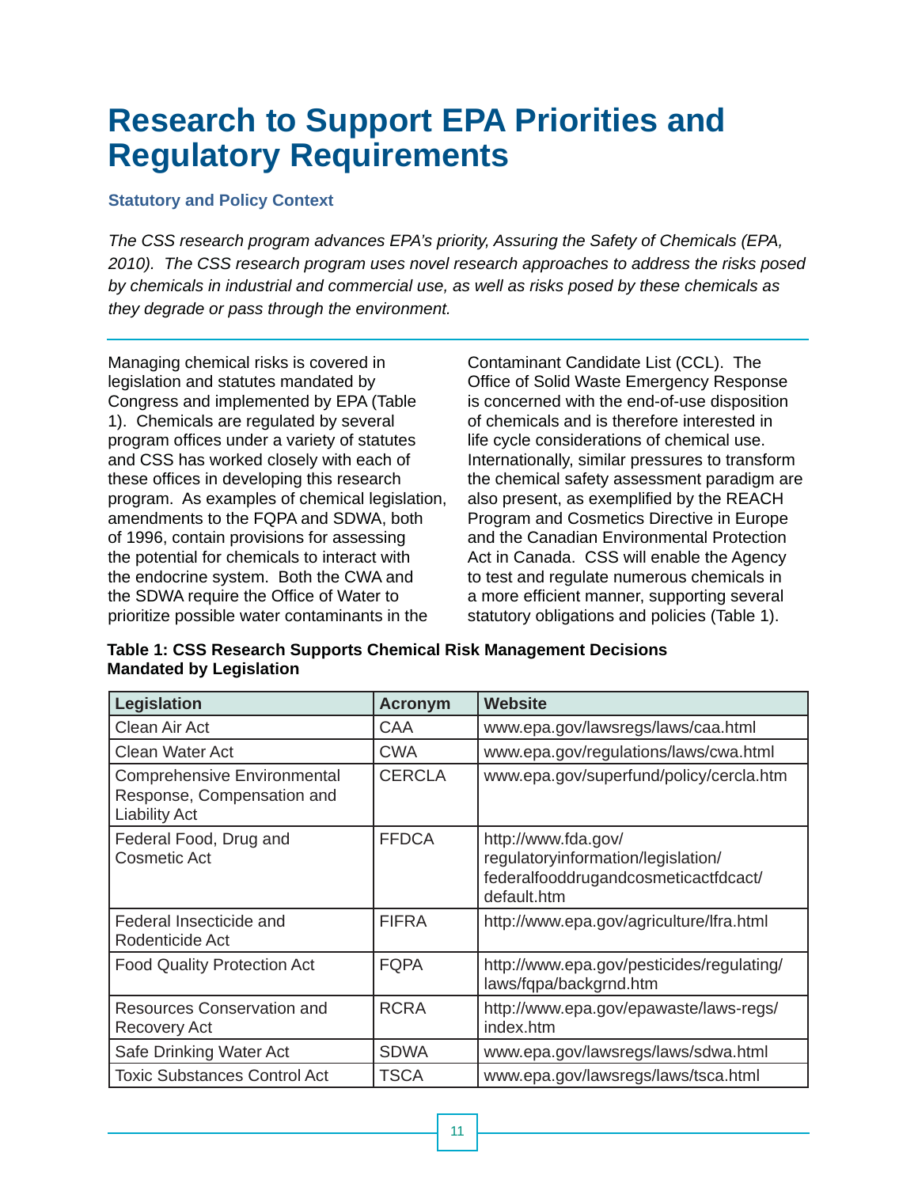# Research to Support EPA Priorities and Regulatory Requirements

### Statutory and Policy Context

*The CSS research program advances EPA's priority, Assuring the Safety of Chemicals (EPA, 2010). The CSS research program uses novel research approaches to address the risks posed by chemicals in industrial and commercial use, as well as risks posed by these chemicals as they degrade or pass through the environment.*

Managing chemical risks is covered in legislation and statutes mandated by Congress and implemented by EPA (Table 1). Chemicals are regulated by several program offices under a variety of statutes and CSS has worked closely with each of these offices in developing this research program. As examples of chemical legislation, amendments to the FQPA and SDWA, both of 1996, contain provisions for assessing the potential for chemicals to interact with the endocrine system. Both the CWA and the SDWA require the Office of Water to prioritize possible water contaminants in the Contaminant Candidate List (CCL). The Office of Solid Waste Emergency Response is concerned with the end-of-use disposition of chemicals and is therefore interested in life cycle considerations of chemical use. Internationally, similar pressures to transform the chemical safety assessment paradigm are also present, as exemplified by the REACH Program and Cosmetics Directive in Europe and the Canadian Environmental Protection Act in Canada. CSS will enable the Agency to test and regulate numerous chemicals in a more efficient manner, supporting several statutory obligations and policies (Table 1).

**Table 1: CSS Research Supports Chemical Risk Management Decisions Mandated by Legislation**

| Legislation | Acronym | Website |
|---|---|---|
| Clean Air Act | CAA | www.epa.gov/lawsregs/laws/caa.html |
| Clean Water Act | CWA | www.epa.gov/regulations/laws/cwa.html |
| Comprehensive Environmental Response, Compensation and Liability Act | CERCLA | www.epa.gov/superfund/policy/cercla.htm |
| Federal Food, Drug and Cosmetic Act | FFDCA | http://www.fda.gov/regulatoryinformation/legislation/federalfooddrugandcosmeticactfdcact/default.htm |
| Federal Insecticide and Rodenticide Act | FIFRA | http://www.epa.gov/agriculture/lfra.html |
| Food Quality Protection Act | FQPA | http://www.epa.gov/pesticides/regulating/laws/fqpa/backgrnd.htm |
| Resources Conservation and Recovery Act | RCRA | http://www.epa.gov/epawaste/laws-regs/index.htm |
| Safe Drinking Water Act | SDWA | www.epa.gov/lawsregs/laws/sdwa.html |
| Toxic Substances Control Act | TSCA | www.epa.gov/lawsregs/laws/tsca.html |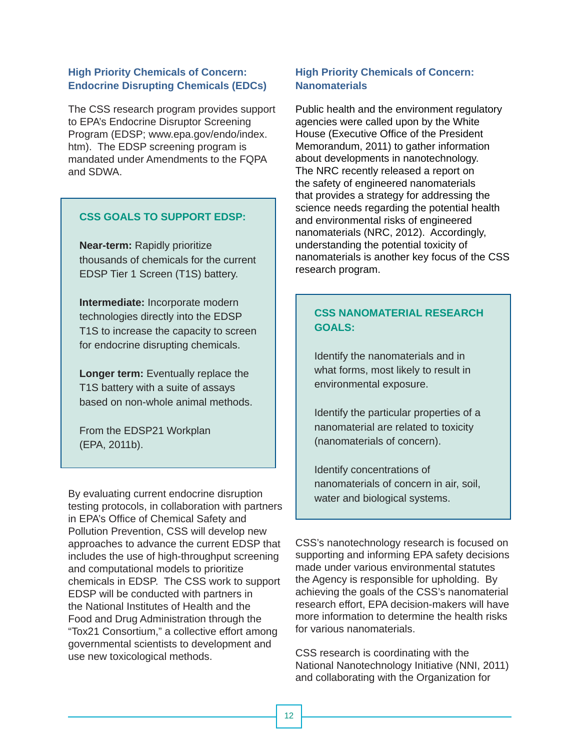### High Priority Chemicals of Concern: Endocrine Disrupting Chemicals (EDCs)

The CSS research program provides support to EPA's Endocrine Disruptor Screening Program (EDSP; www.epa.gov/endo/index.htm). The EDSP screening program is mandated under Amendments to the FQPA and SDWA.

> **CSS GOALS TO SUPPORT EDSP:**
>
> **Near-term:** Rapidly prioritize thousands of chemicals for the current EDSP Tier 1 Screen (T1S) battery.
>
> **Intermediate:** Incorporate modern technologies directly into the EDSP T1S to increase the capacity to screen for endocrine disrupting chemicals.
>
> **Longer term:** Eventually replace the T1S battery with a suite of assays based on non-whole animal methods.
>
> From the EDSP21 Workplan (EPA, 2011b).

By evaluating current endocrine disruption testing protocols, in collaboration with partners in EPA's Office of Chemical Safety and Pollution Prevention, CSS will develop new approaches to advance the current EDSP that includes the use of high-throughput screening and computational models to prioritize chemicals in EDSP. The CSS work to support EDSP will be conducted with partners in the National Institutes of Health and the Food and Drug Administration through the "Tox21 Consortium," a collective effort among governmental scientists to development and use new toxicological methods.

### High Priority Chemicals of Concern: Nanomaterials

Public health and the environment regulatory agencies were called upon by the White House (Executive Office of the President Memorandum, 2011) to gather information about developments in nanotechnology. The NRC recently released a report on the safety of engineered nanomaterials that provides a strategy for addressing the science needs regarding the potential health and environmental risks of engineered nanomaterials (NRC, 2012). Accordingly, understanding the potential toxicity of nanomaterials is another key focus of the CSS research program.

> **CSS NANOMATERIAL RESEARCH GOALS:**
>
> Identify the nanomaterials and in what forms, most likely to result in environmental exposure.
>
> Identify the particular properties of a nanomaterial are related to toxicity (nanomaterials of concern).
>
> Identify concentrations of nanomaterials of concern in air, soil, water and biological systems.

CSS's nanotechnology research is focused on supporting and informing EPA safety decisions made under various environmental statutes the Agency is responsible for upholding. By achieving the goals of the CSS's nanomaterial research effort, EPA decision-makers will have more information to determine the health risks for various nanomaterials.

CSS research is coordinating with the National Nanotechnology Initiative (NNI, 2011) and collaborating with the Organization for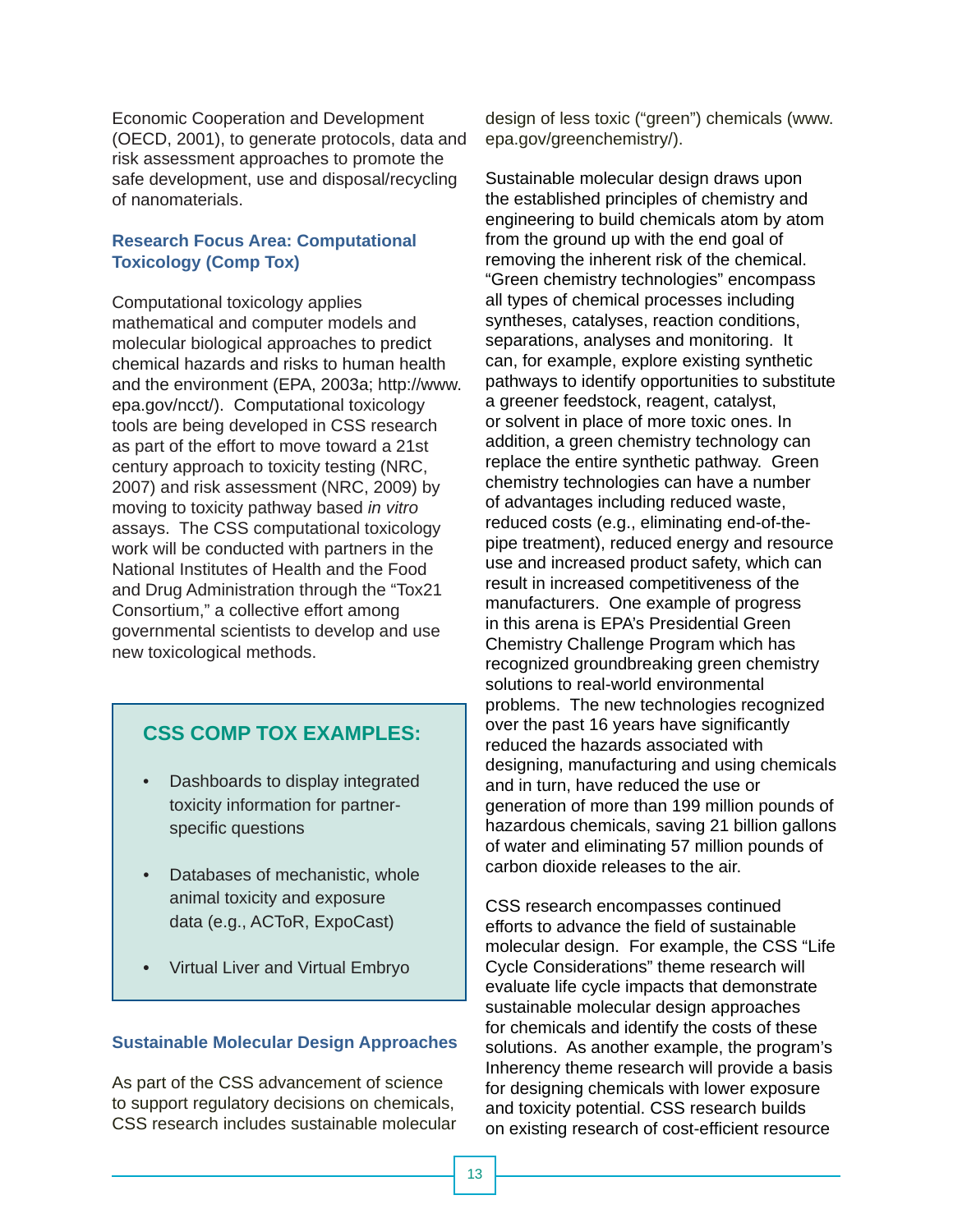Economic Cooperation and Development (OECD, 2001), to generate protocols, data and risk assessment approaches to promote the safe development, use and disposal/recycling of nanomaterials.

### Research Focus Area: Computational Toxicology (Comp Tox)

Computational toxicology applies mathematical and computer models and molecular biological approaches to predict chemical hazards and risks to human health and the environment (EPA, 2003a; http://www.epa.gov/ncct/). Computational toxicology tools are being developed in CSS research as part of the effort to move toward a 21st century approach to toxicity testing (NRC, 2007) and risk assessment (NRC, 2009) by moving to toxicity pathway based *in vitro* assays. The CSS computational toxicology work will be conducted with partners in the National Institutes of Health and the Food and Drug Administration through the "Tox21 Consortium," a collective effort among governmental scientists to develop and use new toxicological methods.

> **CSS COMP TOX EXAMPLES:**
>
> - Dashboards to display integrated toxicity information for partner-specific questions
> - Databases of mechanistic, whole animal toxicity and exposure data (e.g., ACToR, ExpoCast)
> - Virtual Liver and Virtual Embryo

### Sustainable Molecular Design Approaches

As part of the CSS advancement of science to support regulatory decisions on chemicals, CSS research includes sustainable molecular design of less toxic ("green") chemicals (www.epa.gov/greenchemistry/).

Sustainable molecular design draws upon the established principles of chemistry and engineering to build chemicals atom by atom from the ground up with the end goal of removing the inherent risk of the chemical. "Green chemistry technologies" encompass all types of chemical processes including syntheses, catalyses, reaction conditions, separations, analyses and monitoring. It can, for example, explore existing synthetic pathways to identify opportunities to substitute a greener feedstock, reagent, catalyst, or solvent in place of more toxic ones. In addition, a green chemistry technology can replace the entire synthetic pathway. Green chemistry technologies can have a number of advantages including reduced waste, reduced costs (e.g., eliminating end-of-the-pipe treatment), reduced energy and resource use and increased product safety, which can result in increased competitiveness of the manufacturers. One example of progress in this arena is EPA's Presidential Green Chemistry Challenge Program which has recognized groundbreaking green chemistry solutions to real-world environmental problems. The new technologies recognized over the past 16 years have significantly reduced the hazards associated with designing, manufacturing and using chemicals and in turn, have reduced the use or generation of more than 199 million pounds of hazardous chemicals, saving 21 billion gallons of water and eliminating 57 million pounds of carbon dioxide releases to the air.

CSS research encompasses continued efforts to advance the field of sustainable molecular design. For example, the CSS "Life Cycle Considerations" theme research will evaluate life cycle impacts that demonstrate sustainable molecular design approaches for chemicals and identify the costs of these solutions. As another example, the program's Inherency theme research will provide a basis for designing chemicals with lower exposure and toxicity potential. CSS research builds on existing research of cost-efficient resource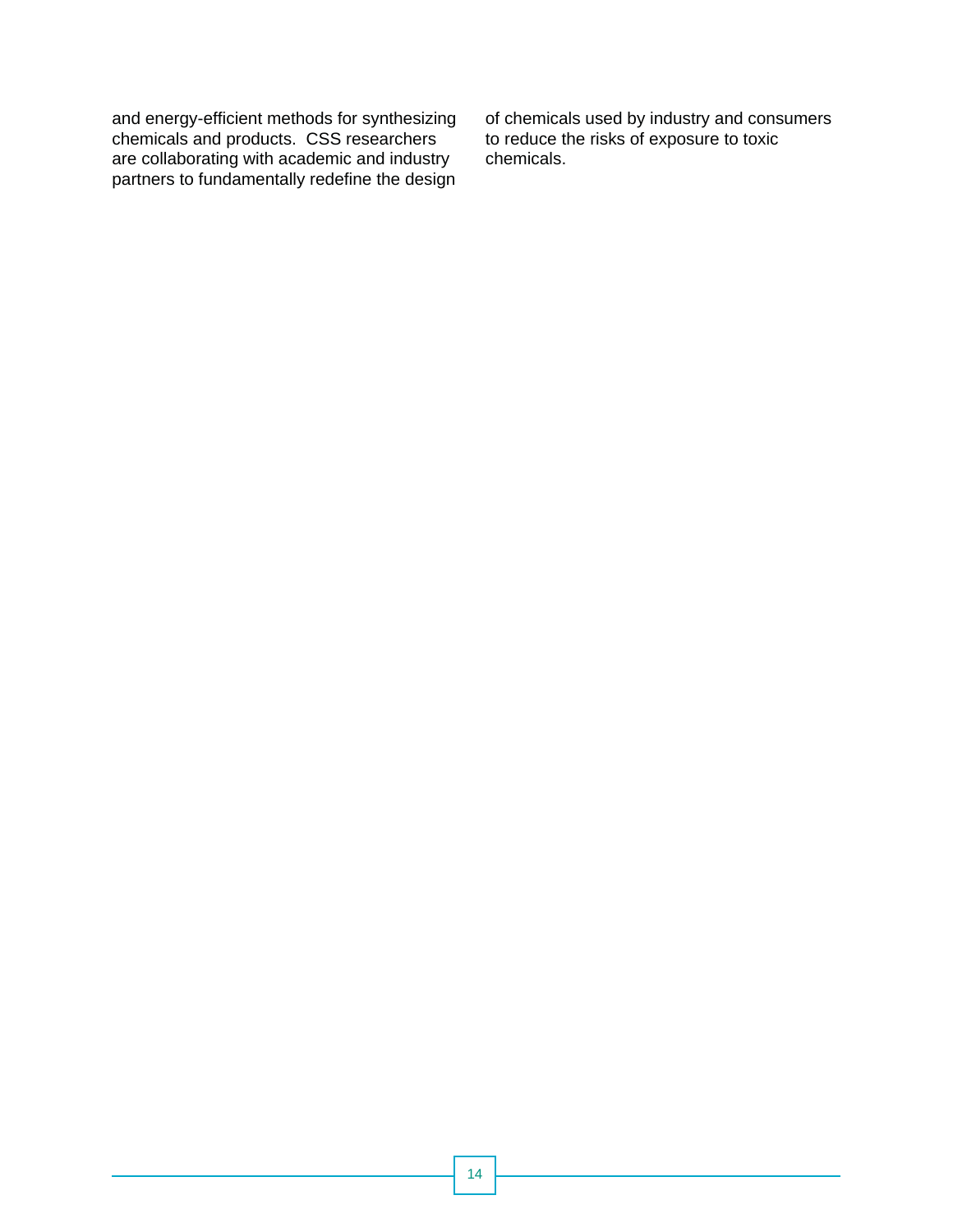and energy-efficient methods for synthesizing chemicals and products. CSS researchers are collaborating with academic and industry partners to fundamentally redefine the design of chemicals used by industry and consumers to reduce the risks of exposure to toxic chemicals.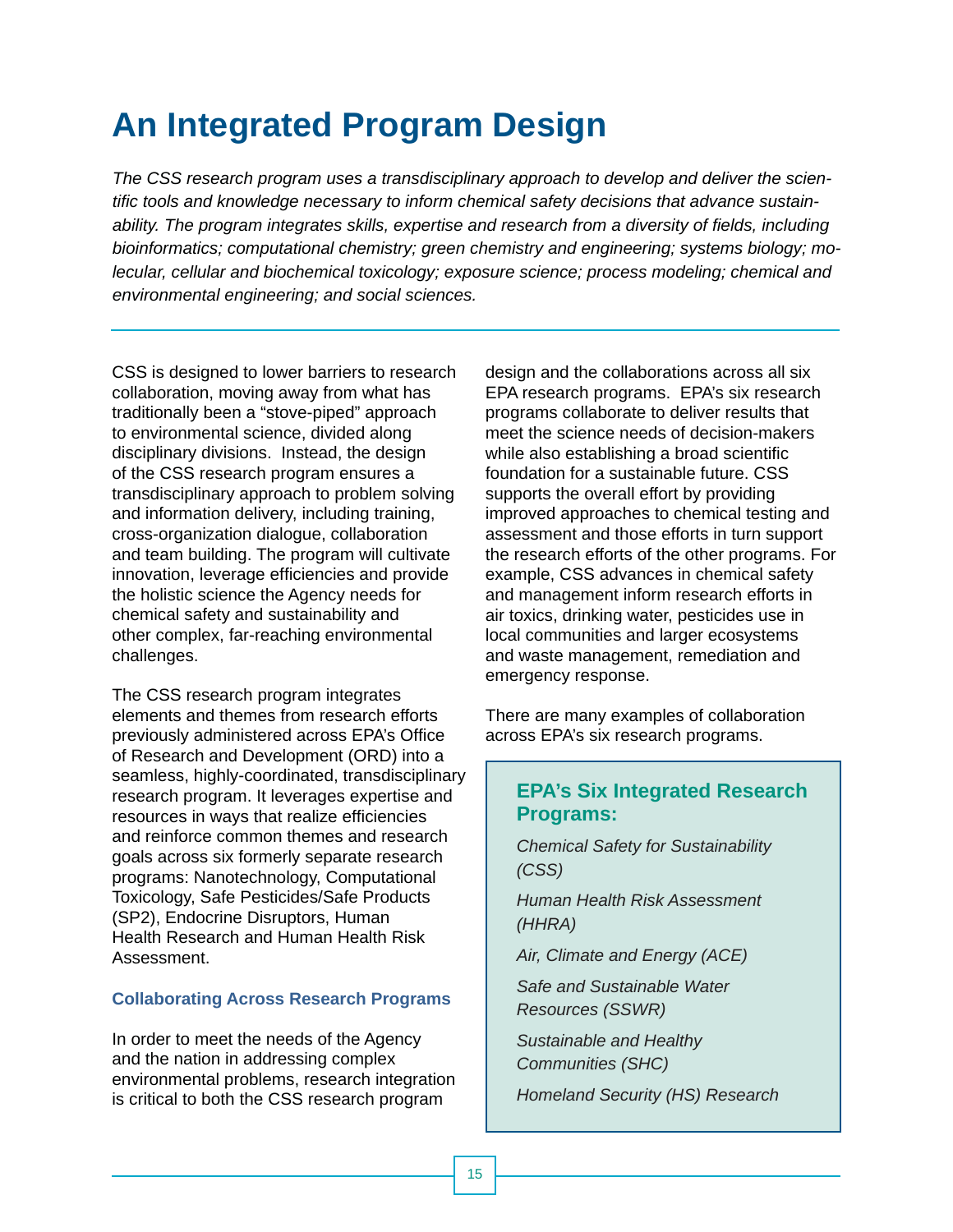# An Integrated Program Design

*The CSS research program uses a transdisciplinary approach to develop and deliver the scientific tools and knowledge necessary to inform chemical safety decisions that advance sustainability. The program integrates skills, expertise and research from a diversity of fields, including bioinformatics; computational chemistry; green chemistry and engineering; systems biology; molecular, cellular and biochemical toxicology; exposure science; process modeling; chemical and environmental engineering; and social sciences.*

CSS is designed to lower barriers to research collaboration, moving away from what has traditionally been a "stove-piped" approach to environmental science, divided along disciplinary divisions. Instead, the design of the CSS research program ensures a transdisciplinary approach to problem solving and information delivery, including training, cross-organization dialogue, collaboration and team building. The program will cultivate innovation, leverage efficiencies and provide the holistic science the Agency needs for chemical safety and sustainability and other complex, far-reaching environmental challenges.

The CSS research program integrates elements and themes from research efforts previously administered across EPA's Office of Research and Development (ORD) into a seamless, highly-coordinated, transdisciplinary research program. It leverages expertise and resources in ways that realize efficiencies and reinforce common themes and research goals across six formerly separate research programs: Nanotechnology, Computational Toxicology, Safe Pesticides/Safe Products (SP2), Endocrine Disruptors, Human Health Research and Human Health Risk Assessment.

### Collaborating Across Research Programs

In order to meet the needs of the Agency and the nation in addressing complex environmental problems, research integration is critical to both the CSS research program design and the collaborations across all six EPA research programs. EPA's six research programs collaborate to deliver results that meet the science needs of decision-makers while also establishing a broad scientific foundation for a sustainable future. CSS supports the overall effort by providing improved approaches to chemical testing and assessment and those efforts in turn support the research efforts of the other programs. For example, CSS advances in chemical safety and management inform research efforts in air toxics, drinking water, pesticides use in local communities and larger ecosystems and waste management, remediation and emergency response.

There are many examples of collaboration across EPA's six research programs.

**EPA's Six Integrated Research Programs:**

*Chemical Safety for Sustainability (CSS)*

*Human Health Risk Assessment (HHRA)*

*Air, Climate and Energy (ACE)*

*Safe and Sustainable Water Resources (SSWR)*

*Sustainable and Healthy Communities (SHC)*

*Homeland Security (HS) Research*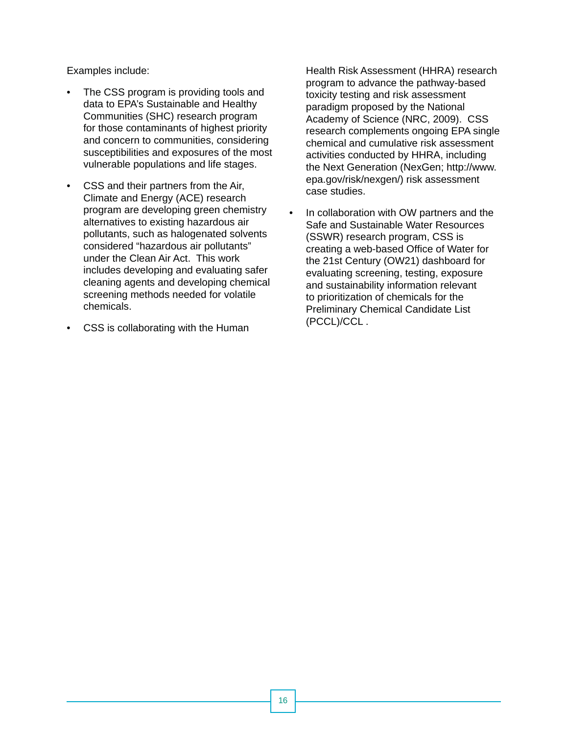Examples include:

- The CSS program is providing tools and data to EPA's Sustainable and Healthy Communities (SHC) research program for those contaminants of highest priority and concern to communities, considering susceptibilities and exposures of the most vulnerable populations and life stages.
- CSS and their partners from the Air, Climate and Energy (ACE) research program are developing green chemistry alternatives to existing hazardous air pollutants, such as halogenated solvents considered "hazardous air pollutants" under the Clean Air Act. This work includes developing and evaluating safer cleaning agents and developing chemical screening methods needed for volatile chemicals.
- CSS is collaborating with the Human Health Risk Assessment (HHRA) research program to advance the pathway-based toxicity testing and risk assessment paradigm proposed by the National Academy of Science (NRC, 2009). CSS research complements ongoing EPA single chemical and cumulative risk assessment activities conducted by HHRA, including the Next Generation (NexGen; http://www.epa.gov/risk/nexgen/) risk assessment case studies.
- In collaboration with OW partners and the Safe and Sustainable Water Resources (SSWR) research program, CSS is creating a web-based Office of Water for the 21st Century (OW21) dashboard for evaluating screening, testing, exposure and sustainability information relevant to prioritization of chemicals for the Preliminary Chemical Candidate List (PCCL)/CCL .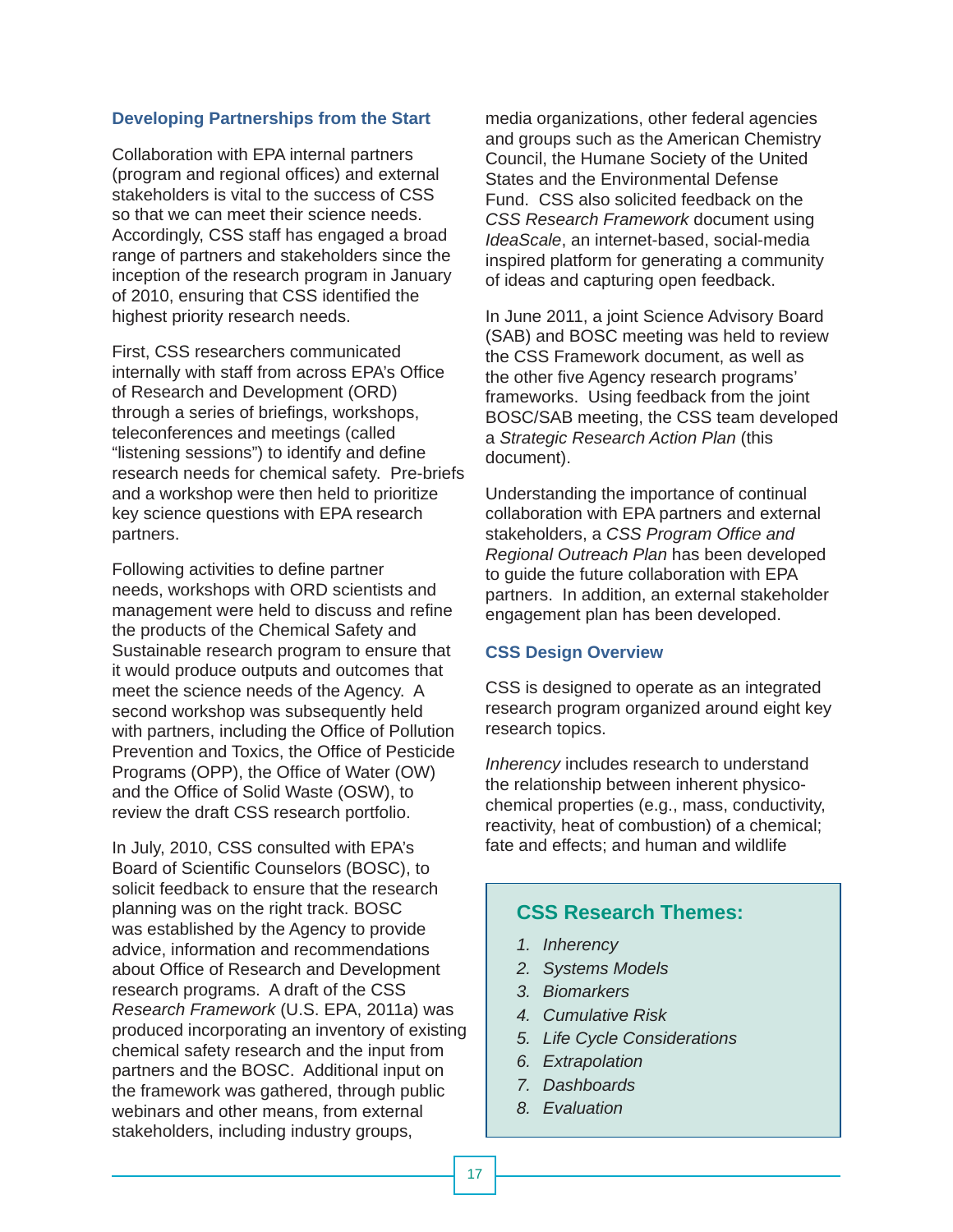### Developing Partnerships from the Start

Collaboration with EPA internal partners (program and regional offices) and external stakeholders is vital to the success of CSS so that we can meet their science needs. Accordingly, CSS staff has engaged a broad range of partners and stakeholders since the inception of the research program in January of 2010, ensuring that CSS identified the highest priority research needs.

First, CSS researchers communicated internally with staff from across EPA's Office of Research and Development (ORD) through a series of briefings, workshops, teleconferences and meetings (called "listening sessions") to identify and define research needs for chemical safety. Pre-briefs and a workshop were then held to prioritize key science questions with EPA research partners.

Following activities to define partner needs, workshops with ORD scientists and management were held to discuss and refine the products of the Chemical Safety and Sustainable research program to ensure that it would produce outputs and outcomes that meet the science needs of the Agency. A second workshop was subsequently held with partners, including the Office of Pollution Prevention and Toxics, the Office of Pesticide Programs (OPP), the Office of Water (OW) and the Office of Solid Waste (OSW), to review the draft CSS research portfolio.

In July, 2010, CSS consulted with EPA's Board of Scientific Counselors (BOSC), to solicit feedback to ensure that the research planning was on the right track. BOSC was established by the Agency to provide advice, information and recommendations about Office of Research and Development research programs. A draft of the CSS *Research Framework* (U.S. EPA, 2011a) was produced incorporating an inventory of existing chemical safety research and the input from partners and the BOSC. Additional input on the framework was gathered, through public webinars and other means, from external stakeholders, including industry groups, media organizations, other federal agencies and groups such as the American Chemistry Council, the Humane Society of the United States and the Environmental Defense Fund. CSS also solicited feedback on the *CSS Research Framework* document using *IdeaScale*, an internet-based, social-media inspired platform for generating a community of ideas and capturing open feedback.

In June 2011, a joint Science Advisory Board (SAB) and BOSC meeting was held to review the CSS Framework document, as well as the other five Agency research programs' frameworks. Using feedback from the joint BOSC/SAB meeting, the CSS team developed a *Strategic Research Action Plan* (this document).

Understanding the importance of continual collaboration with EPA partners and external stakeholders, a *CSS Program Office and Regional Outreach Plan* has been developed to guide the future collaboration with EPA partners. In addition, an external stakeholder engagement plan has been developed.

### CSS Design Overview

CSS is designed to operate as an integrated research program organized around eight key research topics.

*Inherency* includes research to understand the relationship between inherent physico-chemical properties (e.g., mass, conductivity, reactivity, heat of combustion) of a chemical; fate and effects; and human and wildlife

**CSS Research Themes:**

1. *Inherency*
2. *Systems Models*
3. *Biomarkers*
4. *Cumulative Risk*
5. *Life Cycle Considerations*
6. *Extrapolation*
7. *Dashboards*
8. *Evaluation*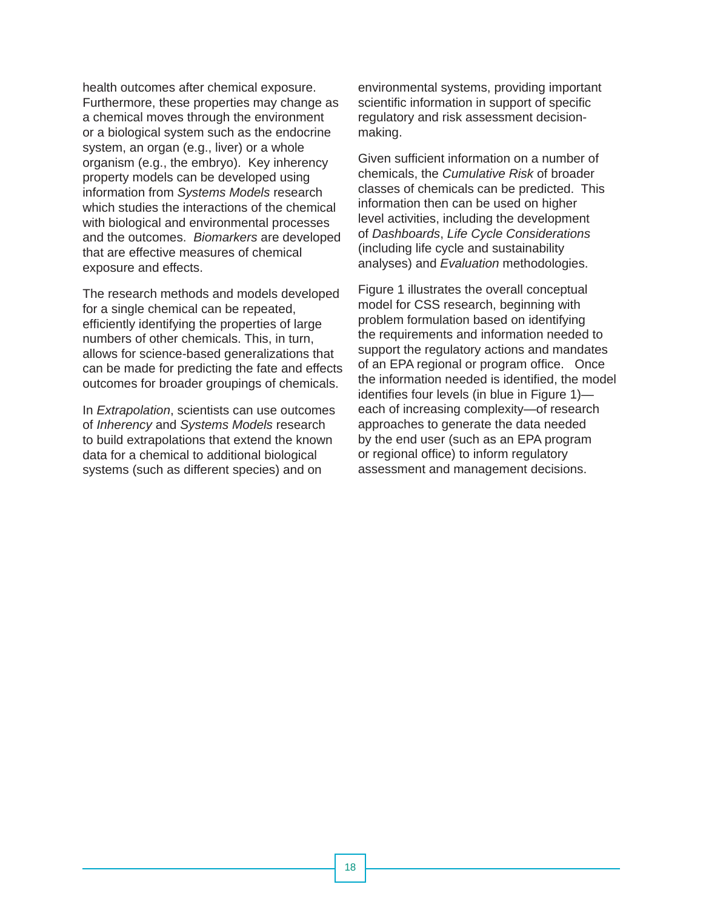health outcomes after chemical exposure. Furthermore, these properties may change as a chemical moves through the environment or a biological system such as the endocrine system, an organ (e.g., liver) or a whole organism (e.g., the embryo). Key inherency property models can be developed using information from *Systems Models* research which studies the interactions of the chemical with biological and environmental processes and the outcomes. *Biomarkers* are developed that are effective measures of chemical exposure and effects.

The research methods and models developed for a single chemical can be repeated, efficiently identifying the properties of large numbers of other chemicals. This, in turn, allows for science-based generalizations that can be made for predicting the fate and effects outcomes for broader groupings of chemicals.

In *Extrapolation*, scientists can use outcomes of *Inherency* and *Systems Models* research to build extrapolations that extend the known data for a chemical to additional biological systems (such as different species) and on environmental systems, providing important scientific information in support of specific regulatory and risk assessment decision-making.

Given sufficient information on a number of chemicals, the *Cumulative Risk* of broader classes of chemicals can be predicted. This information then can be used on higher level activities, including the development of *Dashboards*, *Life Cycle Considerations* (including life cycle and sustainability analyses) and *Evaluation* methodologies.

Figure 1 illustrates the overall conceptual model for CSS research, beginning with problem formulation based on identifying the requirements and information needed to support the regulatory actions and mandates of an EPA regional or program office. Once the information needed is identified, the model identifies four levels (in blue in Figure 1)—each of increasing complexity—of research approaches to generate the data needed by the end user (such as an EPA program or regional office) to inform regulatory assessment and management decisions.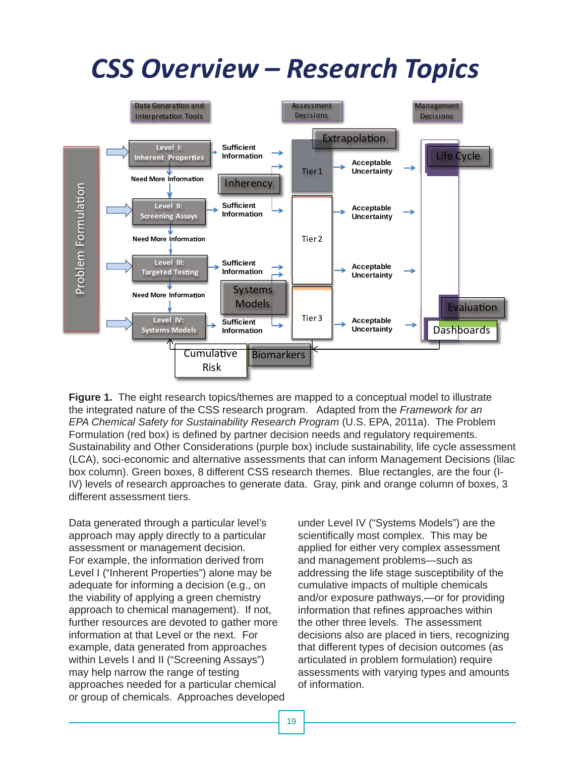# CSS Overview – Research Topics

**Figure 1.** The eight research topics/themes are mapped to a conceptual model to illustrate the integrated nature of the CSS research program. Adapted from the *Framework for an EPA Chemical Safety for Sustainability Research Program* (U.S. EPA, 2011a). The Problem Formulation (red box) is defined by partner decision needs and regulatory requirements. Sustainability and Other Considerations (purple box) include sustainability, life cycle assessment (LCA), soci-economic and alternative assessments that can inform Management Decisions (lilac box column). Green boxes, 8 different CSS research themes. Blue rectangles, are the four (I-IV) levels of research approaches to generate data. Gray, pink and orange column of boxes, 3 different assessment tiers.

Data generated through a particular level's approach may apply directly to a particular assessment or management decision. For example, the information derived from Level I ("Inherent Properties") alone may be adequate for informing a decision (e.g., on the viability of applying a green chemistry approach to chemical management). If not, further resources are devoted to gather more information at that Level or the next. For example, data generated from approaches within Levels I and II ("Screening Assays") may help narrow the range of testing approaches needed for a particular chemical or group of chemicals. Approaches developed under Level IV ("Systems Models") are the scientifically most complex. This may be applied for either very complex assessment and management problems—such as addressing the life stage susceptibility of the cumulative impacts of multiple chemicals and/or exposure pathways,—or for providing information that refines approaches within the other three levels. The assessment decisions also are placed in tiers, recognizing that different types of decision outcomes (as articulated in problem formulation) require assessments with varying types and amounts of information.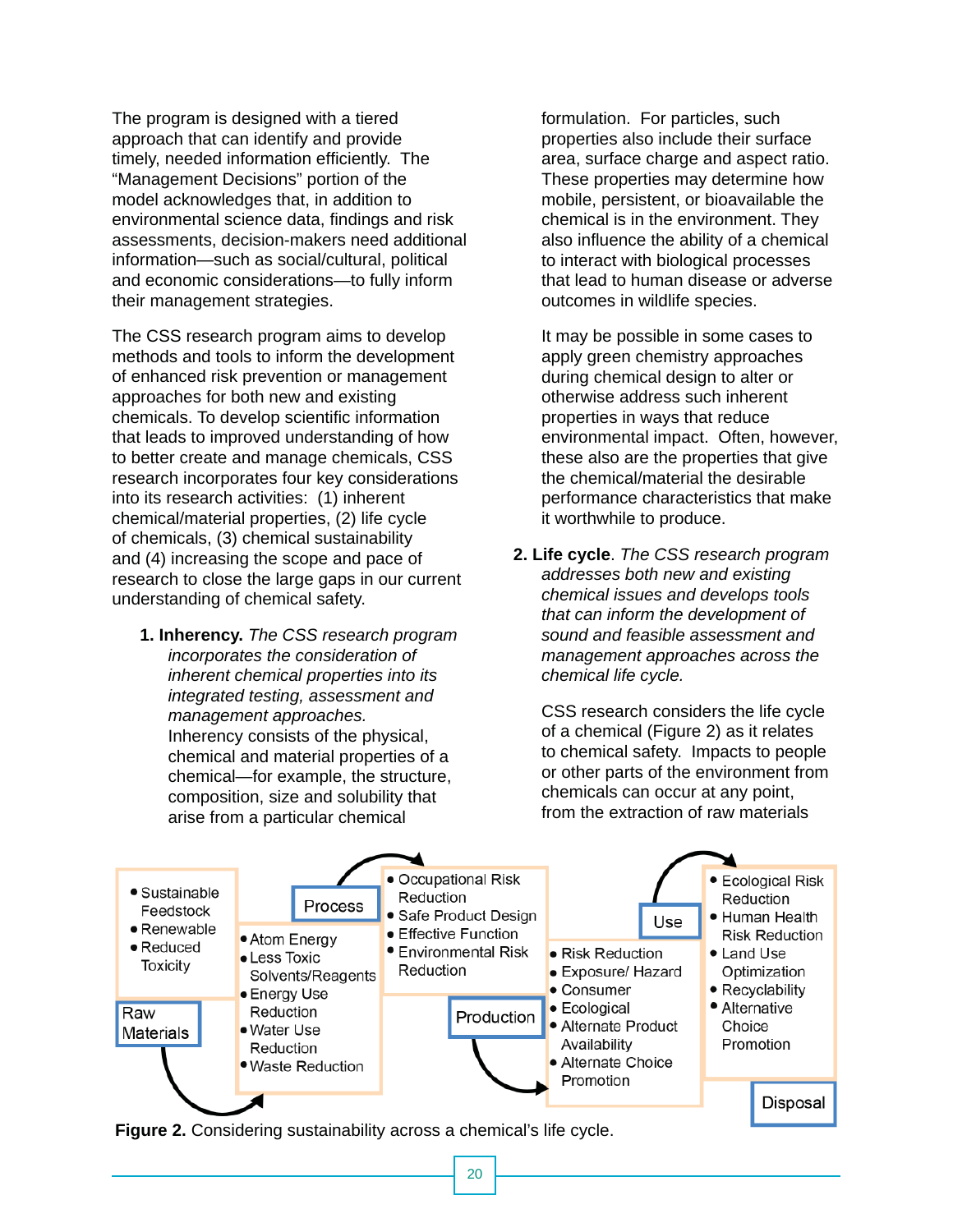The program is designed with a tiered approach that can identify and provide timely, needed information efficiently. The "Management Decisions" portion of the model acknowledges that, in addition to environmental science data, findings and risk assessments, decision-makers need additional information—such as social/cultural, political and economic considerations—to fully inform their management strategies.

The CSS research program aims to develop methods and tools to inform the development of enhanced risk prevention or management approaches for both new and existing chemicals. To develop scientific information that leads to improved understanding of how to better create and manage chemicals, CSS research incorporates four key considerations into its research activities: (1) inherent chemical/material properties, (2) life cycle of chemicals, (3) chemical sustainability and (4) increasing the scope and pace of research to close the large gaps in our current understanding of chemical safety.

1. **Inherency.** *The CSS research program incorporates the consideration of inherent chemical properties into its integrated testing, assessment and management approaches.*
   Inherency consists of the physical, chemical and material properties of a chemical—for example, the structure, composition, size and solubility that arise from a particular chemical formulation. For particles, such properties also include their surface area, surface charge and aspect ratio. These properties may determine how mobile, persistent, or bioavailable the chemical is in the environment. They also influence the ability of a chemical to interact with biological processes that lead to human disease or adverse outcomes in wildlife species.

   It may be possible in some cases to apply green chemistry approaches during chemical design to alter or otherwise address such inherent properties in ways that reduce environmental impact. Often, however, these also are the properties that give the chemical/material the desirable performance characteristics that make it worthwhile to produce.

2. **Life cycle**. *The CSS research program addresses both new and existing chemical issues and develops tools that can inform the development of sound and feasible assessment and management approaches across the chemical life cycle.*

   CSS research considers the life cycle of a chemical (Figure 2) as it relates to chemical safety. Impacts to people or other parts of the environment from chemicals can occur at any point, from the extraction of raw materials

**Raw Materials**
- Sustainable Feedstock
- Renewable
- Reduced Toxicity

**Process**
- Atom Energy
- Less Toxic Solvents/Reagents
- Energy Use Reduction
- Water Use Reduction
- Waste Reduction

**Production**
- Occupational Risk Reduction
- Safe Product Design
- Effective Function
- Environmental Risk Reduction

**Use**
- Risk Reduction
- Exposure/ Hazard
- Consumer
- Ecological
- Alternate Product Availability
- Alternate Choice Promotion

**Disposal**
- Ecological Risk Reduction
- Human Health Risk Reduction
- Land Use Optimization
- Recyclability
- Alternative Choice Promotion

**Figure 2.** Considering sustainability across a chemical's life cycle.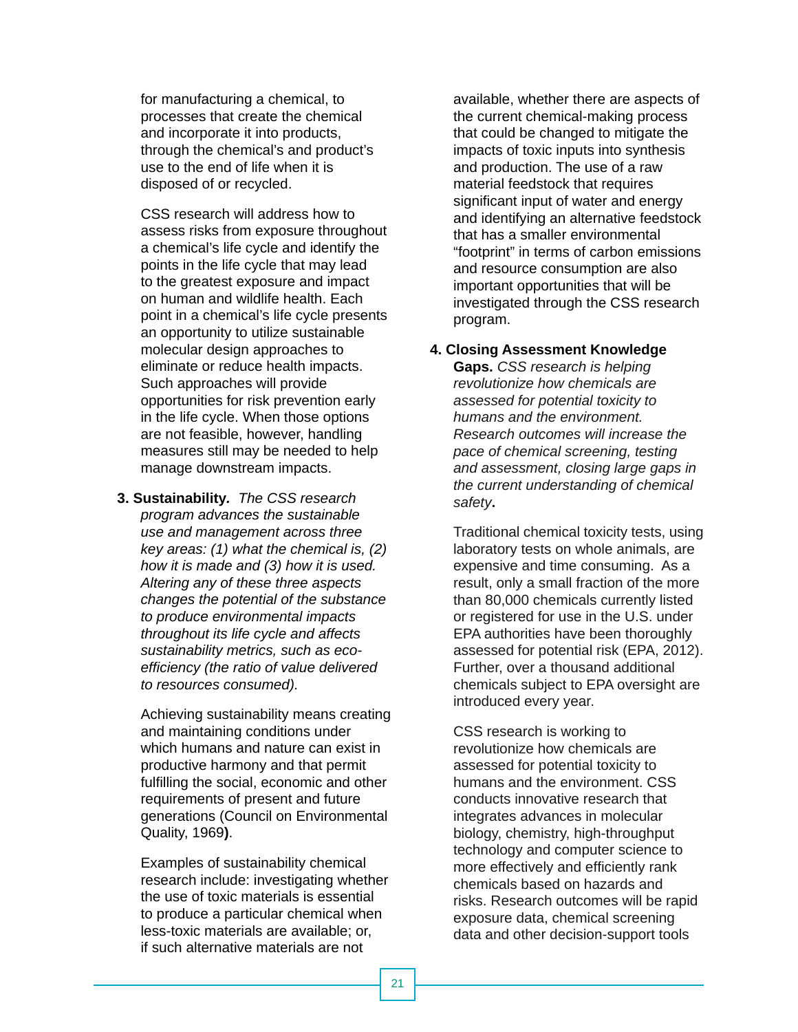for manufacturing a chemical, to processes that create the chemical and incorporate it into products, through the chemical's and product's use to the end of life when it is disposed of or recycled.

CSS research will address how to assess risks from exposure throughout a chemical's life cycle and identify the points in the life cycle that may lead to the greatest exposure and impact on human and wildlife health. Each point in a chemical's life cycle presents an opportunity to utilize sustainable molecular design approaches to eliminate or reduce health impacts. Such approaches will provide opportunities for risk prevention early in the life cycle. When those options are not feasible, however, handling measures still may be needed to help manage downstream impacts.

3. **Sustainability.** *The CSS research program advances the sustainable use and management across three key areas: (1) what the chemical is, (2) how it is made and (3) how it is used. Altering any of these three aspects changes the potential of the substance to produce environmental impacts throughout its life cycle and affects sustainability metrics, such as eco-efficiency (the ratio of value delivered to resources consumed).*

   Achieving sustainability means creating and maintaining conditions under which humans and nature can exist in productive harmony and that permit fulfilling the social, economic and other requirements of present and future generations (Council on Environmental Quality, 1969**)**.

   Examples of sustainability chemical research include: investigating whether the use of toxic materials is essential to produce a particular chemical when less-toxic materials are available; or, if such alternative materials are not available, whether there are aspects of the current chemical-making process that could be changed to mitigate the impacts of toxic inputs into synthesis and production. The use of a raw material feedstock that requires significant input of water and energy and identifying an alternative feedstock that has a smaller environmental "footprint" in terms of carbon emissions and resource consumption are also important opportunities that will be investigated through the CSS research program.

4. **Closing Assessment Knowledge Gaps.** *CSS research is helping revolutionize how chemicals are assessed for potential toxicity to humans and the environment. Research outcomes will increase the pace of chemical screening, testing and assessment, closing large gaps in the current understanding of chemical safety*.

   Traditional chemical toxicity tests, using laboratory tests on whole animals, are expensive and time consuming. As a result, only a small fraction of the more than 80,000 chemicals currently listed or registered for use in the U.S. under EPA authorities have been thoroughly assessed for potential risk (EPA, 2012). Further, over a thousand additional chemicals subject to EPA oversight are introduced every year.

   CSS research is working to revolutionize how chemicals are assessed for potential toxicity to humans and the environment. CSS conducts innovative research that integrates advances in molecular biology, chemistry, high-throughput technology and computer science to more effectively and efficiently rank chemicals based on hazards and risks. Research outcomes will be rapid exposure data, chemical screening data and other decision-support tools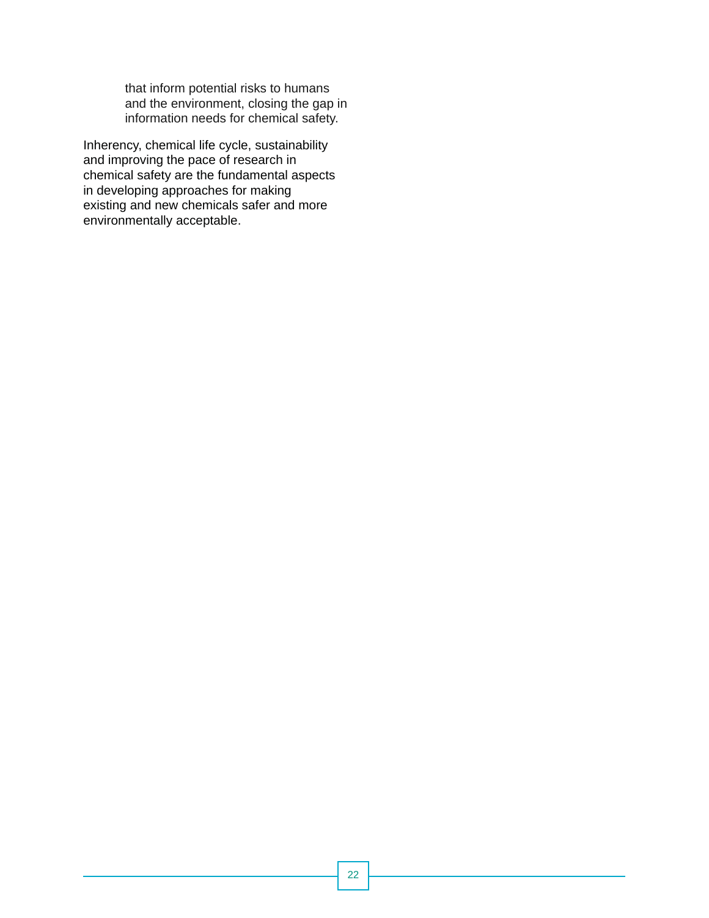that inform potential risks to humans and the environment, closing the gap in information needs for chemical safety.

Inherency, chemical life cycle, sustainability and improving the pace of research in chemical safety are the fundamental aspects in developing approaches for making existing and new chemicals safer and more environmentally acceptable.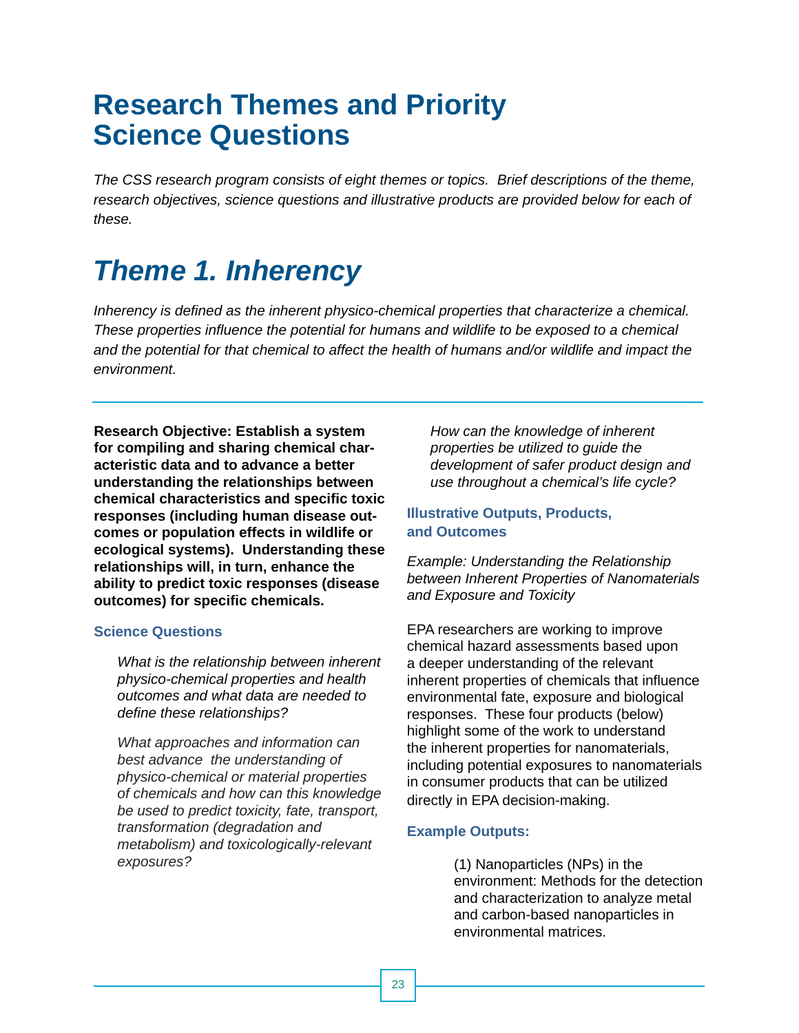# Research Themes and Priority Science Questions

*The CSS research program consists of eight themes or topics. Brief descriptions of the theme, research objectives, science questions and illustrative products are provided below for each of these.*

## *Theme 1. Inherency*

*Inherency is defined as the inherent physico-chemical properties that characterize a chemical. These properties influence the potential for humans and wildlife to be exposed to a chemical and the potential for that chemical to affect the health of humans and/or wildlife and impact the environment.*

---

**Research Objective: Establish a system for compiling and sharing chemical characteristic data and to advance a better understanding the relationships between chemical characteristics and specific toxic responses (including human disease outcomes or population effects in wildlife or ecological systems). Understanding these relationships will, in turn, enhance the ability to predict toxic responses (disease outcomes) for specific chemicals.**

### Science Questions

> *What is the relationship between inherent physico-chemical properties and health outcomes and what data are needed to define these relationships?*
>
> *What approaches and information can best advance the understanding of physico-chemical or material properties of chemicals and how can this knowledge be used to predict toxicity, fate, transport, transformation (degradation and metabolism) and toxicologically-relevant exposures?*
>
> *How can the knowledge of inherent properties be utilized to guide the development of safer product design and use throughout a chemical's life cycle?*

### Illustrative Outputs, Products, and Outcomes

*Example: Understanding the Relationship between Inherent Properties of Nanomaterials and Exposure and Toxicity*

EPA researchers are working to improve chemical hazard assessments based upon a deeper understanding of the relevant inherent properties of chemicals that influence environmental fate, exposure and biological responses. These four products (below) highlight some of the work to understand the inherent properties for nanomaterials, including potential exposures to nanomaterials in consumer products that can be utilized directly in EPA decision-making.

### Example Outputs:

(1) Nanoparticles (NPs) in the environment: Methods for the detection and characterization to analyze metal and carbon-based nanoparticles in environmental matrices.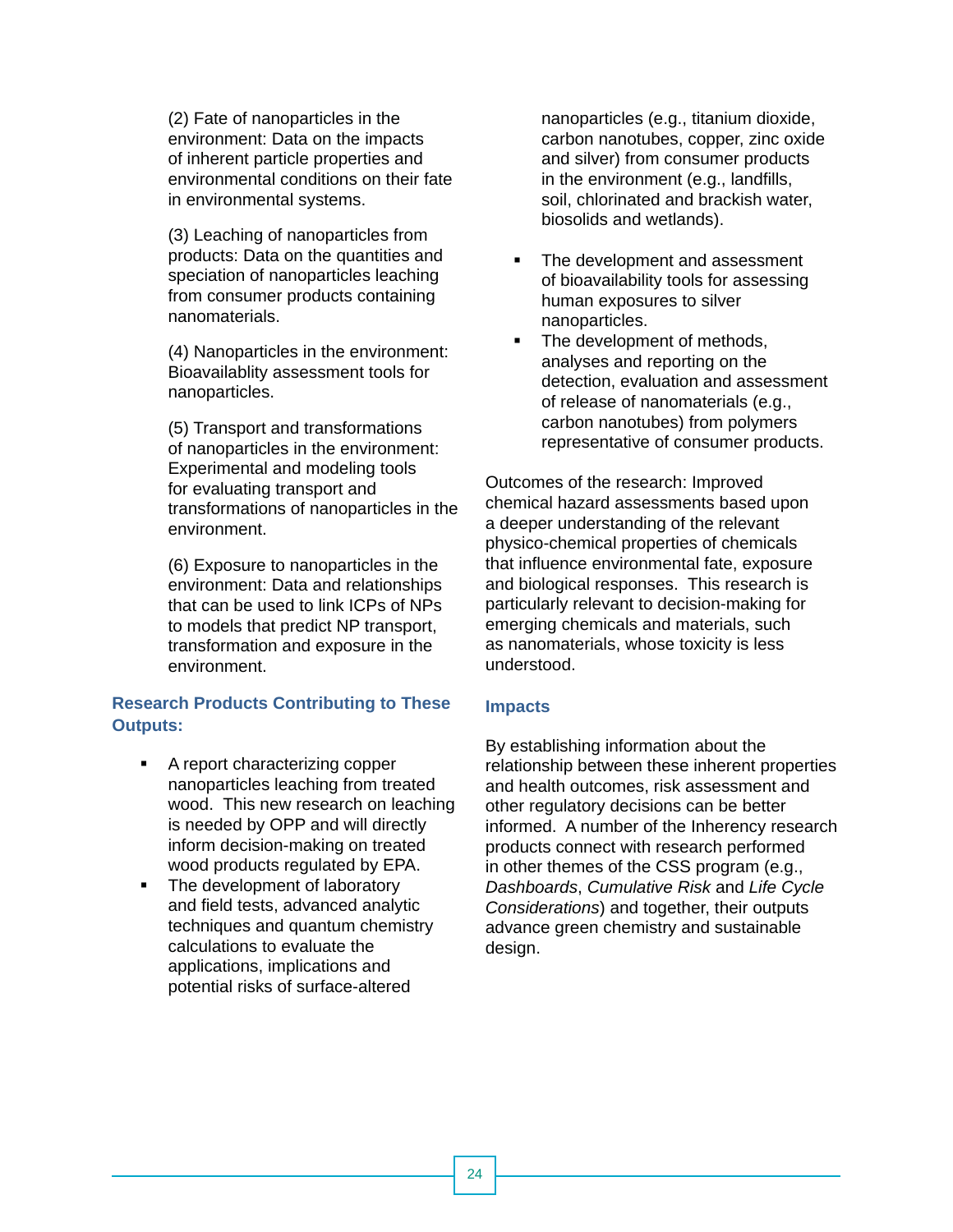(2) Fate of nanoparticles in the environment: Data on the impacts of inherent particle properties and environmental conditions on their fate in environmental systems.

(3) Leaching of nanoparticles from products: Data on the quantities and speciation of nanoparticles leaching from consumer products containing nanomaterials.

(4) Nanoparticles in the environment: Bioavailablity assessment tools for nanoparticles.

(5) Transport and transformations of nanoparticles in the environment: Experimental and modeling tools for evaluating transport and transformations of nanoparticles in the environment.

(6) Exposure to nanoparticles in the environment: Data and relationships that can be used to link ICPs of NPs to models that predict NP transport, transformation and exposure in the environment.

### Research Products Contributing to These Outputs:

- A report characterizing copper nanoparticles leaching from treated wood. This new research on leaching is needed by OPP and will directly inform decision-making on treated wood products regulated by EPA.
- The development of laboratory and field tests, advanced analytic techniques and quantum chemistry calculations to evaluate the applications, implications and potential risks of surface-altered nanoparticles (e.g., titanium dioxide, carbon nanotubes, copper, zinc oxide and silver) from consumer products in the environment (e.g., landfills, soil, chlorinated and brackish water, biosolids and wetlands).
- The development and assessment of bioavailability tools for assessing human exposures to silver nanoparticles.
- The development of methods, analyses and reporting on the detection, evaluation and assessment of release of nanomaterials (e.g., carbon nanotubes) from polymers representative of consumer products.

Outcomes of the research: Improved chemical hazard assessments based upon a deeper understanding of the relevant physico-chemical properties of chemicals that influence environmental fate, exposure and biological responses. This research is particularly relevant to decision-making for emerging chemicals and materials, such as nanomaterials, whose toxicity is less understood.

### Impacts

By establishing information about the relationship between these inherent properties and health outcomes, risk assessment and other regulatory decisions can be better informed. A number of the Inherency research products connect with research performed in other themes of the CSS program (e.g., *Dashboards*, *Cumulative Risk* and *Life Cycle Considerations*) and together, their outputs advance green chemistry and sustainable design.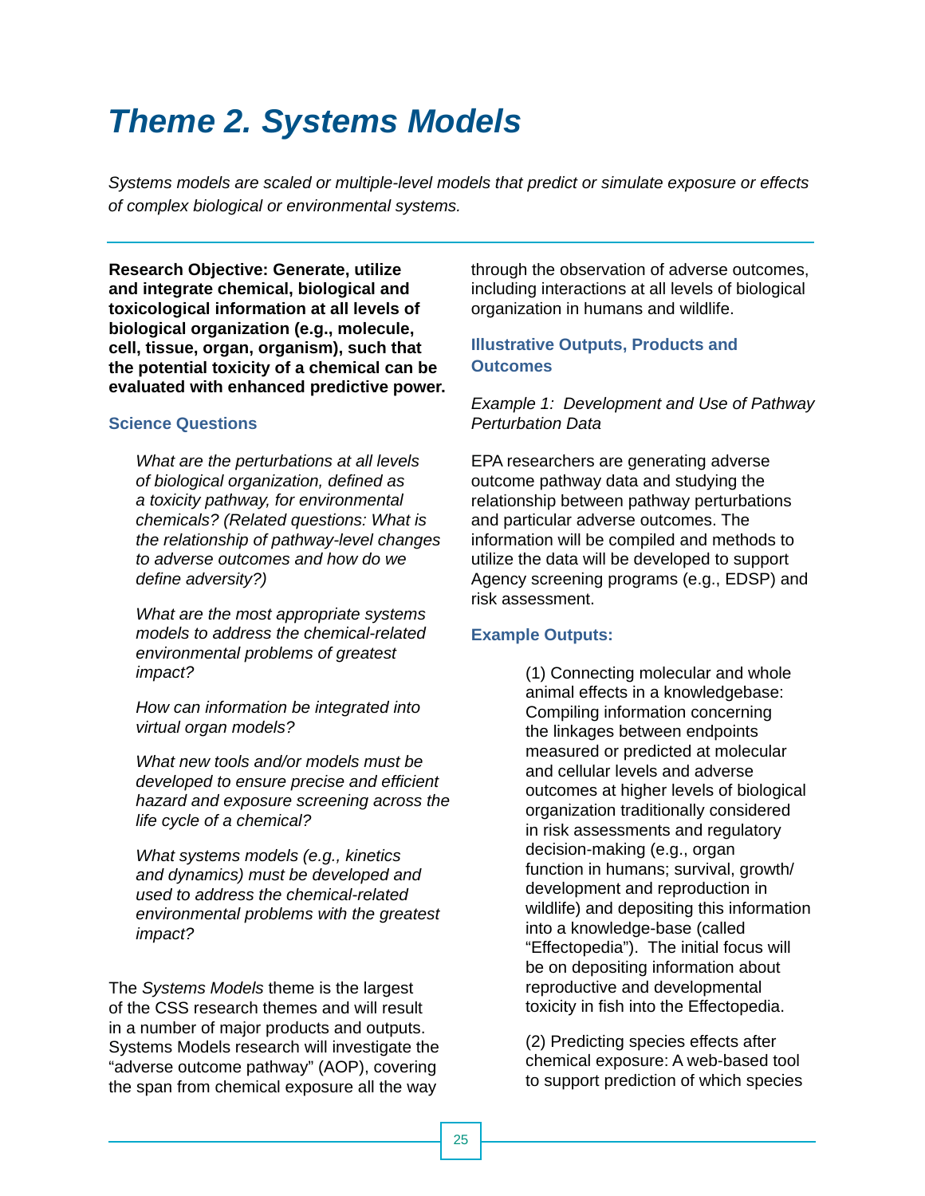# Theme 2. Systems Models

*Systems models are scaled or multiple-level models that predict or simulate exposure or effects of complex biological or environmental systems.*

**Research Objective: Generate, utilize and integrate chemical, biological and toxicological information at all levels of biological organization (e.g., molecule, cell, tissue, organ, organism), such that the potential toxicity of a chemical can be evaluated with enhanced predictive power.**

### Science Questions

*What are the perturbations at all levels of biological organization, defined as a toxicity pathway, for environmental chemicals? (Related questions: What is the relationship of pathway-level changes to adverse outcomes and how do we define adversity?)*

*What are the most appropriate systems models to address the chemical-related environmental problems of greatest impact?*

*How can information be integrated into virtual organ models?*

*What new tools and/or models must be developed to ensure precise and efficient hazard and exposure screening across the life cycle of a chemical?*

*What systems models (e.g., kinetics and dynamics) must be developed and used to address the chemical-related environmental problems with the greatest impact?*

The *Systems Models* theme is the largest of the CSS research themes and will result in a number of major products and outputs. Systems Models research will investigate the "adverse outcome pathway" (AOP), covering the span from chemical exposure all the way through the observation of adverse outcomes, including interactions at all levels of biological organization in humans and wildlife.

### Illustrative Outputs, Products and Outcomes

*Example 1: Development and Use of Pathway Perturbation Data*

EPA researchers are generating adverse outcome pathway data and studying the relationship between pathway perturbations and particular adverse outcomes. The information will be compiled and methods to utilize the data will be developed to support Agency screening programs (e.g., EDSP) and risk assessment.

### Example Outputs:

(1) Connecting molecular and whole animal effects in a knowledgebase: Compiling information concerning the linkages between endpoints measured or predicted at molecular and cellular levels and adverse outcomes at higher levels of biological organization traditionally considered in risk assessments and regulatory decision-making (e.g., organ function in humans; survival, growth/development and reproduction in wildlife) and depositing this information into a knowledge-base (called "Effectopedia"). The initial focus will be on depositing information about reproductive and developmental toxicity in fish into the Effectopedia.

(2) Predicting species effects after chemical exposure: A web-based tool to support prediction of which species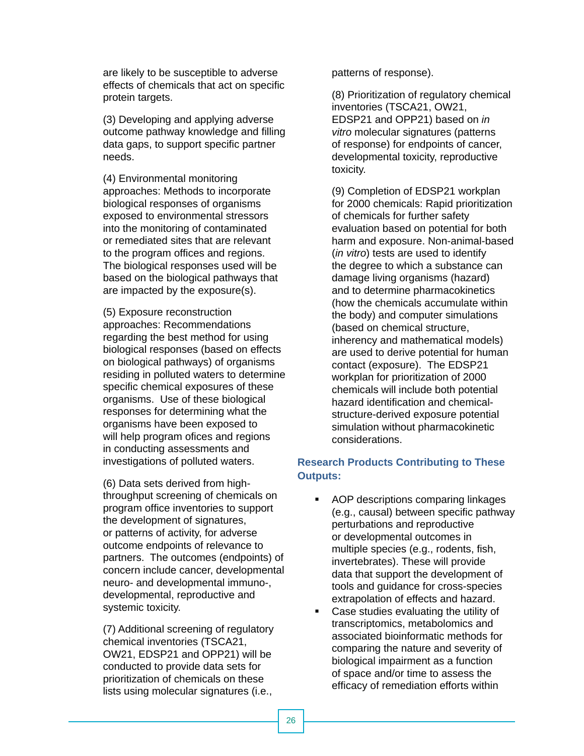are likely to be susceptible to adverse effects of chemicals that act on specific protein targets.

(3) Developing and applying adverse outcome pathway knowledge and filling data gaps, to support specific partner needs.

(4) Environmental monitoring approaches: Methods to incorporate biological responses of organisms exposed to environmental stressors into the monitoring of contaminated or remediated sites that are relevant to the program offices and regions. The biological responses used will be based on the biological pathways that are impacted by the exposure(s).

(5) Exposure reconstruction approaches: Recommendations regarding the best method for using biological responses (based on effects on biological pathways) of organisms residing in polluted waters to determine specific chemical exposures of these organisms. Use of these biological responses for determining what the organisms have been exposed to will help program ofices and regions in conducting assessments and investigations of polluted waters.

(6) Data sets derived from high-throughput screening of chemicals on program office inventories to support the development of signatures, or patterns of activity, for adverse outcome endpoints of relevance to partners. The outcomes (endpoints) of concern include cancer, developmental neuro- and developmental immuno-, developmental, reproductive and systemic toxicity.

(7) Additional screening of regulatory chemical inventories (TSCA21, OW21, EDSP21 and OPP21) will be conducted to provide data sets for prioritization of chemicals on these lists using molecular signatures (i.e., patterns of response).

(8) Prioritization of regulatory chemical inventories (TSCA21, OW21, EDSP21 and OPP21) based on *in vitro* molecular signatures (patterns of response) for endpoints of cancer, developmental toxicity, reproductive toxicity.

(9) Completion of EDSP21 workplan for 2000 chemicals: Rapid prioritization of chemicals for further safety evaluation based on potential for both harm and exposure. Non-animal-based (*in vitro*) tests are used to identify the degree to which a substance can damage living organisms (hazard) and to determine pharmacokinetics (how the chemicals accumulate within the body) and computer simulations (based on chemical structure, inherency and mathematical models) are used to derive potential for human contact (exposure). The EDSP21 workplan for prioritization of 2000 chemicals will include both potential hazard identification and chemical-structure-derived exposure potential simulation without pharmacokinetic considerations.

### Research Products Contributing to These Outputs:

- AOP descriptions comparing linkages (e.g., causal) between specific pathway perturbations and reproductive or developmental outcomes in multiple species (e.g., rodents, fish, invertebrates). These will provide data that support the development of tools and guidance for cross-species extrapolation of effects and hazard.
- Case studies evaluating the utility of transcriptomics, metabolomics and associated bioinformatic methods for comparing the nature and severity of biological impairment as a function of space and/or time to assess the efficacy of remediation efforts within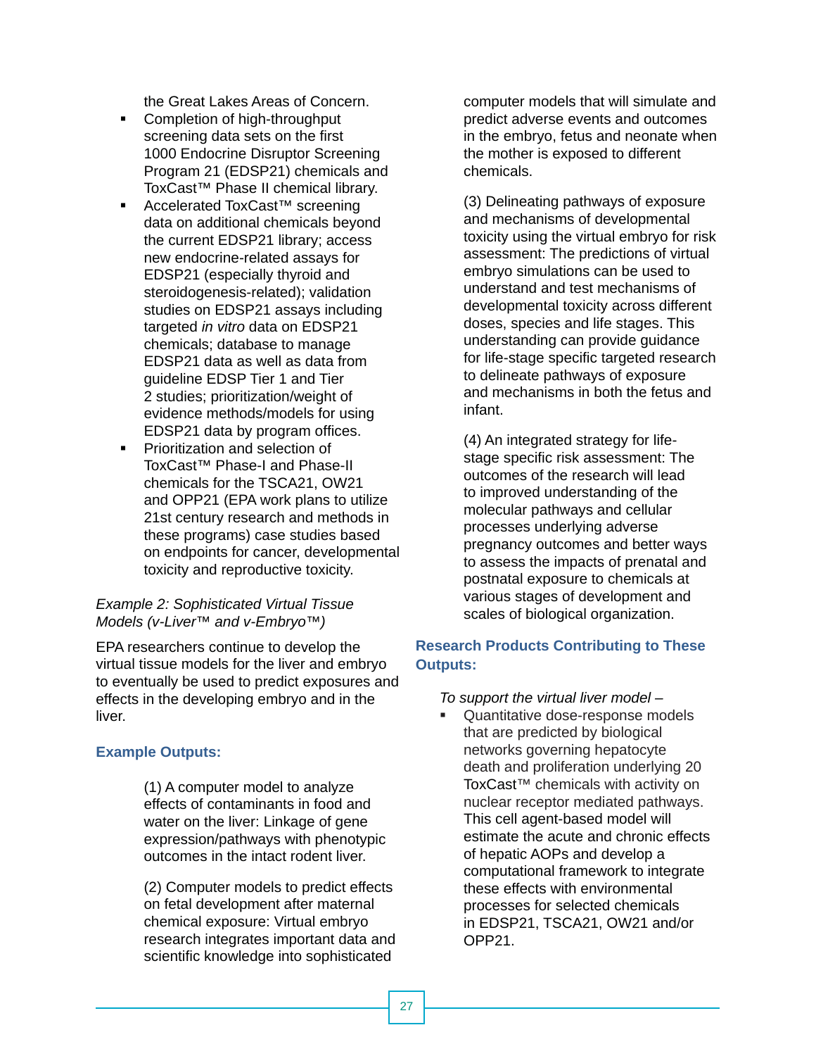the Great Lakes Areas of Concern.

- Completion of high-throughput screening data sets on the first 1000 Endocrine Disruptor Screening Program 21 (EDSP21) chemicals and ToxCast™ Phase II chemical library.
- Accelerated ToxCast™ screening data on additional chemicals beyond the current EDSP21 library; access new endocrine-related assays for EDSP21 (especially thyroid and steroidogenesis-related); validation studies on EDSP21 assays including targeted *in vitro* data on EDSP21 chemicals; database to manage EDSP21 data as well as data from guideline EDSP Tier 1 and Tier 2 studies; prioritization/weight of evidence methods/models for using EDSP21 data by program offices.
- Prioritization and selection of ToxCast™ Phase-I and Phase-II chemicals for the TSCA21, OW21 and OPP21 (EPA work plans to utilize 21st century research and methods in these programs) case studies based on endpoints for cancer, developmental toxicity and reproductive toxicity.

*Example 2: Sophisticated Virtual Tissue Models (v-Liver™ and v-Embryo™)*

EPA researchers continue to develop the virtual tissue models for the liver and embryo to eventually be used to predict exposures and effects in the developing embryo and in the liver.

### Example Outputs:

(1) A computer model to analyze effects of contaminants in food and water on the liver: Linkage of gene expression/pathways with phenotypic outcomes in the intact rodent liver.

(2) Computer models to predict effects on fetal development after maternal chemical exposure: Virtual embryo research integrates important data and scientific knowledge into sophisticated computer models that will simulate and predict adverse events and outcomes in the embryo, fetus and neonate when the mother is exposed to different chemicals.

(3) Delineating pathways of exposure and mechanisms of developmental toxicity using the virtual embryo for risk assessment: The predictions of virtual embryo simulations can be used to understand and test mechanisms of developmental toxicity across different doses, species and life stages. This understanding can provide guidance for life-stage specific targeted research to delineate pathways of exposure and mechanisms in both the fetus and infant.

(4) An integrated strategy for life-stage specific risk assessment: The outcomes of the research will lead to improved understanding of the molecular pathways and cellular processes underlying adverse pregnancy outcomes and better ways to assess the impacts of prenatal and postnatal exposure to chemicals at various stages of development and scales of biological organization.

### Research Products Contributing to These Outputs:

*To support the virtual liver model –*

- Quantitative dose-response models that are predicted by biological networks governing hepatocyte death and proliferation underlying 20 ToxCast™ chemicals with activity on nuclear receptor mediated pathways. This cell agent-based model will estimate the acute and chronic effects of hepatic AOPs and develop a computational framework to integrate these effects with environmental processes for selected chemicals in EDSP21, TSCA21, OW21 and/or OPP21.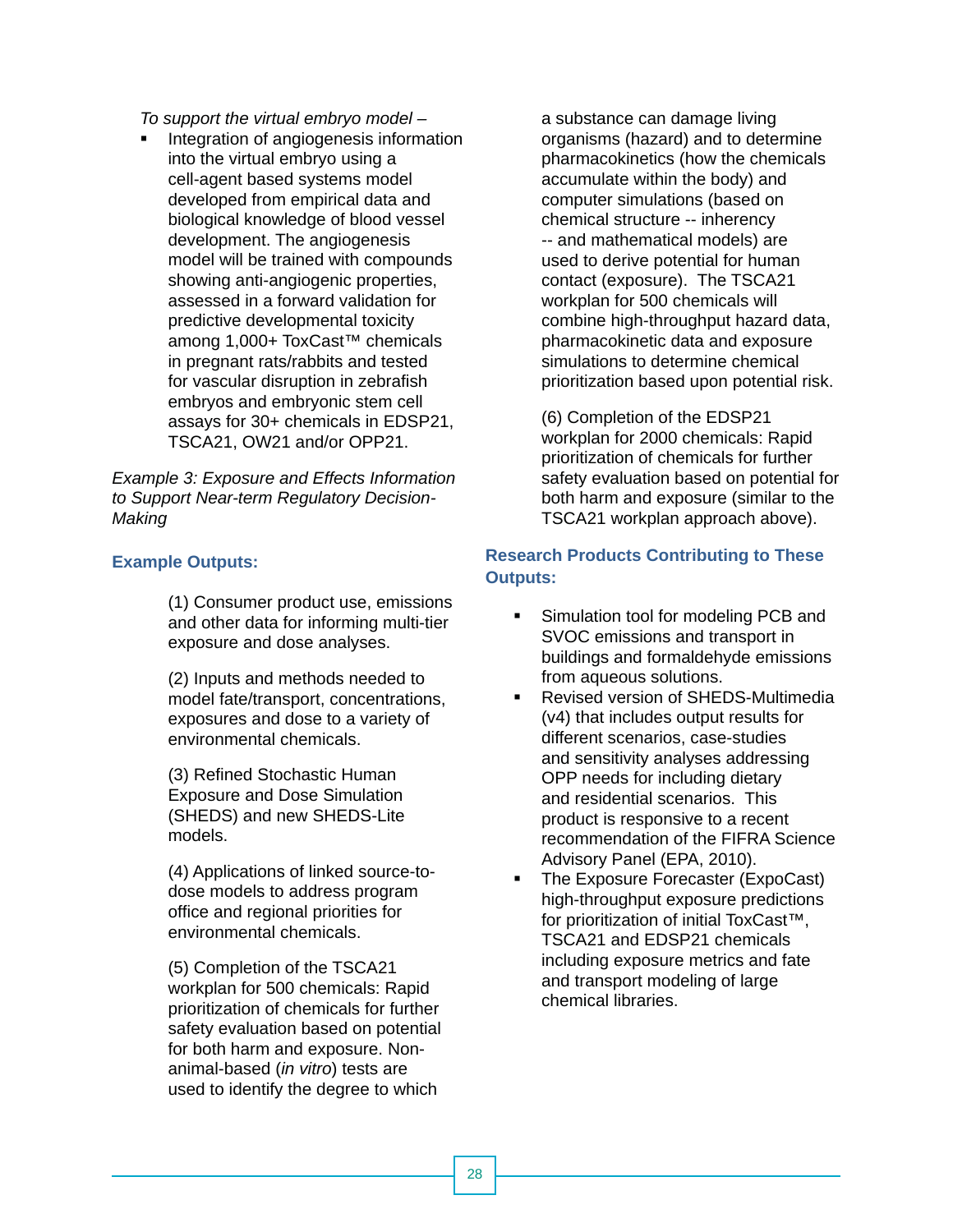*To support the virtual embryo model –*

- Integration of angiogenesis information into the virtual embryo using a cell-agent based systems model developed from empirical data and biological knowledge of blood vessel development. The angiogenesis model will be trained with compounds showing anti-angiogenic properties, assessed in a forward validation for predictive developmental toxicity among 1,000+ ToxCast™ chemicals in pregnant rats/rabbits and tested for vascular disruption in zebrafish embryos and embryonic stem cell assays for 30+ chemicals in EDSP21, TSCA21, OW21 and/or OPP21.

*Example 3: Exposure and Effects Information to Support Near-term Regulatory Decision-Making*

### Example Outputs:

(1) Consumer product use, emissions and other data for informing multi-tier exposure and dose analyses.

(2) Inputs and methods needed to model fate/transport, concentrations, exposures and dose to a variety of environmental chemicals.

(3) Refined Stochastic Human Exposure and Dose Simulation (SHEDS) and new SHEDS-Lite models.

(4) Applications of linked source-to-dose models to address program office and regional priorities for environmental chemicals.

(5) Completion of the TSCA21 workplan for 500 chemicals: Rapid prioritization of chemicals for further safety evaluation based on potential for both harm and exposure. Non-animal-based (*in vitro*) tests are used to identify the degree to which a substance can damage living organisms (hazard) and to determine pharmacokinetics (how the chemicals accumulate within the body) and computer simulations (based on chemical structure -- inherency -- and mathematical models) are used to derive potential for human contact (exposure). The TSCA21 workplan for 500 chemicals will combine high-throughput hazard data, pharmacokinetic data and exposure simulations to determine chemical prioritization based upon potential risk.

(6) Completion of the EDSP21 workplan for 2000 chemicals: Rapid prioritization of chemicals for further safety evaluation based on potential for both harm and exposure (similar to the TSCA21 workplan approach above).

### Research Products Contributing to These Outputs:

- Simulation tool for modeling PCB and SVOC emissions and transport in buildings and formaldehyde emissions from aqueous solutions.
- Revised version of SHEDS-Multimedia (v4) that includes output results for different scenarios, case-studies and sensitivity analyses addressing OPP needs for including dietary and residential scenarios. This product is responsive to a recent recommendation of the FIFRA Science Advisory Panel (EPA, 2010).
- The Exposure Forecaster (ExpoCast) high-throughput exposure predictions for prioritization of initial ToxCast™, TSCA21 and EDSP21 chemicals including exposure metrics and fate and transport modeling of large chemical libraries.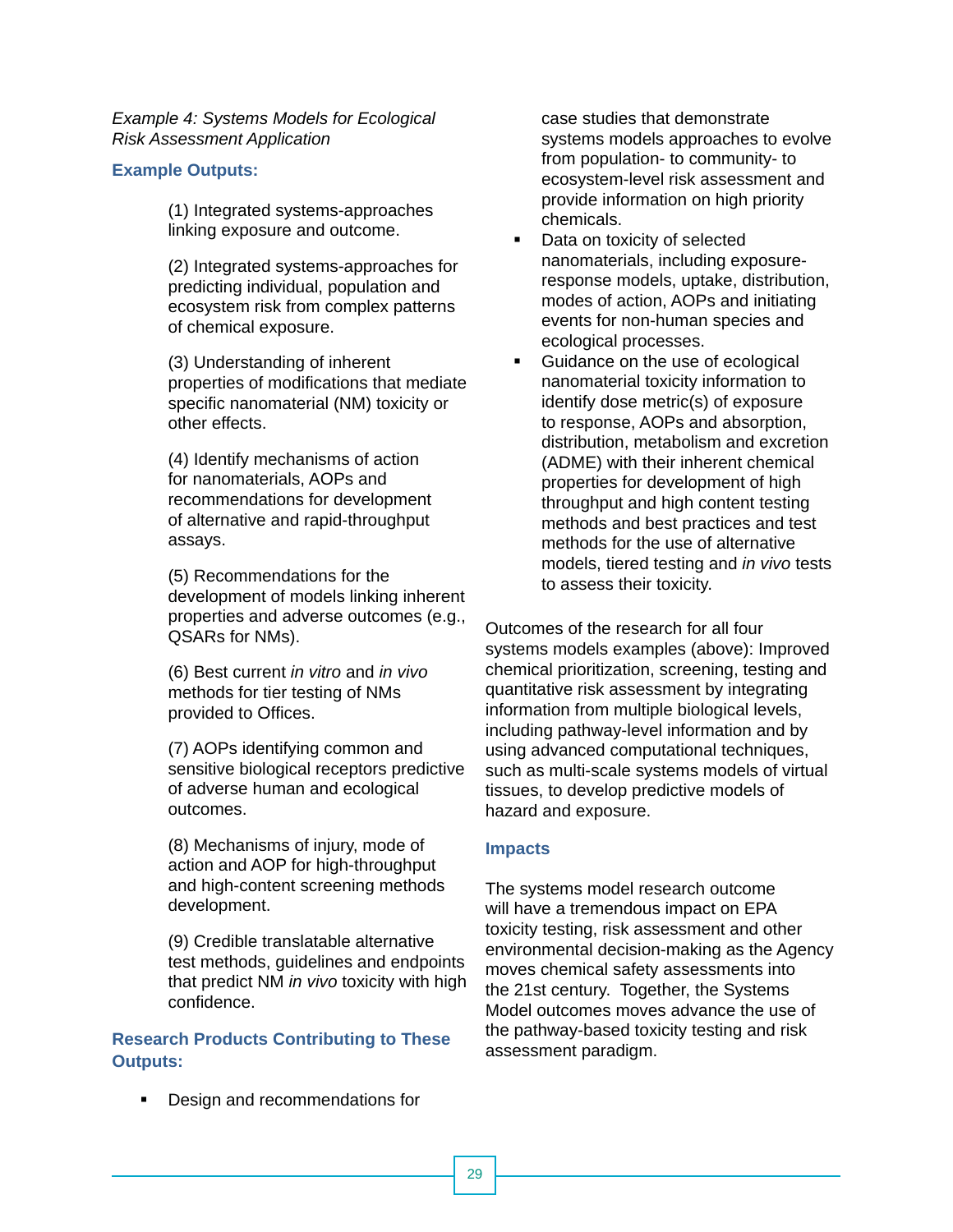*Example 4: Systems Models for Ecological Risk Assessment Application*

### Example Outputs:

(1) Integrated systems-approaches linking exposure and outcome.

(2) Integrated systems-approaches for predicting individual, population and ecosystem risk from complex patterns of chemical exposure.

(3) Understanding of inherent properties of modifications that mediate specific nanomaterial (NM) toxicity or other effects.

(4) Identify mechanisms of action for nanomaterials, AOPs and recommendations for development of alternative and rapid-throughput assays.

(5) Recommendations for the development of models linking inherent properties and adverse outcomes (e.g., QSARs for NMs).

(6) Best current *in vitro* and *in vivo* methods for tier testing of NMs provided to Offices.

(7) AOPs identifying common and sensitive biological receptors predictive of adverse human and ecological outcomes.

(8) Mechanisms of injury, mode of action and AOP for high-throughput and high-content screening methods development.

(9) Credible translatable alternative test methods, guidelines and endpoints that predict NM *in vivo* toxicity with high confidence.

### Research Products Contributing to These Outputs:

- Design and recommendations for case studies that demonstrate systems models approaches to evolve from population- to community- to ecosystem-level risk assessment and provide information on high priority chemicals.
- Data on toxicity of selected nanomaterials, including exposure-response models, uptake, distribution, modes of action, AOPs and initiating events for non-human species and ecological processes.
- Guidance on the use of ecological nanomaterial toxicity information to identify dose metric(s) of exposure to response, AOPs and absorption, distribution, metabolism and excretion (ADME) with their inherent chemical properties for development of high throughput and high content testing methods and best practices and test methods for the use of alternative models, tiered testing and *in vivo* tests to assess their toxicity.

Outcomes of the research for all four systems models examples (above): Improved chemical prioritization, screening, testing and quantitative risk assessment by integrating information from multiple biological levels, including pathway-level information and by using advanced computational techniques, such as multi-scale systems models of virtual tissues, to develop predictive models of hazard and exposure.

### Impacts

The systems model research outcome will have a tremendous impact on EPA toxicity testing, risk assessment and other environmental decision-making as the Agency moves chemical safety assessments into the 21st century. Together, the Systems Model outcomes moves advance the use of the pathway-based toxicity testing and risk assessment paradigm.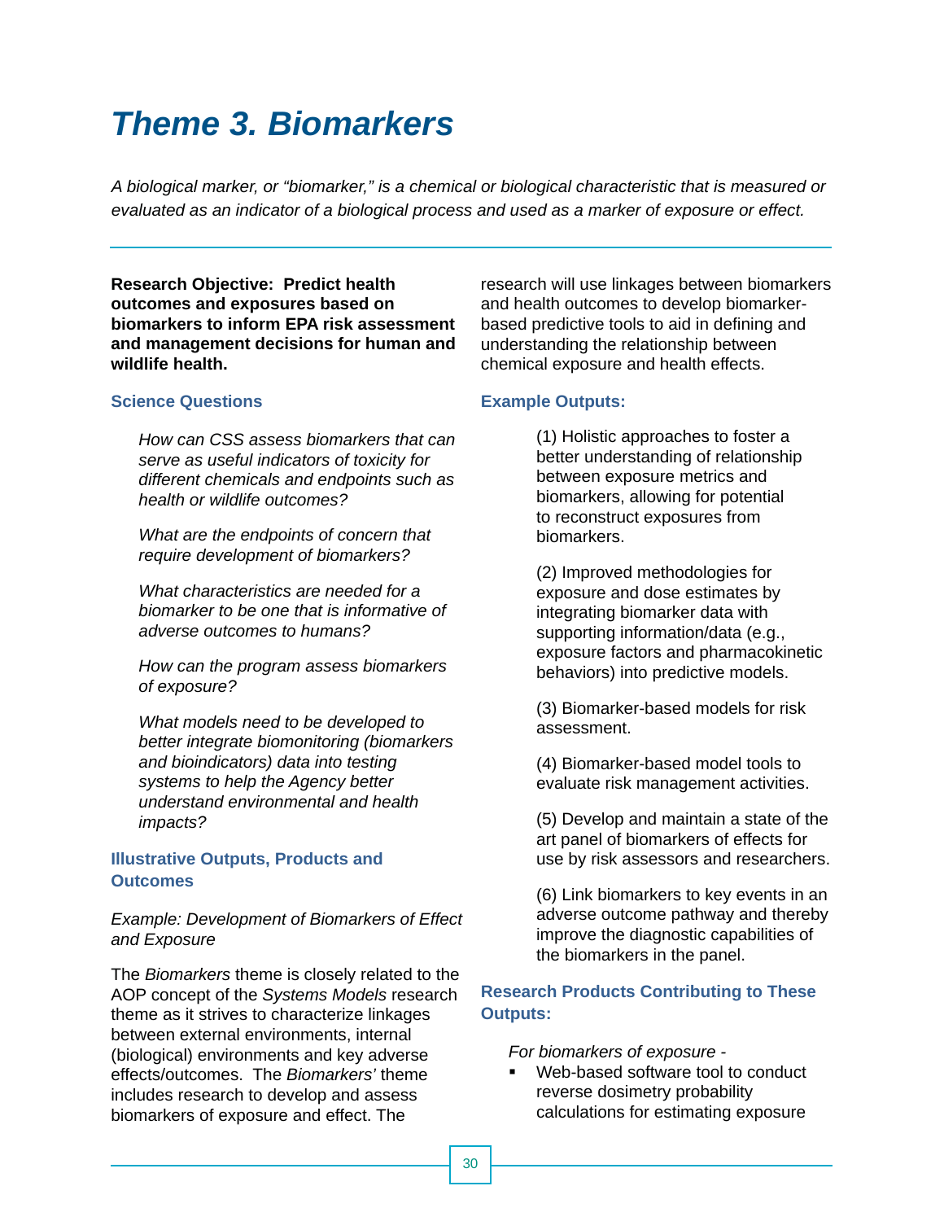# Theme 3. Biomarkers

*A biological marker, or "biomarker," is a chemical or biological characteristic that is measured or evaluated as an indicator of a biological process and used as a marker of exposure or effect.*

**Research Objective: Predict health outcomes and exposures based on biomarkers to inform EPA risk assessment and management decisions for human and wildlife health.**

### Science Questions

*How can CSS assess biomarkers that can serve as useful indicators of toxicity for different chemicals and endpoints such as health or wildlife outcomes?*

*What are the endpoints of concern that require development of biomarkers?*

*What characteristics are needed for a biomarker to be one that is informative of adverse outcomes to humans?*

*How can the program assess biomarkers of exposure?*

*What models need to be developed to better integrate biomonitoring (biomarkers and bioindicators) data into testing systems to help the Agency better understand environmental and health impacts?*

### Illustrative Outputs, Products and Outcomes

*Example: Development of Biomarkers of Effect and Exposure*

The *Biomarkers* theme is closely related to the AOP concept of the *Systems Models* research theme as it strives to characterize linkages between external environments, internal (biological) environments and key adverse effects/outcomes. The *Biomarkers'* theme includes research to develop and assess biomarkers of exposure and effect. The research will use linkages between biomarkers and health outcomes to develop biomarker-based predictive tools to aid in defining and understanding the relationship between chemical exposure and health effects.

### Example Outputs:

(1) Holistic approaches to foster a better understanding of relationship between exposure metrics and biomarkers, allowing for potential to reconstruct exposures from biomarkers.

(2) Improved methodologies for exposure and dose estimates by integrating biomarker data with supporting information/data (e.g., exposure factors and pharmacokinetic behaviors) into predictive models.

(3) Biomarker-based models for risk assessment.

(4) Biomarker-based model tools to evaluate risk management activities.

(5) Develop and maintain a state of the art panel of biomarkers of effects for use by risk assessors and researchers.

(6) Link biomarkers to key events in an adverse outcome pathway and thereby improve the diagnostic capabilities of the biomarkers in the panel.

### Research Products Contributing to These Outputs:

*For biomarkers of exposure -*

- Web-based software tool to conduct reverse dosimetry probability calculations for estimating exposure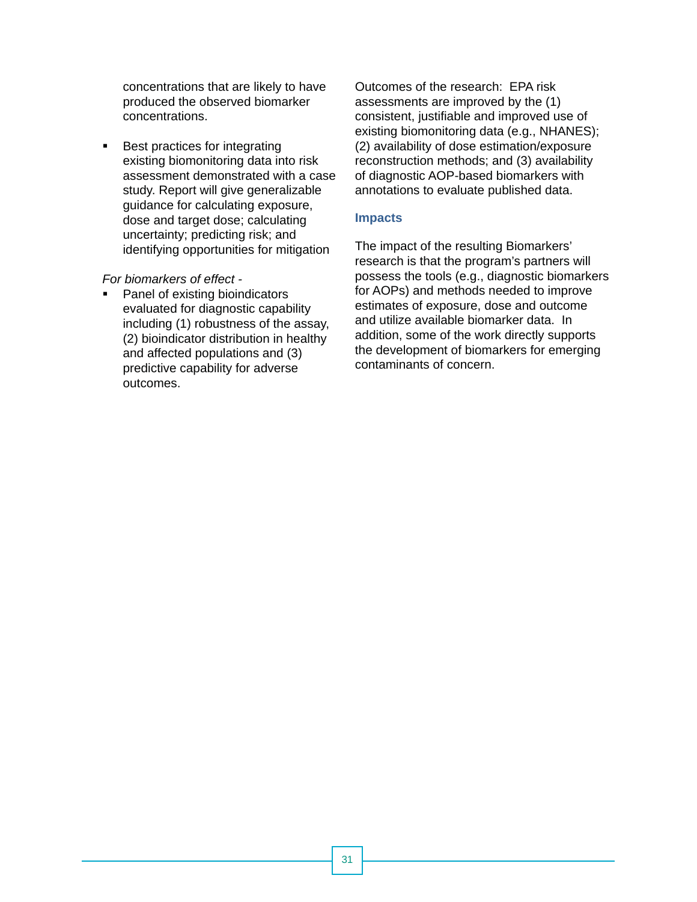concentrations that are likely to have produced the observed biomarker concentrations.

- Best practices for integrating existing biomonitoring data into risk assessment demonstrated with a case study. Report will give generalizable guidance for calculating exposure, dose and target dose; calculating uncertainty; predicting risk; and identifying opportunities for mitigation

*For biomarkers of effect -*

- Panel of existing bioindicators evaluated for diagnostic capability including (1) robustness of the assay, (2) bioindicator distribution in healthy and affected populations and (3) predictive capability for adverse outcomes.

Outcomes of the research: EPA risk assessments are improved by the (1) consistent, justifiable and improved use of existing biomonitoring data (e.g., NHANES); (2) availability of dose estimation/exposure reconstruction methods; and (3) availability of diagnostic AOP-based biomarkers with annotations to evaluate published data.

### Impacts

The impact of the resulting Biomarkers' research is that the program's partners will possess the tools (e.g., diagnostic biomarkers for AOPs) and methods needed to improve estimates of exposure, dose and outcome and utilize available biomarker data. In addition, some of the work directly supports the development of biomarkers for emerging contaminants of concern.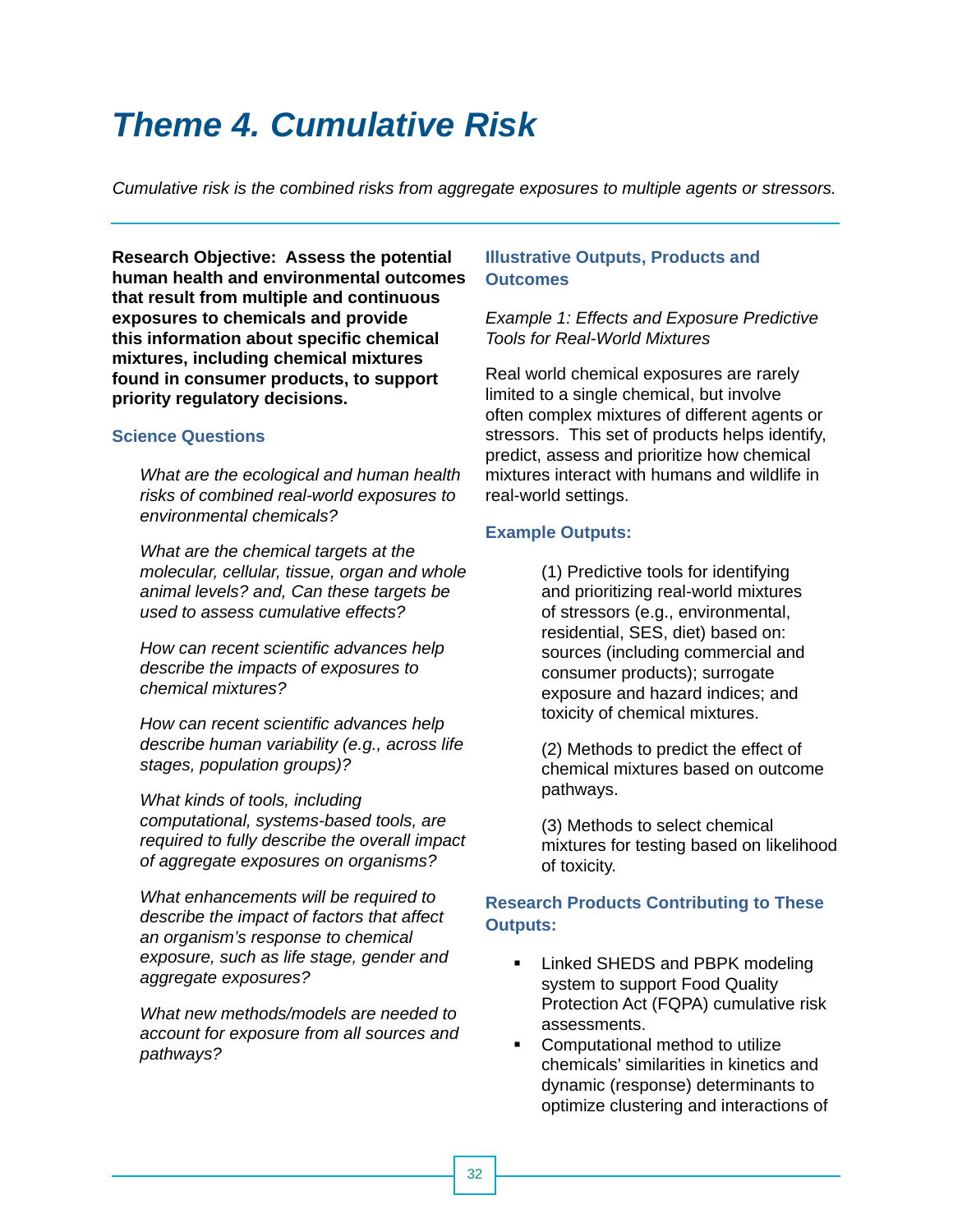# Theme 4. Cumulative Risk

*Cumulative risk is the combined risks from aggregate exposures to multiple agents or stressors.*

**Research Objective: Assess the potential human health and environmental outcomes that result from multiple and continuous exposures to chemicals and provide this information about specific chemical mixtures, including chemical mixtures found in consumer products, to support priority regulatory decisions.**

### Science Questions

*What are the ecological and human health risks of combined real-world exposures to environmental chemicals?*

*What are the chemical targets at the molecular, cellular, tissue, organ and whole animal levels? and, Can these targets be used to assess cumulative effects?*

*How can recent scientific advances help describe the impacts of exposures to chemical mixtures?*

*How can recent scientific advances help describe human variability (e.g., across life stages, population groups)?*

*What kinds of tools, including computational, systems-based tools, are required to fully describe the overall impact of aggregate exposures on organisms?*

*What enhancements will be required to describe the impact of factors that affect an organism's response to chemical exposure, such as life stage, gender and aggregate exposures?*

*What new methods/models are needed to account for exposure from all sources and pathways?*

### Illustrative Outputs, Products and Outcomes

*Example 1: Effects and Exposure Predictive Tools for Real-World Mixtures*

Real world chemical exposures are rarely limited to a single chemical, but involve often complex mixtures of different agents or stressors. This set of products helps identify, predict, assess and prioritize how chemical mixtures interact with humans and wildlife in real-world settings.

### Example Outputs:

(1) Predictive tools for identifying and prioritizing real-world mixtures of stressors (e.g., environmental, residential, SES, diet) based on: sources (including commercial and consumer products); surrogate exposure and hazard indices; and toxicity of chemical mixtures.

(2) Methods to predict the effect of chemical mixtures based on outcome pathways.

(3) Methods to select chemical mixtures for testing based on likelihood of toxicity.

### Research Products Contributing to These Outputs:

- Linked SHEDS and PBPK modeling system to support Food Quality Protection Act (FQPA) cumulative risk assessments.
- Computational method to utilize chemicals' similarities in kinetics and dynamic (response) determinants to optimize clustering and interactions of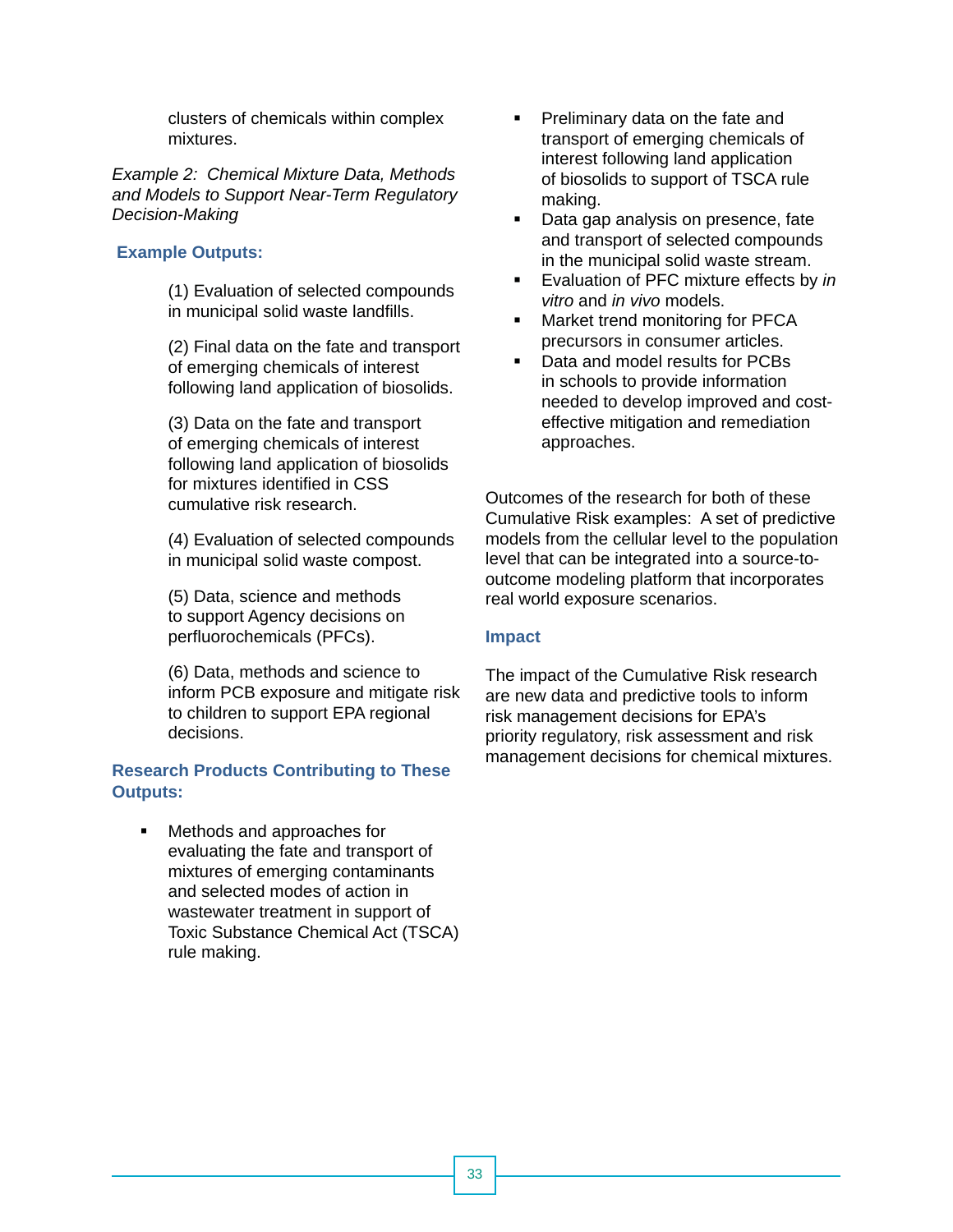clusters of chemicals within complex mixtures.

*Example 2: Chemical Mixture Data, Methods and Models to Support Near-Term Regulatory Decision-Making*

### Example Outputs:

(1) Evaluation of selected compounds in municipal solid waste landfills.

(2) Final data on the fate and transport of emerging chemicals of interest following land application of biosolids.

(3) Data on the fate and transport of emerging chemicals of interest following land application of biosolids for mixtures identified in CSS cumulative risk research.

(4) Evaluation of selected compounds in municipal solid waste compost.

(5) Data, science and methods to support Agency decisions on perfluorochemicals (PFCs).

(6) Data, methods and science to inform PCB exposure and mitigate risk to children to support EPA regional decisions.

### Research Products Contributing to These Outputs:

- Methods and approaches for evaluating the fate and transport of mixtures of emerging contaminants and selected modes of action in wastewater treatment in support of Toxic Substance Chemical Act (TSCA) rule making.
- Preliminary data on the fate and transport of emerging chemicals of interest following land application of biosolids to support of TSCA rule making.
- Data gap analysis on presence, fate and transport of selected compounds in the municipal solid waste stream.
- Evaluation of PFC mixture effects by *in vitro* and *in vivo* models.
- Market trend monitoring for PFCA precursors in consumer articles.
- Data and model results for PCBs in schools to provide information needed to develop improved and cost-effective mitigation and remediation approaches.

Outcomes of the research for both of these Cumulative Risk examples: A set of predictive models from the cellular level to the population level that can be integrated into a source-to-outcome modeling platform that incorporates real world exposure scenarios.

### Impact

The impact of the Cumulative Risk research are new data and predictive tools to inform risk management decisions for EPA's priority regulatory, risk assessment and risk management decisions for chemical mixtures.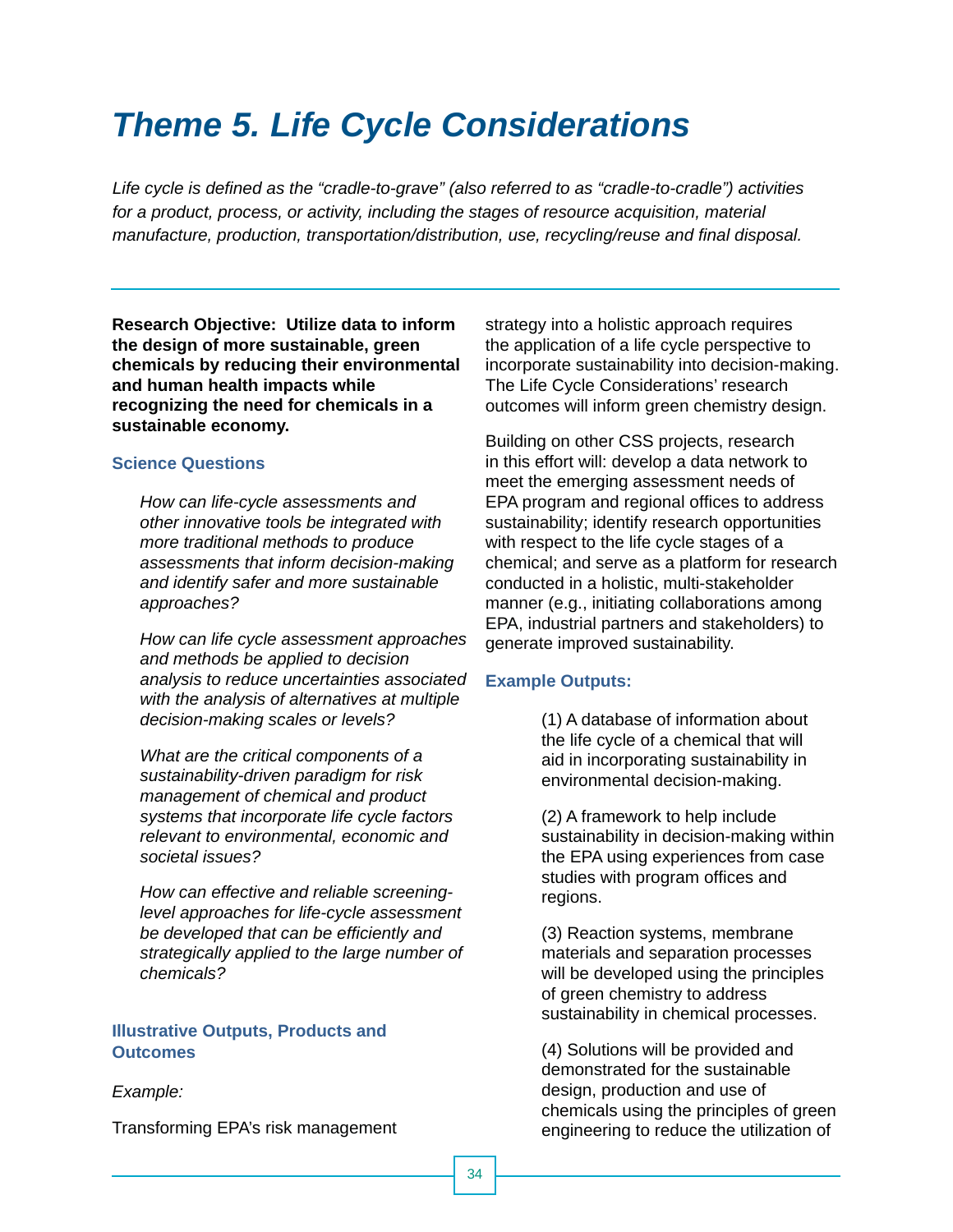# Theme 5. Life Cycle Considerations

*Life cycle is defined as the "cradle-to-grave" (also referred to as "cradle-to-cradle") activities for a product, process, or activity, including the stages of resource acquisition, material manufacture, production, transportation/distribution, use, recycling/reuse and final disposal.*

**Research Objective: Utilize data to inform the design of more sustainable, green chemicals by reducing their environmental and human health impacts while recognizing the need for chemicals in a sustainable economy.**

### Science Questions

*How can life-cycle assessments and other innovative tools be integrated with more traditional methods to produce assessments that inform decision-making and identify safer and more sustainable approaches?*

*How can life cycle assessment approaches and methods be applied to decision analysis to reduce uncertainties associated with the analysis of alternatives at multiple decision-making scales or levels?*

*What are the critical components of a sustainability-driven paradigm for risk management of chemical and product systems that incorporate life cycle factors relevant to environmental, economic and societal issues?*

*How can effective and reliable screening-level approaches for life-cycle assessment be developed that can be efficiently and strategically applied to the large number of chemicals?*

### Illustrative Outputs, Products and Outcomes

*Example:*

Transforming EPA's risk management strategy into a holistic approach requires the application of a life cycle perspective to incorporate sustainability into decision-making. The Life Cycle Considerations' research outcomes will inform green chemistry design.

Building on other CSS projects, research in this effort will: develop a data network to meet the emerging assessment needs of EPA program and regional offices to address sustainability; identify research opportunities with respect to the life cycle stages of a chemical; and serve as a platform for research conducted in a holistic, multi-stakeholder manner (e.g., initiating collaborations among EPA, industrial partners and stakeholders) to generate improved sustainability.

### Example Outputs:

(1) A database of information about the life cycle of a chemical that will aid in incorporating sustainability in environmental decision-making.

(2) A framework to help include sustainability in decision-making within the EPA using experiences from case studies with program offices and regions.

(3) Reaction systems, membrane materials and separation processes will be developed using the principles of green chemistry to address sustainability in chemical processes.

(4) Solutions will be provided and demonstrated for the sustainable design, production and use of chemicals using the principles of green engineering to reduce the utilization of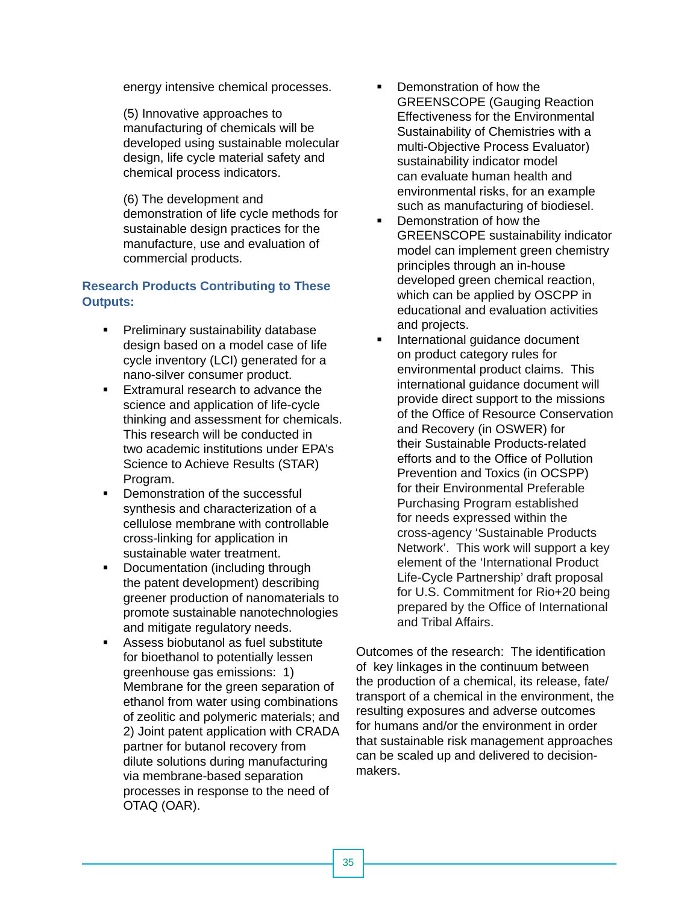energy intensive chemical processes.

(5) Innovative approaches to manufacturing of chemicals will be developed using sustainable molecular design, life cycle material safety and chemical process indicators.

(6) The development and demonstration of life cycle methods for sustainable design practices for the manufacture, use and evaluation of commercial products.

### Research Products Contributing to These Outputs:

- Preliminary sustainability database design based on a model case of life cycle inventory (LCI) generated for a nano-silver consumer product.
- Extramural research to advance the science and application of life-cycle thinking and assessment for chemicals. This research will be conducted in two academic institutions under EPA's Science to Achieve Results (STAR) Program.
- Demonstration of the successful synthesis and characterization of a cellulose membrane with controllable cross-linking for application in sustainable water treatment.
- Documentation (including through the patent development) describing greener production of nanomaterials to promote sustainable nanotechnologies and mitigate regulatory needs.
- Assess biobutanol as fuel substitute for bioethanol to potentially lessen greenhouse gas emissions: 1) Membrane for the green separation of ethanol from water using combinations of zeolitic and polymeric materials; and 2) Joint patent application with CRADA partner for butanol recovery from dilute solutions during manufacturing via membrane-based separation processes in response to the need of OTAQ (OAR).
- Demonstration of how the GREENSCOPE (Gauging Reaction Effectiveness for the Environmental Sustainability of Chemistries with a multi-Objective Process Evaluator) sustainability indicator model can evaluate human health and environmental risks, for an example such as manufacturing of biodiesel.
- Demonstration of how the GREENSCOPE sustainability indicator model can implement green chemistry principles through an in-house developed green chemical reaction, which can be applied by OSCPP in educational and evaluation activities and projects.
- International guidance document on product category rules for environmental product claims. This international guidance document will provide direct support to the missions of the Office of Resource Conservation and Recovery (in OSWER) for their Sustainable Products-related efforts and to the Office of Pollution Prevention and Toxics (in OCSPP) for their Environmental Preferable Purchasing Program established for needs expressed within the cross-agency 'Sustainable Products Network'. This work will support a key element of the 'International Product Life-Cycle Partnership' draft proposal for U.S. Commitment for Rio+20 being prepared by the Office of International and Tribal Affairs.

Outcomes of the research: The identification of key linkages in the continuum between the production of a chemical, its release, fate/transport of a chemical in the environment, the resulting exposures and adverse outcomes for humans and/or the environment in order that sustainable risk management approaches can be scaled up and delivered to decision-makers.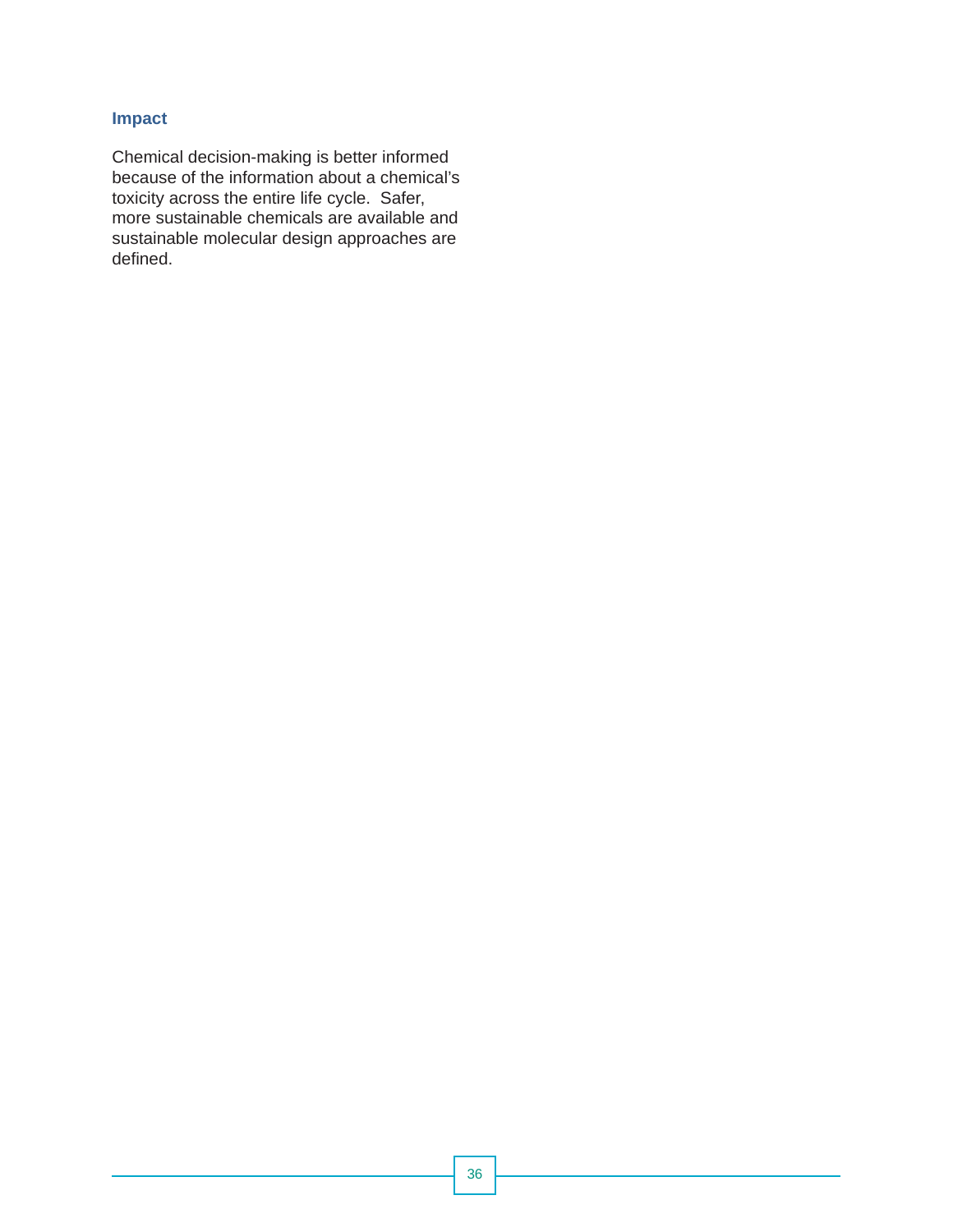### Impact

Chemical decision-making is better informed because of the information about a chemical's toxicity across the entire life cycle. Safer, more sustainable chemicals are available and sustainable molecular design approaches are defined.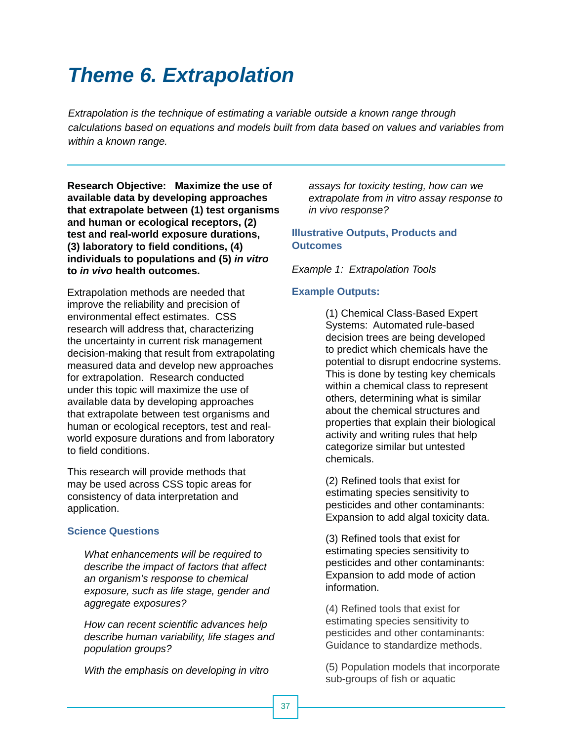# Theme 6. Extrapolation

*Extrapolation is the technique of estimating a variable outside a known range through calculations based on equations and models built from data based on values and variables from within a known range.*

**Research Objective: Maximize the use of available data by developing approaches that extrapolate between (1) test organisms and human or ecological receptors, (2) test and real-world exposure durations, (3) laboratory to field conditions, (4) individuals to populations and (5) *in vitro* to *in vivo* health outcomes.**

Extrapolation methods are needed that improve the reliability and precision of environmental effect estimates. CSS research will address that, characterizing the uncertainty in current risk management decision-making that result from extrapolating measured data and develop new approaches for extrapolation. Research conducted under this topic will maximize the use of available data by developing approaches that extrapolate between test organisms and human or ecological receptors, test and real-world exposure durations and from laboratory to field conditions.

This research will provide methods that may be used across CSS topic areas for consistency of data interpretation and application.

### Science Questions

*What enhancements will be required to describe the impact of factors that affect an organism's response to chemical exposure, such as life stage, gender and aggregate exposures?*

*How can recent scientific advances help describe human variability, life stages and population groups?*

*With the emphasis on developing in vitro assays for toxicity testing, how can we extrapolate from in vitro assay response to in vivo response?*

### Illustrative Outputs, Products and Outcomes

*Example 1: Extrapolation Tools*

### Example Outputs:

(1) Chemical Class-Based Expert Systems: Automated rule-based decision trees are being developed to predict which chemicals have the potential to disrupt endocrine systems. This is done by testing key chemicals within a chemical class to represent others, determining what is similar about the chemical structures and properties that explain their biological activity and writing rules that help categorize similar but untested chemicals.

(2) Refined tools that exist for estimating species sensitivity to pesticides and other contaminants: Expansion to add algal toxicity data.

(3) Refined tools that exist for estimating species sensitivity to pesticides and other contaminants: Expansion to add mode of action information.

(4) Refined tools that exist for estimating species sensitivity to pesticides and other contaminants: Guidance to standardize methods.

(5) Population models that incorporate sub-groups of fish or aquatic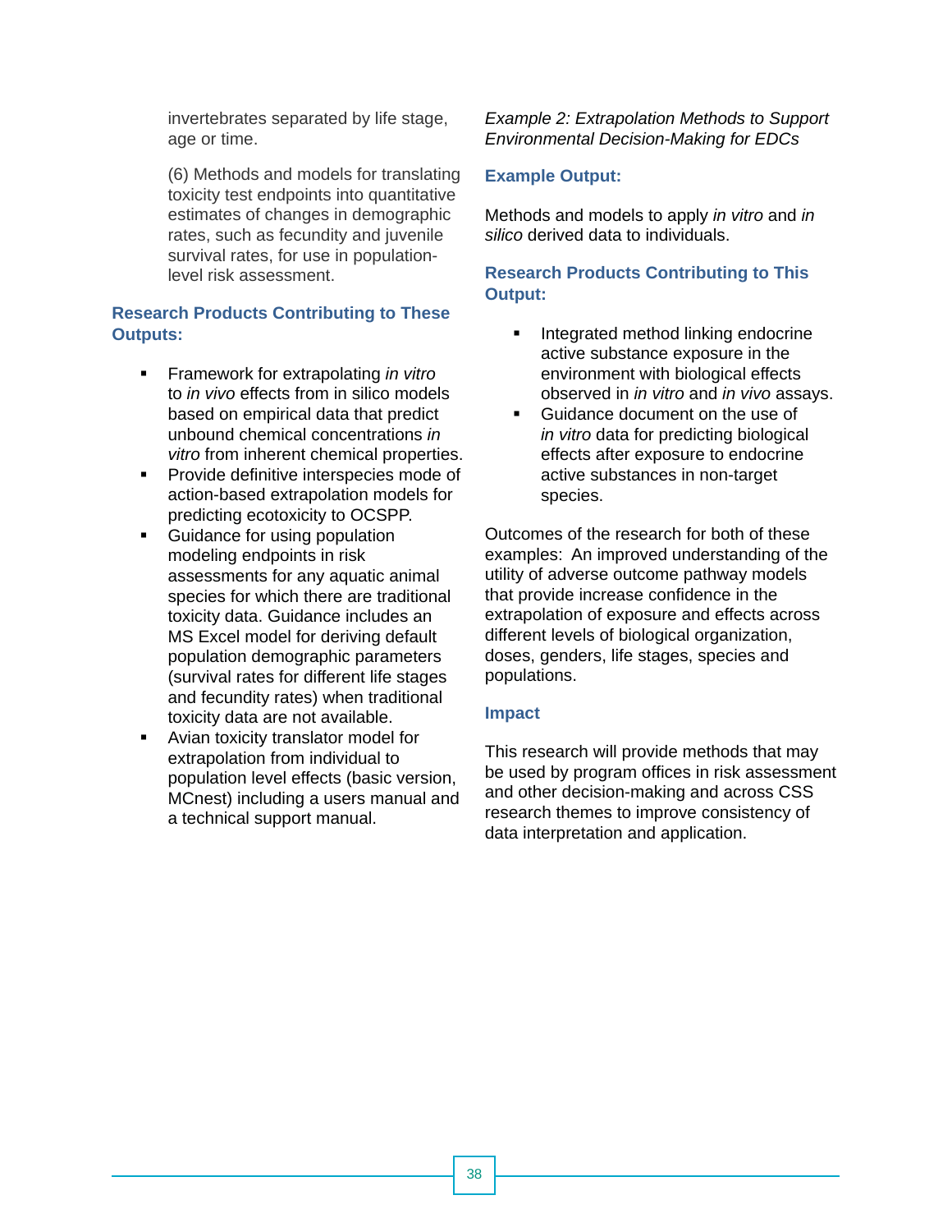invertebrates separated by life stage, age or time.

(6) Methods and models for translating toxicity test endpoints into quantitative estimates of changes in demographic rates, such as fecundity and juvenile survival rates, for use in population-level risk assessment.

### Research Products Contributing to These Outputs:

- Framework for extrapolating *in vitro* to *in vivo* effects from in silico models based on empirical data that predict unbound chemical concentrations *in vitro* from inherent chemical properties.
- Provide definitive interspecies mode of action-based extrapolation models for predicting ecotoxicity to OCSPP.
- Guidance for using population modeling endpoints in risk assessments for any aquatic animal species for which there are traditional toxicity data. Guidance includes an MS Excel model for deriving default population demographic parameters (survival rates for different life stages and fecundity rates) when traditional toxicity data are not available.
- Avian toxicity translator model for extrapolation from individual to population level effects (basic version, MCnest) including a users manual and a technical support manual.

*Example 2: Extrapolation Methods to Support Environmental Decision-Making for EDCs*

### Example Output:

Methods and models to apply *in vitro* and *in silico* derived data to individuals.

### Research Products Contributing to This Output:

- Integrated method linking endocrine active substance exposure in the environment with biological effects observed in *in vitro* and *in vivo* assays.
- Guidance document on the use of *in vitro* data for predicting biological effects after exposure to endocrine active substances in non-target species.

Outcomes of the research for both of these examples: An improved understanding of the utility of adverse outcome pathway models that provide increase confidence in the extrapolation of exposure and effects across different levels of biological organization, doses, genders, life stages, species and populations.

### Impact

This research will provide methods that may be used by program offices in risk assessment and other decision-making and across CSS research themes to improve consistency of data interpretation and application.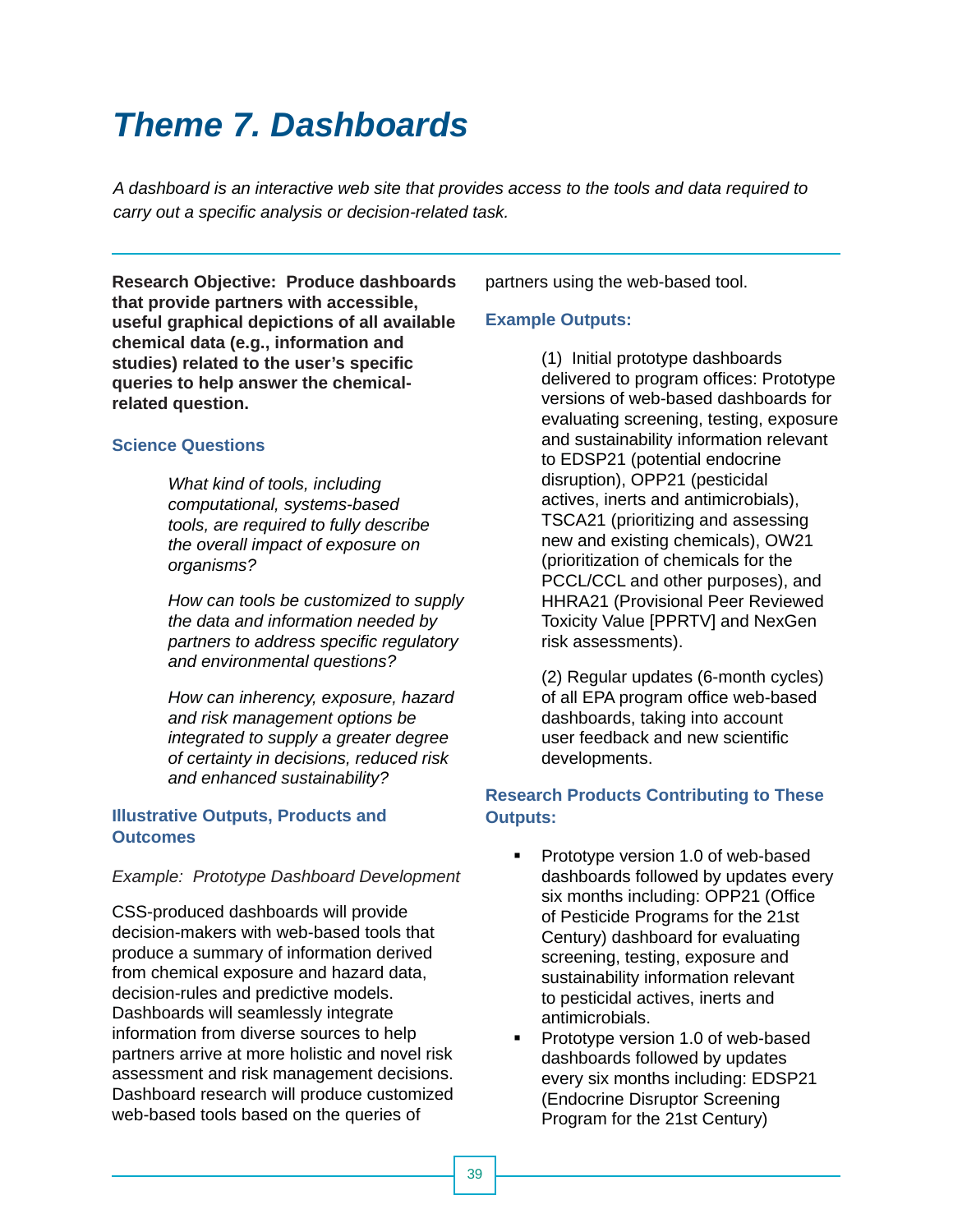# Theme 7. Dashboards

*A dashboard is an interactive web site that provides access to the tools and data required to carry out a specific analysis or decision-related task.*

**Research Objective: Produce dashboards that provide partners with accessible, useful graphical depictions of all available chemical data (e.g., information and studies) related to the user's specific queries to help answer the chemical-related question.**

### Science Questions

*What kind of tools, including computational, systems-based tools, are required to fully describe the overall impact of exposure on organisms?*

*How can tools be customized to supply the data and information needed by partners to address specific regulatory and environmental questions?*

*How can inherency, exposure, hazard and risk management options be integrated to supply a greater degree of certainty in decisions, reduced risk and enhanced sustainability?*

### Illustrative Outputs, Products and Outcomes

*Example: Prototype Dashboard Development*

CSS-produced dashboards will provide decision-makers with web-based tools that produce a summary of information derived from chemical exposure and hazard data, decision-rules and predictive models. Dashboards will seamlessly integrate information from diverse sources to help partners arrive at more holistic and novel risk assessment and risk management decisions. Dashboard research will produce customized web-based tools based on the queries of partners using the web-based tool.

### Example Outputs:

(1) Initial prototype dashboards delivered to program offices: Prototype versions of web-based dashboards for evaluating screening, testing, exposure and sustainability information relevant to EDSP21 (potential endocrine disruption), OPP21 (pesticidal actives, inerts and antimicrobials), TSCA21 (prioritizing and assessing new and existing chemicals), OW21 (prioritization of chemicals for the PCCL/CCL and other purposes), and HHRA21 (Provisional Peer Reviewed Toxicity Value [PPRTV] and NexGen risk assessments).

(2) Regular updates (6-month cycles) of all EPA program office web-based dashboards, taking into account user feedback and new scientific developments.

### Research Products Contributing to These Outputs:

- Prototype version 1.0 of web-based dashboards followed by updates every six months including: OPP21 (Office of Pesticide Programs for the 21st Century) dashboard for evaluating screening, testing, exposure and sustainability information relevant to pesticidal actives, inerts and antimicrobials.
- Prototype version 1.0 of web-based dashboards followed by updates every six months including: EDSP21 (Endocrine Disruptor Screening Program for the 21st Century)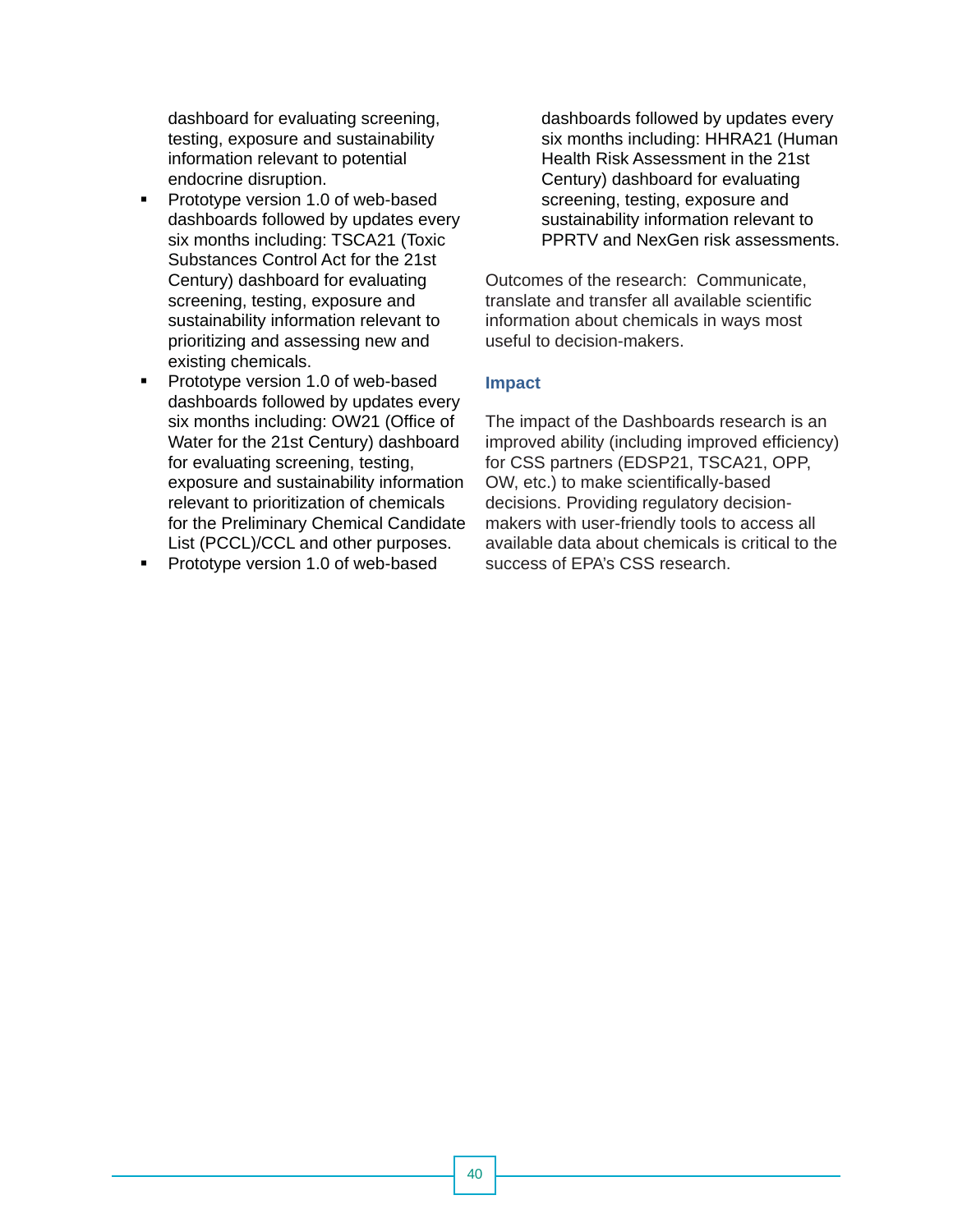dashboard for evaluating screening, testing, exposure and sustainability information relevant to potential endocrine disruption.

- Prototype version 1.0 of web-based dashboards followed by updates every six months including: TSCA21 (Toxic Substances Control Act for the 21st Century) dashboard for evaluating screening, testing, exposure and sustainability information relevant to prioritizing and assessing new and existing chemicals.
- Prototype version 1.0 of web-based dashboards followed by updates every six months including: OW21 (Office of Water for the 21st Century) dashboard for evaluating screening, testing, exposure and sustainability information relevant to prioritization of chemicals for the Preliminary Chemical Candidate List (PCCL)/CCL and other purposes.
- Prototype version 1.0 of web-based dashboards followed by updates every six months including: HHRA21 (Human Health Risk Assessment in the 21st Century) dashboard for evaluating screening, testing, exposure and sustainability information relevant to PPRTV and NexGen risk assessments.

Outcomes of the research: Communicate, translate and transfer all available scientific information about chemicals in ways most useful to decision-makers.

### Impact

The impact of the Dashboards research is an improved ability (including improved efficiency) for CSS partners (EDSP21, TSCA21, OPP, OW, etc.) to make scientifically-based decisions. Providing regulatory decision-makers with user-friendly tools to access all available data about chemicals is critical to the success of EPA's CSS research.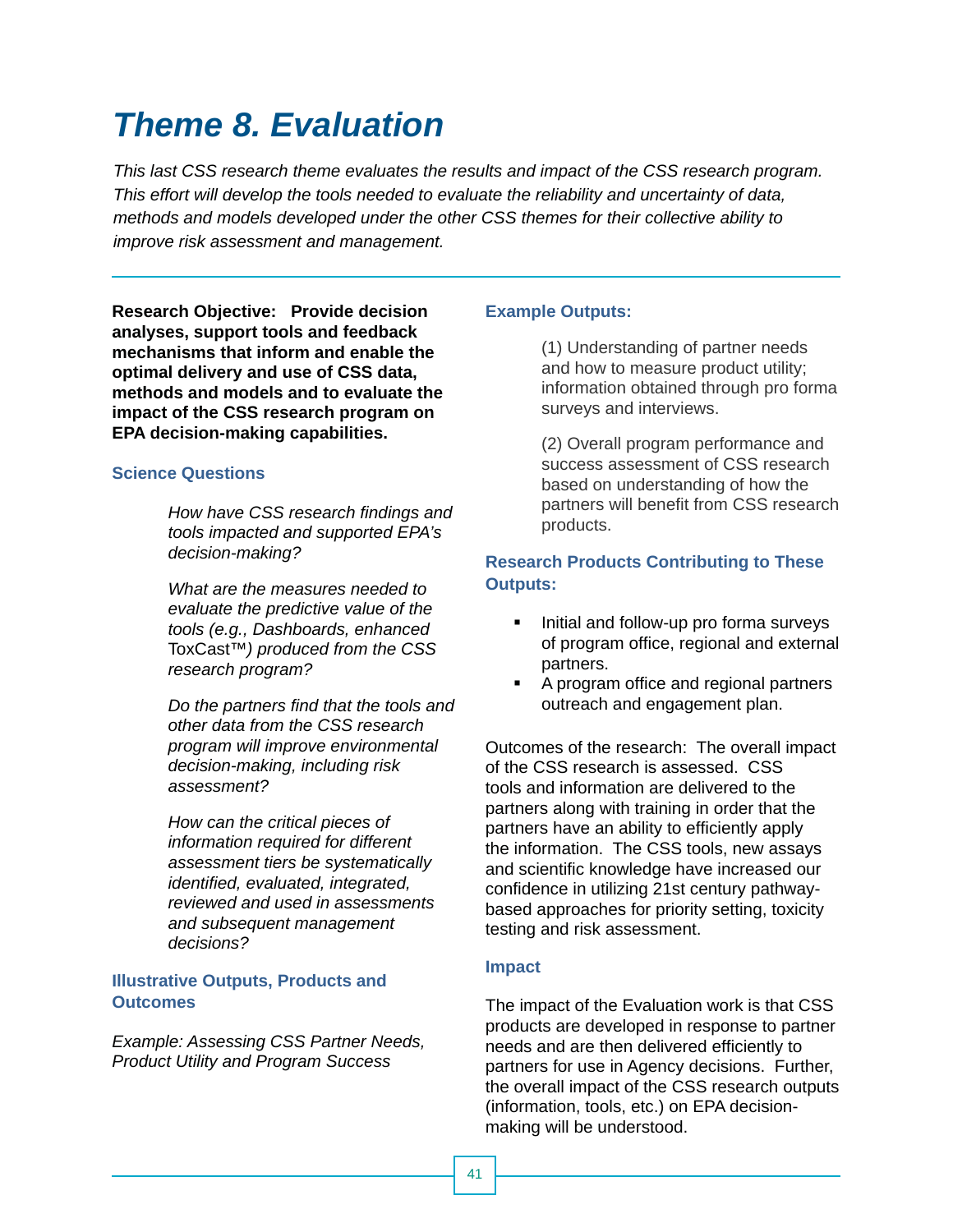# Theme 8. Evaluation

*This last CSS research theme evaluates the results and impact of the CSS research program. This effort will develop the tools needed to evaluate the reliability and uncertainty of data, methods and models developed under the other CSS themes for their collective ability to improve risk assessment and management.*

**Research Objective: Provide decision analyses, support tools and feedback mechanisms that inform and enable the optimal delivery and use of CSS data, methods and models and to evaluate the impact of the CSS research program on EPA decision-making capabilities.**

### Science Questions

*How have CSS research findings and tools impacted and supported EPA's decision-making?*

*What are the measures needed to evaluate the predictive value of the tools (e.g., Dashboards, enhanced* ToxCast™*) produced from the CSS research program?*

*Do the partners find that the tools and other data from the CSS research program will improve environmental decision-making, including risk assessment?*

*How can the critical pieces of information required for different assessment tiers be systematically identified, evaluated, integrated, reviewed and used in assessments and subsequent management decisions?*

### Illustrative Outputs, Products and Outcomes

*Example: Assessing CSS Partner Needs, Product Utility and Program Success*

### Example Outputs:

(1) Understanding of partner needs and how to measure product utility; information obtained through pro forma surveys and interviews.

(2) Overall program performance and success assessment of CSS research based on understanding of how the partners will benefit from CSS research products.

### Research Products Contributing to These Outputs:

- Initial and follow-up pro forma surveys of program office, regional and external partners.
- A program office and regional partners outreach and engagement plan.

Outcomes of the research: The overall impact of the CSS research is assessed. CSS tools and information are delivered to the partners along with training in order that the partners have an ability to efficiently apply the information. The CSS tools, new assays and scientific knowledge have increased our confidence in utilizing 21st century pathway-based approaches for priority setting, toxicity testing and risk assessment.

### Impact

The impact of the Evaluation work is that CSS products are developed in response to partner needs and are then delivered efficiently to partners for use in Agency decisions. Further, the overall impact of the CSS research outputs (information, tools, etc.) on EPA decision-making will be understood.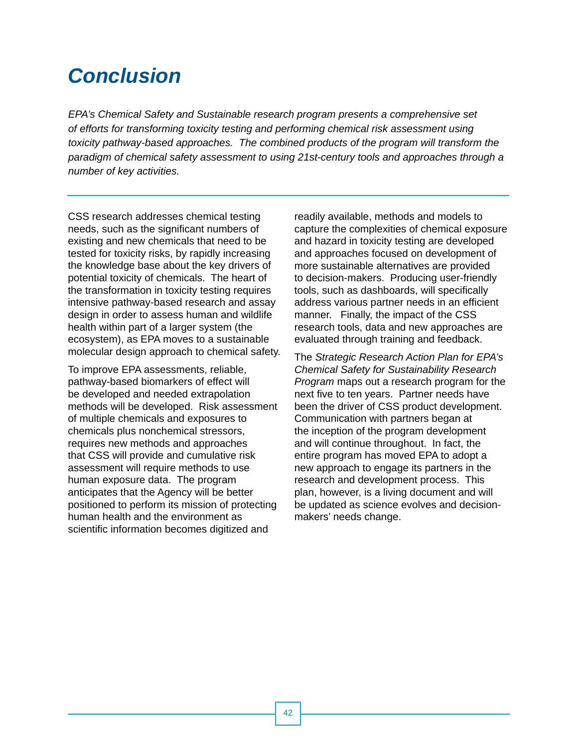# Conclusion

*EPA's Chemical Safety and Sustainable research program presents a comprehensive set of efforts for transforming toxicity testing and performing chemical risk assessment using toxicity pathway-based approaches. The combined products of the program will transform the paradigm of chemical safety assessment to using 21st-century tools and approaches through a number of key activities.*

---

CSS research addresses chemical testing needs, such as the significant numbers of existing and new chemicals that need to be tested for toxicity risks, by rapidly increasing the knowledge base about the key drivers of potential toxicity of chemicals. The heart of the transformation in toxicity testing requires intensive pathway-based research and assay design in order to assess human and wildlife health within part of a larger system (the ecosystem), as EPA moves to a sustainable molecular design approach to chemical safety.

To improve EPA assessments, reliable, pathway-based biomarkers of effect will be developed and needed extrapolation methods will be developed. Risk assessment of multiple chemicals and exposures to chemicals plus nonchemical stressors, requires new methods and approaches that CSS will provide and cumulative risk assessment will require methods to use human exposure data. The program anticipates that the Agency will be better positioned to perform its mission of protecting human health and the environment as scientific information becomes digitized and readily available, methods and models to capture the complexities of chemical exposure and hazard in toxicity testing are developed and approaches focused on development of more sustainable alternatives are provided to decision-makers. Producing user-friendly tools, such as dashboards, will specifically address various partner needs in an efficient manner. Finally, the impact of the CSS research tools, data and new approaches are evaluated through training and feedback.

The *Strategic Research Action Plan for EPA's Chemical Safety for Sustainability Research Program* maps out a research program for the next five to ten years. Partner needs have been the driver of CSS product development. Communication with partners began at the inception of the program development and will continue throughout. In fact, the entire program has moved EPA to adopt a new approach to engage its partners in the research and development process. This plan, however, is a living document and will be updated as science evolves and decision-makers' needs change.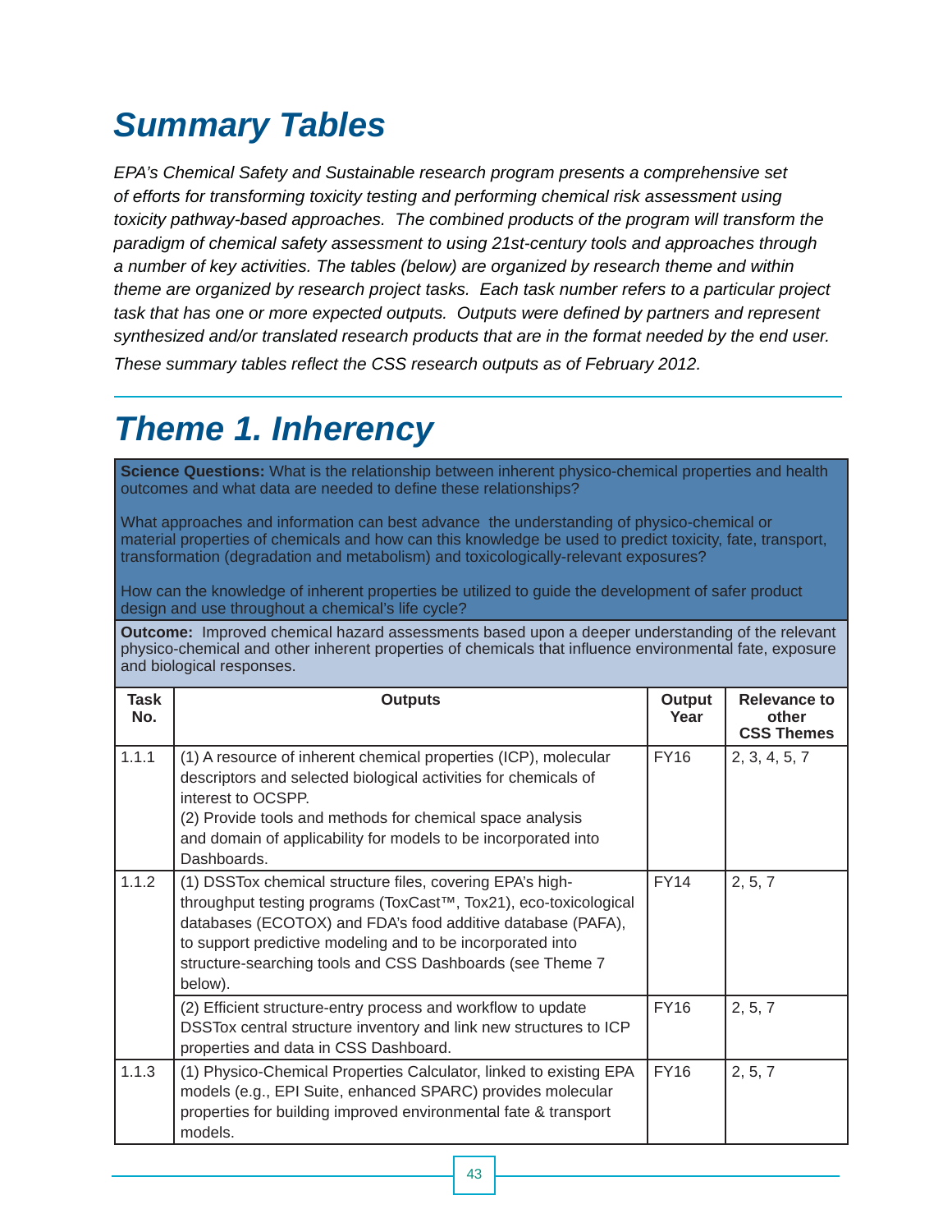# Summary Tables

*EPA's Chemical Safety and Sustainable research program presents a comprehensive set of efforts for transforming toxicity testing and performing chemical risk assessment using toxicity pathway-based approaches. The combined products of the program will transform the paradigm of chemical safety assessment to using 21st-century tools and approaches through a number of key activities. The tables (below) are organized by research theme and within theme are organized by research project tasks. Each task number refers to a particular project task that has one or more expected outputs. Outputs were defined by partners and represent synthesized and/or translated research products that are in the format needed by the end user. These summary tables reflect the CSS research outputs as of February 2012.*

# Theme 1. Inherency

**Science Questions:** What is the relationship between inherent physico-chemical properties and health outcomes and what data are needed to define these relationships?

What approaches and information can best advance the understanding of physico-chemical or material properties of chemicals and how can this knowledge be used to predict toxicity, fate, transport, transformation (degradation and metabolism) and toxicologically-relevant exposures?

How can the knowledge of inherent properties be utilized to guide the development of safer product design and use throughout a chemical's life cycle?

**Outcome:** Improved chemical hazard assessments based upon a deeper understanding of the relevant physico-chemical and other inherent properties of chemicals that influence environmental fate, exposure and biological responses.

| Task No. | Outputs | Output Year | Relevance to other CSS Themes |
|---|---|---|---|
| 1.1.1 | (1) A resource of inherent chemical properties (ICP), molecular descriptors and selected biological activities for chemicals of interest to OCSPP.<br>(2) Provide tools and methods for chemical space analysis and domain of applicability for models to be incorporated into Dashboards. | FY16 | 2, 3, 4, 5, 7 |
| 1.1.2 | (1) DSSTox chemical structure files, covering EPA's high-throughput testing programs (ToxCast™, Tox21), eco-toxicological databases (ECOTOX) and FDA's food additive database (PAFA), to support predictive modeling and to be incorporated into structure-searching tools and CSS Dashboards (see Theme 7 below). | FY14 | 2, 5, 7 |
| | (2) Efficient structure-entry process and workflow to update DSSTox central structure inventory and link new structures to ICP properties and data in CSS Dashboard. | FY16 | 2, 5, 7 |
| 1.1.3 | (1) Physico-Chemical Properties Calculator, linked to existing EPA models (e.g., EPI Suite, enhanced SPARC) provides molecular properties for building improved environmental fate & transport models. | FY16 | 2, 5, 7 |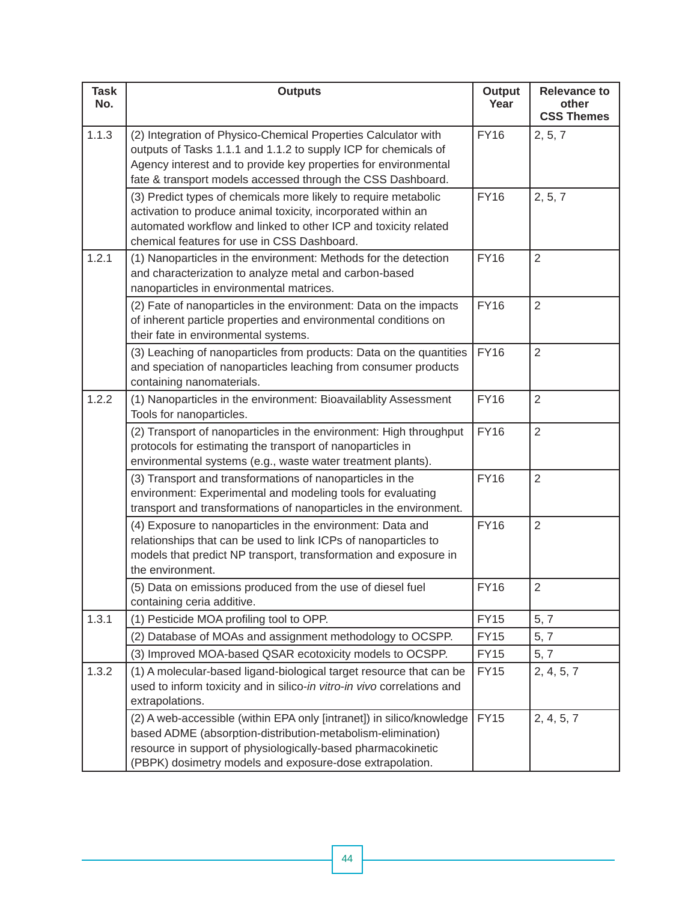| Task No. | Outputs | Output Year | Relevance to other CSS Themes |
|---|---|---|---|
| 1.1.3 | (2) Integration of Physico-Chemical Properties Calculator with outputs of Tasks 1.1.1 and 1.1.2 to supply ICP for chemicals of Agency interest and to provide key properties for environmental fate & transport models accessed through the CSS Dashboard. | FY16 | 2, 5, 7 |
| | (3) Predict types of chemicals more likely to require metabolic activation to produce animal toxicity, incorporated within an automated workflow and linked to other ICP and toxicity related chemical features for use in CSS Dashboard. | FY16 | 2, 5, 7 |
| 1.2.1 | (1) Nanoparticles in the environment: Methods for the detection and characterization to analyze metal and carbon-based nanoparticles in environmental matrices. | FY16 | 2 |
| | (2) Fate of nanoparticles in the environment: Data on the impacts of inherent particle properties and environmental conditions on their fate in environmental systems. | FY16 | 2 |
| | (3) Leaching of nanoparticles from products: Data on the quantities and speciation of nanoparticles leaching from consumer products containing nanomaterials. | FY16 | 2 |
| 1.2.2 | (1) Nanoparticles in the environment: Bioavailablity Assessment Tools for nanoparticles. | FY16 | 2 |
| | (2) Transport of nanoparticles in the environment: High throughput protocols for estimating the transport of nanoparticles in environmental systems (e.g., waste water treatment plants). | FY16 | 2 |
| | (3) Transport and transformations of nanoparticles in the environment: Experimental and modeling tools for evaluating transport and transformations of nanoparticles in the environment. | FY16 | 2 |
| | (4) Exposure to nanoparticles in the environment: Data and relationships that can be used to link ICPs of nanoparticles to models that predict NP transport, transformation and exposure in the environment. | FY16 | 2 |
| | (5) Data on emissions produced from the use of diesel fuel containing ceria additive. | FY16 | 2 |
| 1.3.1 | (1) Pesticide MOA profiling tool to OPP. | FY15 | 5, 7 |
| | (2) Database of MOAs and assignment methodology to OCSPP. | FY15 | 5, 7 |
| | (3) Improved MOA-based QSAR ecotoxicity models to OCSPP. | FY15 | 5, 7 |
| 1.3.2 | (1) A molecular-based ligand-biological target resource that can be used to inform toxicity and in silico-*in vitro-in vivo* correlations and extrapolations. | FY15 | 2, 4, 5, 7 |
| | (2) A web-accessible (within EPA only [intranet]) in silico/knowledge based ADME (absorption-distribution-metabolism-elimination) resource in support of physiologically-based pharmacokinetic (PBPK) dosimetry models and exposure-dose extrapolation. | FY15 | 2, 4, 5, 7 |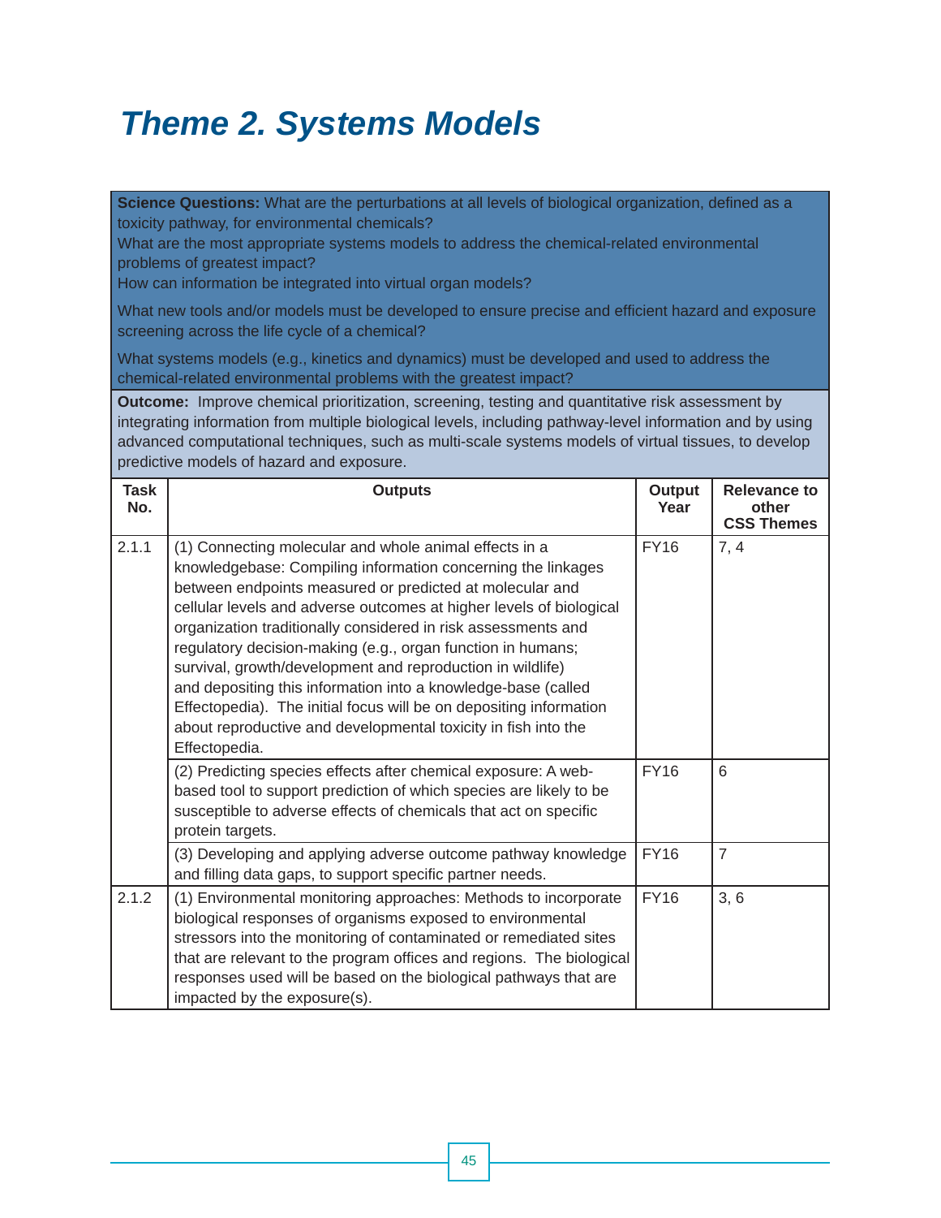# Theme 2. Systems Models

**Science Questions:** What are the perturbations at all levels of biological organization, defined as a toxicity pathway, for environmental chemicals?
What are the most appropriate systems models to address the chemical-related environmental problems of greatest impact?
How can information be integrated into virtual organ models?

What new tools and/or models must be developed to ensure precise and efficient hazard and exposure screening across the life cycle of a chemical?

What systems models (e.g., kinetics and dynamics) must be developed and used to address the chemical-related environmental problems with the greatest impact?

**Outcome:** Improve chemical prioritization, screening, testing and quantitative risk assessment by integrating information from multiple biological levels, including pathway-level information and by using advanced computational techniques, such as multi-scale systems models of virtual tissues, to develop predictive models of hazard and exposure.

| Task No. | Outputs | Output Year | Relevance to other CSS Themes |
|---|---|---|---|
| 2.1.1 | (1) Connecting molecular and whole animal effects in a knowledgebase: Compiling information concerning the linkages between endpoints measured or predicted at molecular and cellular levels and adverse outcomes at higher levels of biological organization traditionally considered in risk assessments and regulatory decision-making (e.g., organ function in humans; survival, growth/development and reproduction in wildlife) and depositing this information into a knowledge-base (called Effectopedia). The initial focus will be on depositing information about reproductive and developmental toxicity in fish into the Effectopedia. | FY16 | 7, 4 |
| | (2) Predicting species effects after chemical exposure: A web-based tool to support prediction of which species are likely to be susceptible to adverse effects of chemicals that act on specific protein targets. | FY16 | 6 |
| | (3) Developing and applying adverse outcome pathway knowledge and filling data gaps, to support specific partner needs. | FY16 | 7 |
| 2.1.2 | (1) Environmental monitoring approaches: Methods to incorporate biological responses of organisms exposed to environmental stressors into the monitoring of contaminated or remediated sites that are relevant to the program offices and regions. The biological responses used will be based on the biological pathways that are impacted by the exposure(s). | FY16 | 3, 6 |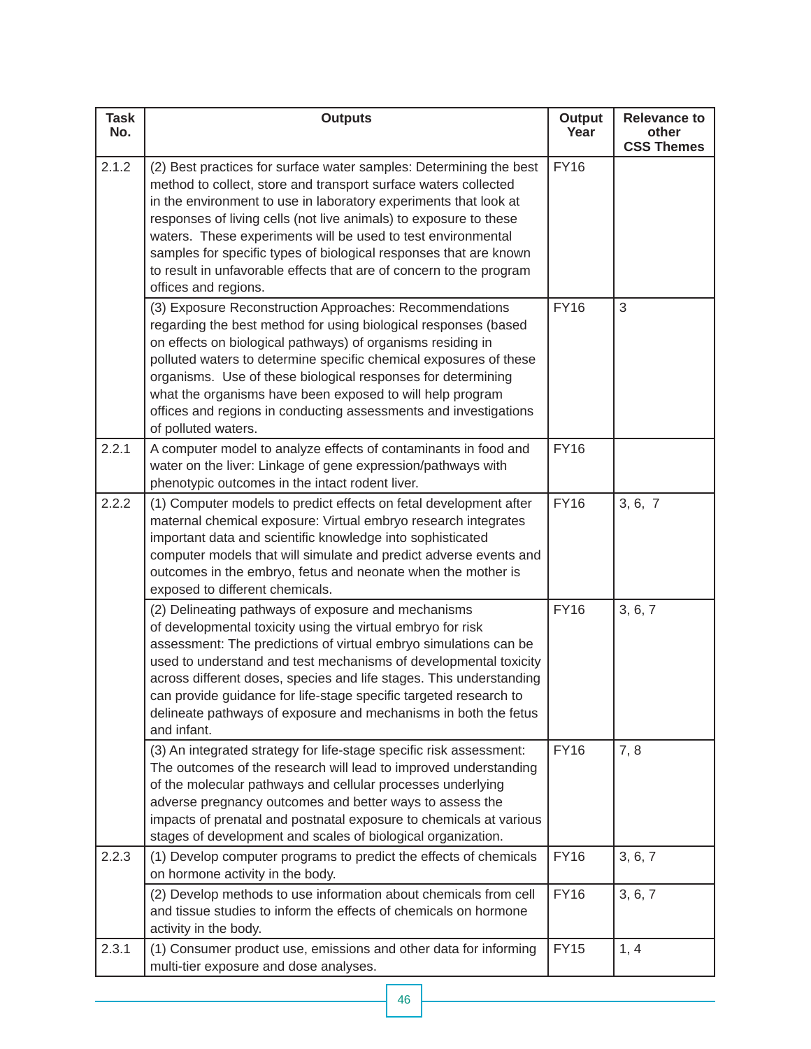| Task No. | Outputs | Output Year | Relevance to other CSS Themes |
|---|---|---|---|
| 2.1.2 | (2) Best practices for surface water samples: Determining the best method to collect, store and transport surface waters collected in the environment to use in laboratory experiments that look at responses of living cells (not live animals) to exposure to these waters. These experiments will be used to test environmental samples for specific types of biological responses that are known to result in unfavorable effects that are of concern to the program offices and regions. | FY16 | |
| | (3) Exposure Reconstruction Approaches: Recommendations regarding the best method for using biological responses (based on effects on biological pathways) of organisms residing in polluted waters to determine specific chemical exposures of these organisms. Use of these biological responses for determining what the organisms have been exposed to will help program offices and regions in conducting assessments and investigations of polluted waters. | FY16 | 3 |
| 2.2.1 | A computer model to analyze effects of contaminants in food and water on the liver: Linkage of gene expression/pathways with phenotypic outcomes in the intact rodent liver. | FY16 | |
| 2.2.2 | (1) Computer models to predict effects on fetal development after maternal chemical exposure: Virtual embryo research integrates important data and scientific knowledge into sophisticated computer models that will simulate and predict adverse events and outcomes in the embryo, fetus and neonate when the mother is exposed to different chemicals. | FY16 | 3, 6, 7 |
| | (2) Delineating pathways of exposure and mechanisms of developmental toxicity using the virtual embryo for risk assessment: The predictions of virtual embryo simulations can be used to understand and test mechanisms of developmental toxicity across different doses, species and life stages. This understanding can provide guidance for life-stage specific targeted research to delineate pathways of exposure and mechanisms in both the fetus and infant. | FY16 | 3, 6, 7 |
| | (3) An integrated strategy for life-stage specific risk assessment: The outcomes of the research will lead to improved understanding of the molecular pathways and cellular processes underlying adverse pregnancy outcomes and better ways to assess the impacts of prenatal and postnatal exposure to chemicals at various stages of development and scales of biological organization. | FY16 | 7, 8 |
| 2.2.3 | (1) Develop computer programs to predict the effects of chemicals on hormone activity in the body. | FY16 | 3, 6, 7 |
| | (2) Develop methods to use information about chemicals from cell and tissue studies to inform the effects of chemicals on hormone activity in the body. | FY16 | 3, 6, 7 |
| 2.3.1 | (1) Consumer product use, emissions and other data for informing multi-tier exposure and dose analyses. | FY15 | 1, 4 |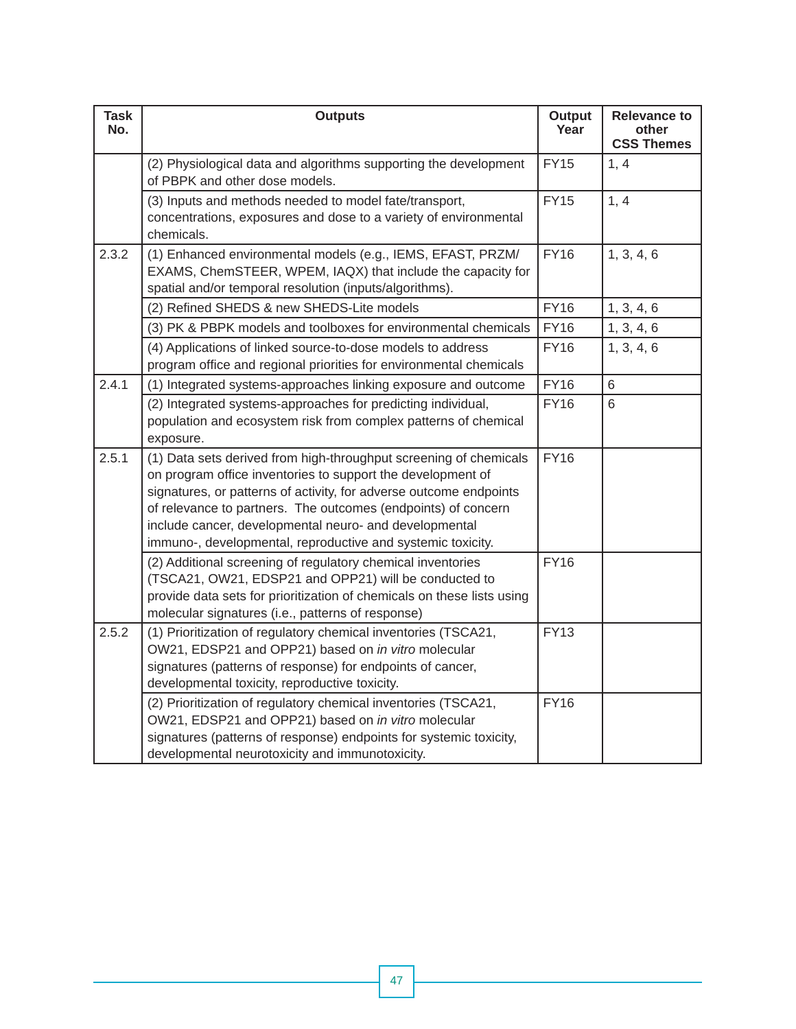| Task No. | Outputs | Output Year | Relevance to other CSS Themes |
|---|---|---|---|
| | (2) Physiological data and algorithms supporting the development of PBPK and other dose models. | FY15 | 1, 4 |
| | (3) Inputs and methods needed to model fate/transport, concentrations, exposures and dose to a variety of environmental chemicals. | FY15 | 1, 4 |
| 2.3.2 | (1) Enhanced environmental models (e.g., IEMS, EFAST, PRZM/EXAMS, ChemSTEER, WPEM, IAQX) that include the capacity for spatial and/or temporal resolution (inputs/algorithms). | FY16 | 1, 3, 4, 6 |
| | (2) Refined SHEDS & new SHEDS-Lite models | FY16 | 1, 3, 4, 6 |
| | (3) PK & PBPK models and toolboxes for environmental chemicals | FY16 | 1, 3, 4, 6 |
| | (4) Applications of linked source-to-dose models to address program office and regional priorities for environmental chemicals | FY16 | 1, 3, 4, 6 |
| 2.4.1 | (1) Integrated systems-approaches linking exposure and outcome | FY16 | 6 |
| | (2) Integrated systems-approaches for predicting individual, population and ecosystem risk from complex patterns of chemical exposure. | FY16 | 6 |
| 2.5.1 | (1) Data sets derived from high-throughput screening of chemicals on program office inventories to support the development of signatures, or patterns of activity, for adverse outcome endpoints of relevance to partners. The outcomes (endpoints) of concern include cancer, developmental neuro- and developmental immuno-, developmental, reproductive and systemic toxicity. | FY16 | |
| | (2) Additional screening of regulatory chemical inventories (TSCA21, OW21, EDSP21 and OPP21) will be conducted to provide data sets for prioritization of chemicals on these lists using molecular signatures (i.e., patterns of response) | FY16 | |
| 2.5.2 | (1) Prioritization of regulatory chemical inventories (TSCA21, OW21, EDSP21 and OPP21) based on *in vitro* molecular signatures (patterns of response) for endpoints of cancer, developmental toxicity, reproductive toxicity. | FY13 | |
| | (2) Prioritization of regulatory chemical inventories (TSCA21, OW21, EDSP21 and OPP21) based on *in vitro* molecular signatures (patterns of response) endpoints for systemic toxicity, developmental neurotoxicity and immunotoxicity. | FY16 | |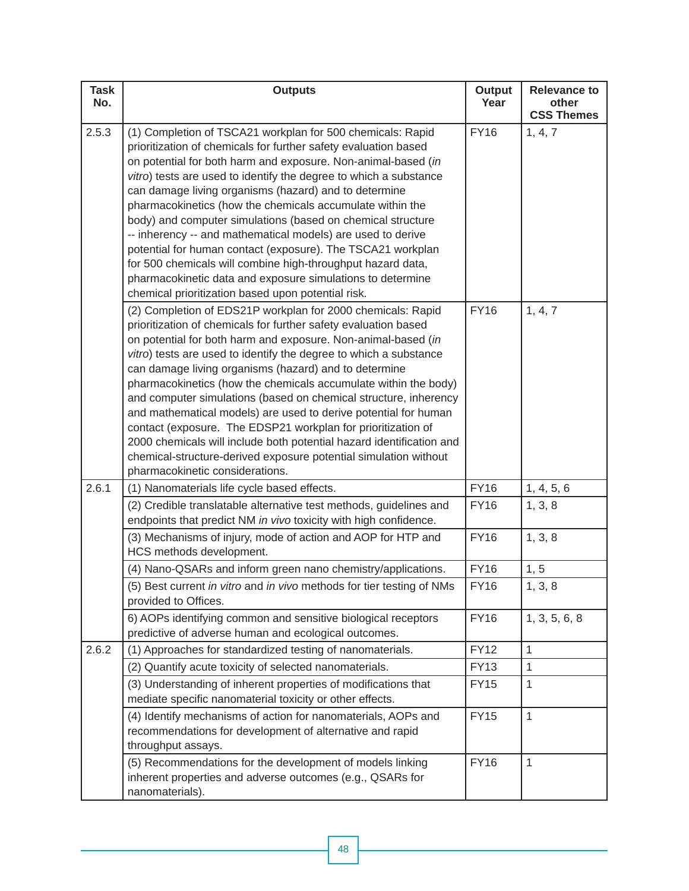| Task No. | Outputs | Output Year | Relevance to other CSS Themes |
|---|---|---|---|
| 2.5.3 | (1) Completion of TSCA21 workplan for 500 chemicals: Rapid prioritization of chemicals for further safety evaluation based on potential for both harm and exposure. Non-animal-based (*in vitro*) tests are used to identify the degree to which a substance can damage living organisms (hazard) and to determine pharmacokinetics (how the chemicals accumulate within the body) and computer simulations (based on chemical structure -- inherency -- and mathematical models) are used to derive potential for human contact (exposure). The TSCA21 workplan for 500 chemicals will combine high-throughput hazard data, pharmacokinetic data and exposure simulations to determine chemical prioritization based upon potential risk. | FY16 | 1, 4, 7 |
| | (2) Completion of EDS21P workplan for 2000 chemicals: Rapid prioritization of chemicals for further safety evaluation based on potential for both harm and exposure. Non-animal-based (*in vitro*) tests are used to identify the degree to which a substance can damage living organisms (hazard) and to determine pharmacokinetics (how the chemicals accumulate within the body) and computer simulations (based on chemical structure, inherency and mathematical models) are used to derive potential for human contact (exposure. The EDSP21 workplan for prioritization of 2000 chemicals will include both potential hazard identification and chemical-structure-derived exposure potential simulation without pharmacokinetic considerations. | FY16 | 1, 4, 7 |
| 2.6.1 | (1) Nanomaterials life cycle based effects. | FY16 | 1, 4, 5, 6 |
| | (2) Credible translatable alternative test methods, guidelines and endpoints that predict NM *in vivo* toxicity with high confidence. | FY16 | 1, 3, 8 |
| | (3) Mechanisms of injury, mode of action and AOP for HTP and HCS methods development. | FY16 | 1, 3, 8 |
| | (4) Nano-QSARs and inform green nano chemistry/applications. | FY16 | 1, 5 |
| | (5) Best current *in vitro* and *in vivo* methods for tier testing of NMs provided to Offices. | FY16 | 1, 3, 8 |
| | 6) AOPs identifying common and sensitive biological receptors predictive of adverse human and ecological outcomes. | FY16 | 1, 3, 5, 6, 8 |
| 2.6.2 | (1) Approaches for standardized testing of nanomaterials. | FY12 | 1 |
| | (2) Quantify acute toxicity of selected nanomaterials. | FY13 | 1 |
| | (3) Understanding of inherent properties of modifications that mediate specific nanomaterial toxicity or other effects. | FY15 | 1 |
| | (4) Identify mechanisms of action for nanomaterials, AOPs and recommendations for development of alternative and rapid throughput assays. | FY15 | 1 |
| | (5) Recommendations for the development of models linking inherent properties and adverse outcomes (e.g., QSARs for nanomaterials). | FY16 | 1 |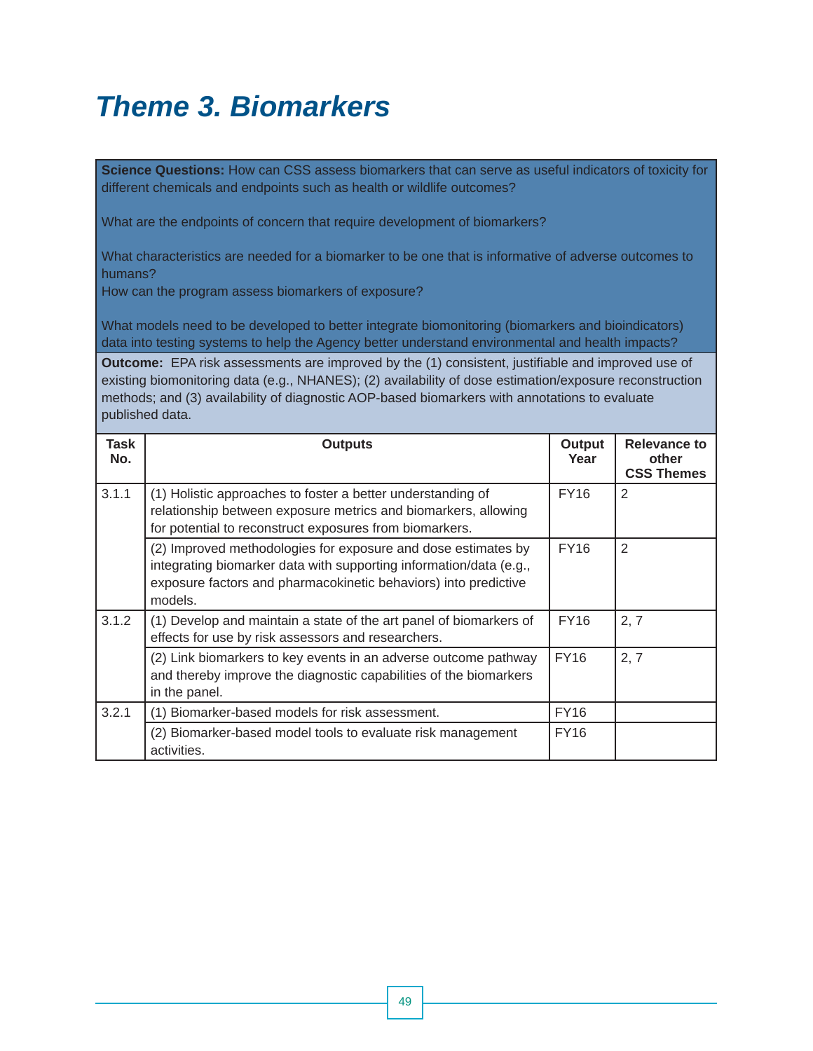# Theme 3. Biomarkers

**Science Questions:** How can CSS assess biomarkers that can serve as useful indicators of toxicity for different chemicals and endpoints such as health or wildlife outcomes?

What are the endpoints of concern that require development of biomarkers?

What characteristics are needed for a biomarker to be one that is informative of adverse outcomes to humans?
How can the program assess biomarkers of exposure?

What models need to be developed to better integrate biomonitoring (biomarkers and bioindicators) data into testing systems to help the Agency better understand environmental and health impacts?

**Outcome:** EPA risk assessments are improved by the (1) consistent, justifiable and improved use of existing biomonitoring data (e.g., NHANES); (2) availability of dose estimation/exposure reconstruction methods; and (3) availability of diagnostic AOP-based biomarkers with annotations to evaluate published data.

| Task No. | Outputs | Output Year | Relevance to other CSS Themes |
|---|---|---|---|
| 3.1.1 | (1) Holistic approaches to foster a better understanding of relationship between exposure metrics and biomarkers, allowing for potential to reconstruct exposures from biomarkers. | FY16 | 2 |
| | (2) Improved methodologies for exposure and dose estimates by integrating biomarker data with supporting information/data (e.g., exposure factors and pharmacokinetic behaviors) into predictive models. | FY16 | 2 |
| 3.1.2 | (1) Develop and maintain a state of the art panel of biomarkers of effects for use by risk assessors and researchers. | FY16 | 2, 7 |
| | (2) Link biomarkers to key events in an adverse outcome pathway and thereby improve the diagnostic capabilities of the biomarkers in the panel. | FY16 | 2, 7 |
| 3.2.1 | (1) Biomarker-based models for risk assessment. | FY16 | |
| | (2) Biomarker-based model tools to evaluate risk management activities. | FY16 | |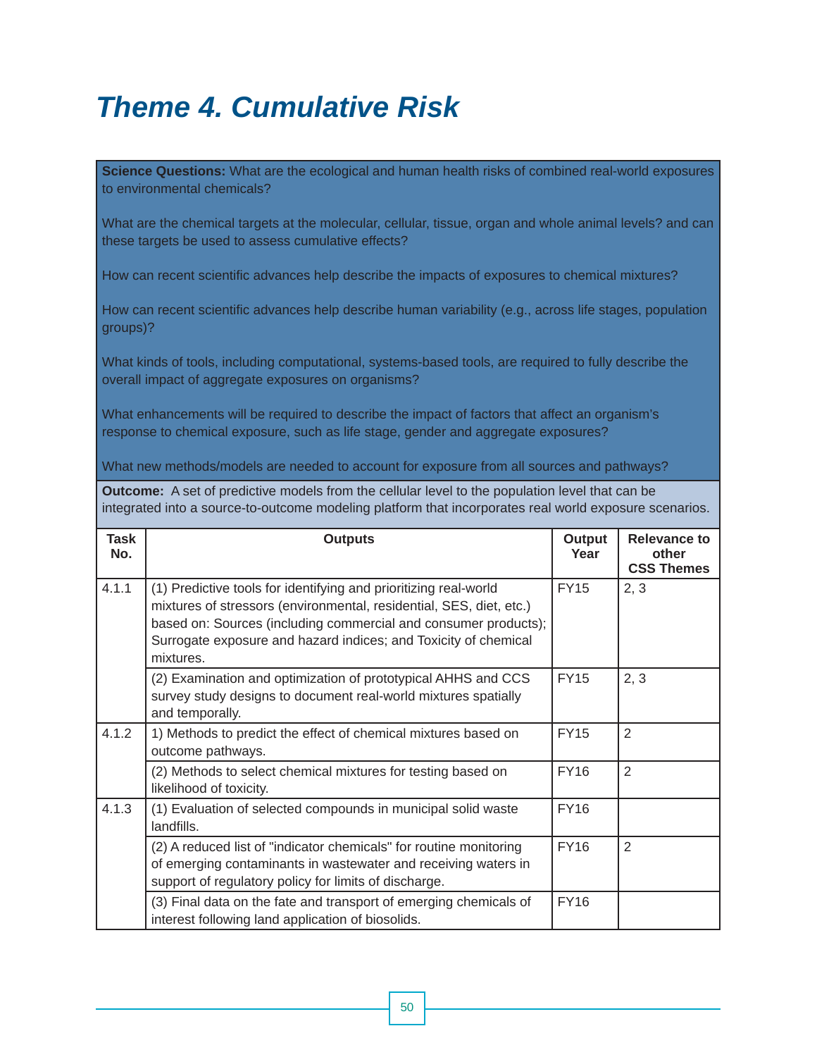# Theme 4. Cumulative Risk

**Science Questions:** What are the ecological and human health risks of combined real-world exposures to environmental chemicals?

What are the chemical targets at the molecular, cellular, tissue, organ and whole animal levels? and can these targets be used to assess cumulative effects?

How can recent scientific advances help describe the impacts of exposures to chemical mixtures?

How can recent scientific advances help describe human variability (e.g., across life stages, population groups)?

What kinds of tools, including computational, systems-based tools, are required to fully describe the overall impact of aggregate exposures on organisms?

What enhancements will be required to describe the impact of factors that affect an organism's response to chemical exposure, such as life stage, gender and aggregate exposures?

What new methods/models are needed to account for exposure from all sources and pathways?

**Outcome:** A set of predictive models from the cellular level to the population level that can be integrated into a source-to-outcome modeling platform that incorporates real world exposure scenarios.

| Task No. | Outputs | Output Year | Relevance to other CSS Themes |
|---|---|---|---|
| 4.1.1 | (1) Predictive tools for identifying and prioritizing real-world mixtures of stressors (environmental, residential, SES, diet, etc.) based on: Sources (including commercial and consumer products); Surrogate exposure and hazard indices; and Toxicity of chemical mixtures. | FY15 | 2, 3 |
| | (2) Examination and optimization of prototypical AHHS and CCS survey study designs to document real-world mixtures spatially and temporally. | FY15 | 2, 3 |
| 4.1.2 | 1) Methods to predict the effect of chemical mixtures based on outcome pathways. | FY15 | 2 |
| | (2) Methods to select chemical mixtures for testing based on likelihood of toxicity. | FY16 | 2 |
| 4.1.3 | (1) Evaluation of selected compounds in municipal solid waste landfills. | FY16 | |
| | (2) A reduced list of "indicator chemicals" for routine monitoring of emerging contaminants in wastewater and receiving waters in support of regulatory policy for limits of discharge. | FY16 | 2 |
| | (3) Final data on the fate and transport of emerging chemicals of interest following land application of biosolids. | FY16 | |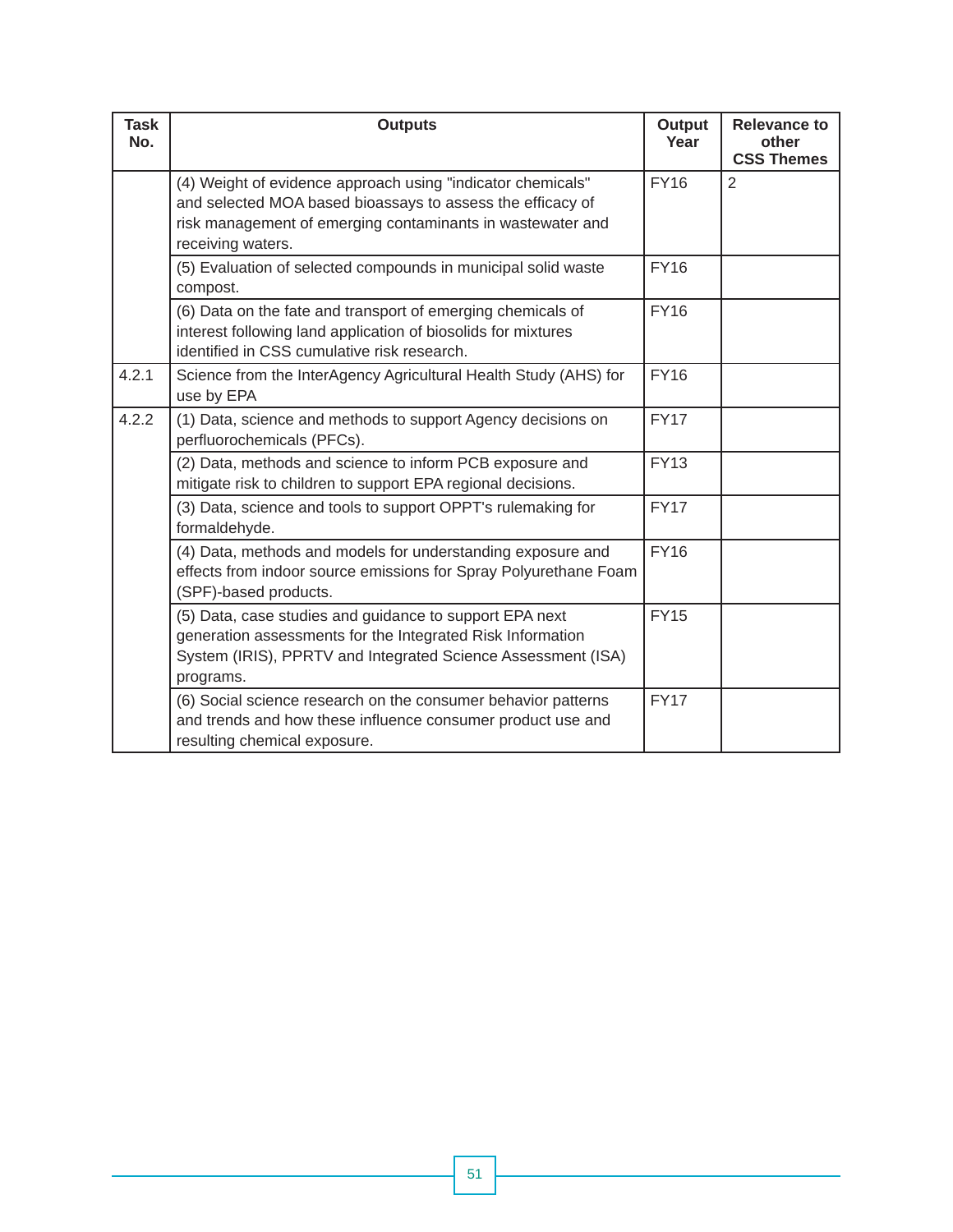| Task No. | Outputs | Output Year | Relevance to other CSS Themes |
|---|---|---|---|
| | (4) Weight of evidence approach using "indicator chemicals" and selected MOA based bioassays to assess the efficacy of risk management of emerging contaminants in wastewater and receiving waters. | FY16 | 2 |
| | (5) Evaluation of selected compounds in municipal solid waste compost. | FY16 | |
| | (6) Data on the fate and transport of emerging chemicals of interest following land application of biosolids for mixtures identified in CSS cumulative risk research. | FY16 | |
| 4.2.1 | Science from the InterAgency Agricultural Health Study (AHS) for use by EPA | FY16 | |
| 4.2.2 | (1) Data, science and methods to support Agency decisions on perfluorochemicals (PFCs). | FY17 | |
| | (2) Data, methods and science to inform PCB exposure and mitigate risk to children to support EPA regional decisions. | FY13 | |
| | (3) Data, science and tools to support OPPT's rulemaking for formaldehyde. | FY17 | |
| | (4) Data, methods and models for understanding exposure and effects from indoor source emissions for Spray Polyurethane Foam (SPF)-based products. | FY16 | |
| | (5) Data, case studies and guidance to support EPA next generation assessments for the Integrated Risk Information System (IRIS), PPRTV and Integrated Science Assessment (ISA) programs. | FY15 | |
| | (6) Social science research on the consumer behavior patterns and trends and how these influence consumer product use and resulting chemical exposure. | FY17 | |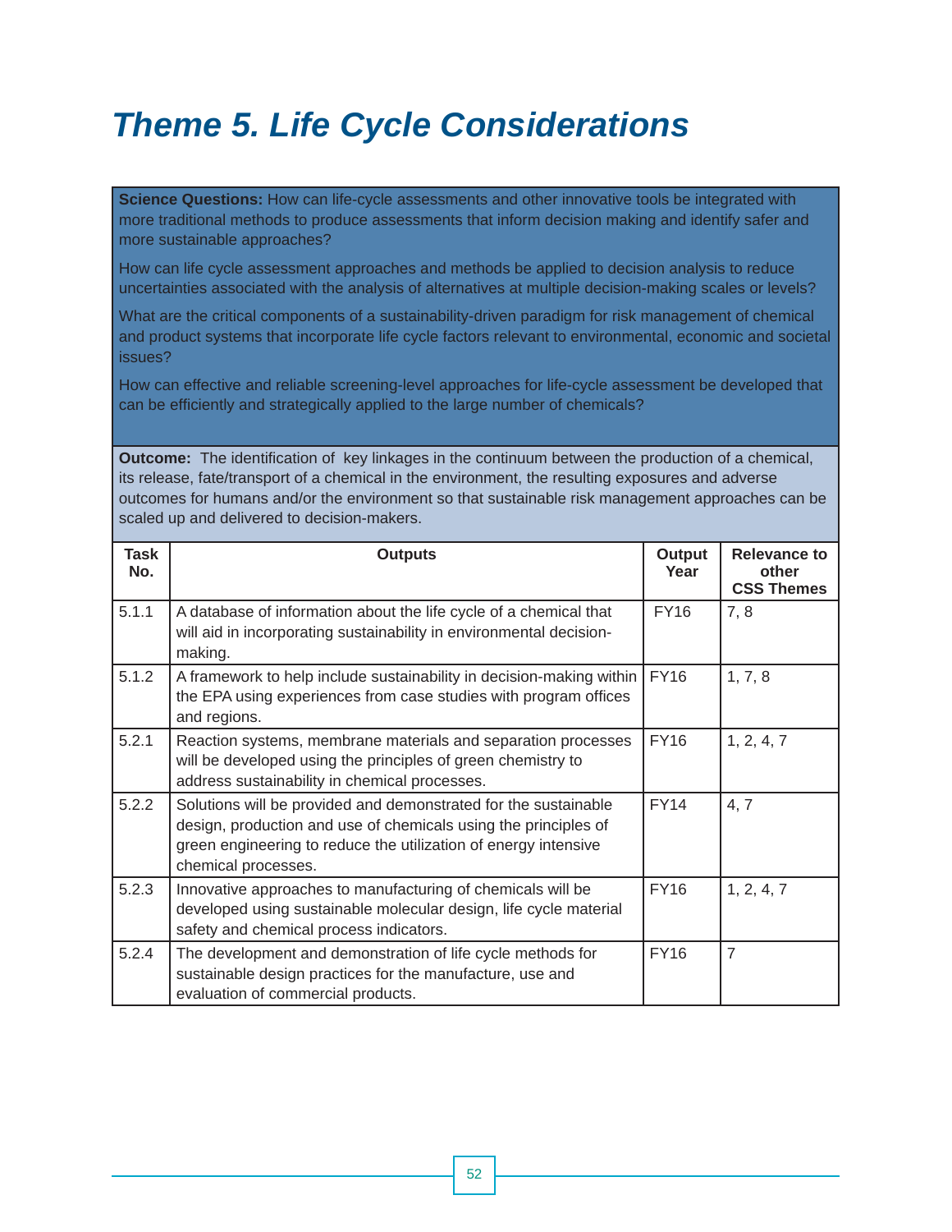# Theme 5. Life Cycle Considerations

**Science Questions:** How can life-cycle assessments and other innovative tools be integrated with more traditional methods to produce assessments that inform decision making and identify safer and more sustainable approaches?

How can life cycle assessment approaches and methods be applied to decision analysis to reduce uncertainties associated with the analysis of alternatives at multiple decision-making scales or levels?

What are the critical components of a sustainability-driven paradigm for risk management of chemical and product systems that incorporate life cycle factors relevant to environmental, economic and societal issues?

How can effective and reliable screening-level approaches for life-cycle assessment be developed that can be efficiently and strategically applied to the large number of chemicals?

**Outcome:** The identification of key linkages in the continuum between the production of a chemical, its release, fate/transport of a chemical in the environment, the resulting exposures and adverse outcomes for humans and/or the environment so that sustainable risk management approaches can be scaled up and delivered to decision-makers.

| Task No. | Outputs | Output Year | Relevance to other CSS Themes |
|---|---|---|---|
| 5.1.1 | A database of information about the life cycle of a chemical that will aid in incorporating sustainability in environmental decision-making. | FY16 | 7, 8 |
| 5.1.2 | A framework to help include sustainability in decision-making within the EPA using experiences from case studies with program offices and regions. | FY16 | 1, 7, 8 |
| 5.2.1 | Reaction systems, membrane materials and separation processes will be developed using the principles of green chemistry to address sustainability in chemical processes. | FY16 | 1, 2, 4, 7 |
| 5.2.2 | Solutions will be provided and demonstrated for the sustainable design, production and use of chemicals using the principles of green engineering to reduce the utilization of energy intensive chemical processes. | FY14 | 4, 7 |
| 5.2.3 | Innovative approaches to manufacturing of chemicals will be developed using sustainable molecular design, life cycle material safety and chemical process indicators. | FY16 | 1, 2, 4, 7 |
| 5.2.4 | The development and demonstration of life cycle methods for sustainable design practices for the manufacture, use and evaluation of commercial products. | FY16 | 7 |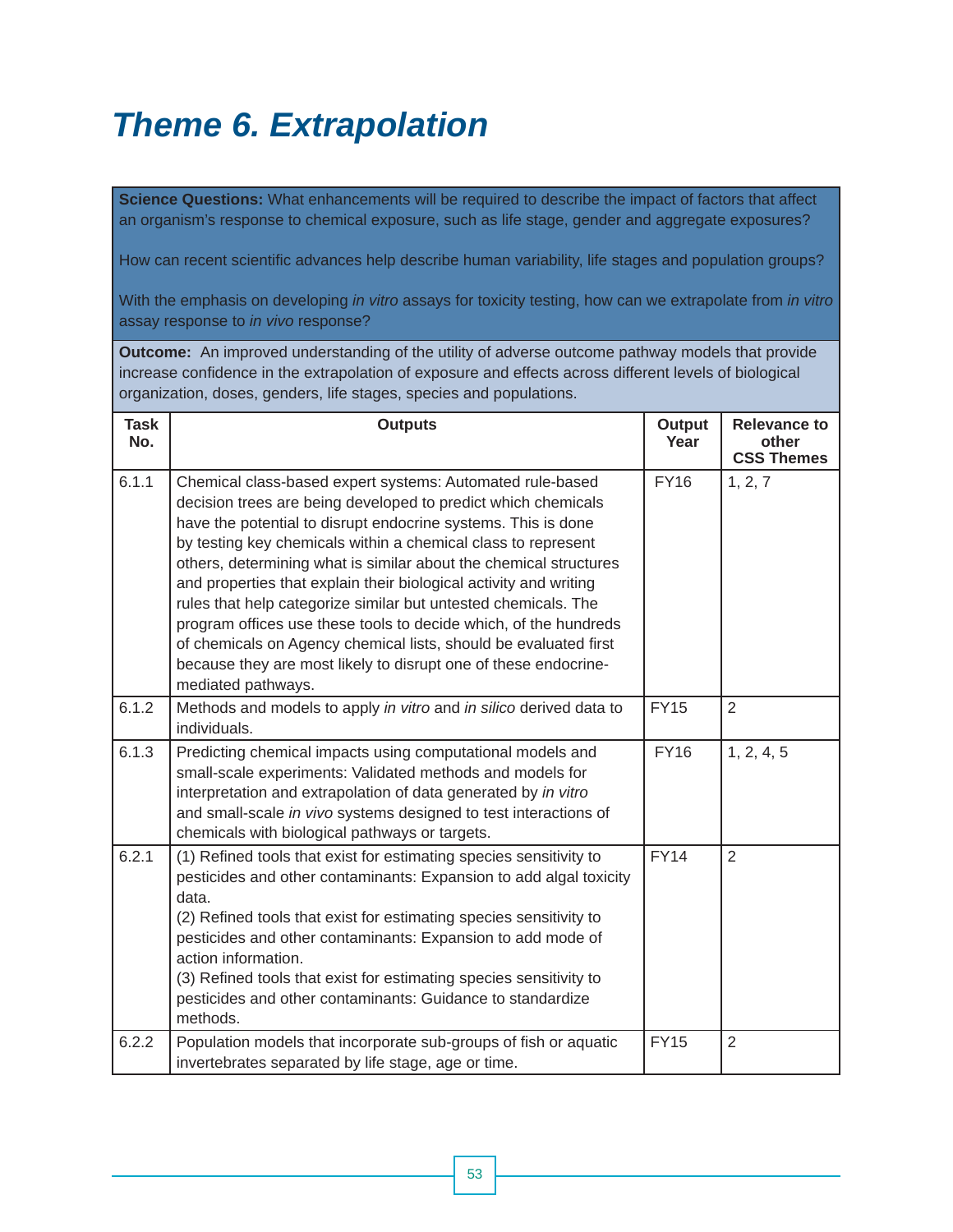# Theme 6. Extrapolation

**Science Questions:** What enhancements will be required to describe the impact of factors that affect an organism's response to chemical exposure, such as life stage, gender and aggregate exposures?

How can recent scientific advances help describe human variability, life stages and population groups?

With the emphasis on developing *in vitro* assays for toxicity testing, how can we extrapolate from *in vitro* assay response to *in vivo* response?

**Outcome:** An improved understanding of the utility of adverse outcome pathway models that provide increase confidence in the extrapolation of exposure and effects across different levels of biological organization, doses, genders, life stages, species and populations.

| Task No. | Outputs | Output Year | Relevance to other CSS Themes |
|---|---|---|---|
| 6.1.1 | Chemical class-based expert systems: Automated rule-based decision trees are being developed to predict which chemicals have the potential to disrupt endocrine systems. This is done by testing key chemicals within a chemical class to represent others, determining what is similar about the chemical structures and properties that explain their biological activity and writing rules that help categorize similar but untested chemicals. The program offices use these tools to decide which, of the hundreds of chemicals on Agency chemical lists, should be evaluated first because they are most likely to disrupt one of these endocrine-mediated pathways. | FY16 | 1, 2, 7 |
| 6.1.2 | Methods and models to apply *in vitro* and *in silico* derived data to individuals. | FY15 | 2 |
| 6.1.3 | Predicting chemical impacts using computational models and small-scale experiments: Validated methods and models for interpretation and extrapolation of data generated by *in vitro* and small-scale *in vivo* systems designed to test interactions of chemicals with biological pathways or targets. | FY16 | 1, 2, 4, 5 |
| 6.2.1 | (1) Refined tools that exist for estimating species sensitivity to pesticides and other contaminants: Expansion to add algal toxicity data.<br>(2) Refined tools that exist for estimating species sensitivity to pesticides and other contaminants: Expansion to add mode of action information.<br>(3) Refined tools that exist for estimating species sensitivity to pesticides and other contaminants: Guidance to standardize methods. | FY14 | 2 |
| 6.2.2 | Population models that incorporate sub-groups of fish or aquatic invertebrates separated by life stage, age or time. | FY15 | 2 |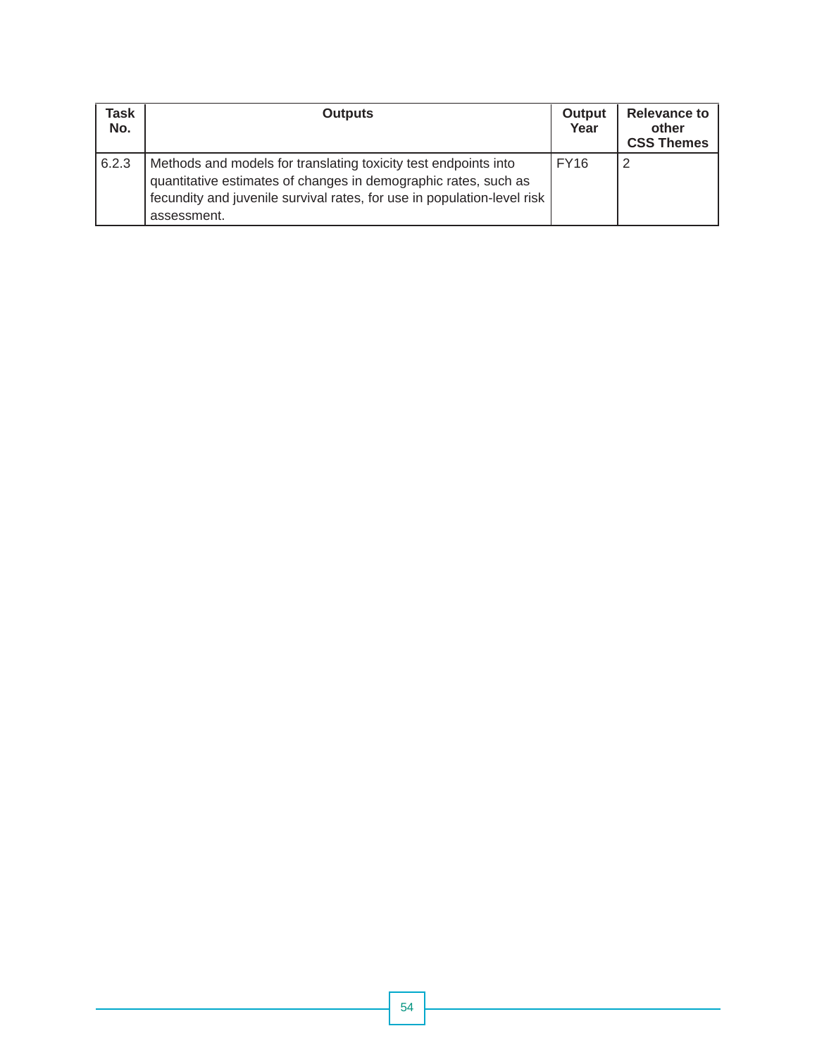| Task No. | Outputs | Output Year | Relevance to other CSS Themes |
|---|---|---|---|
| 6.2.3 | Methods and models for translating toxicity test endpoints into quantitative estimates of changes in demographic rates, such as fecundity and juvenile survival rates, for use in population-level risk assessment. | FY16 | 2 |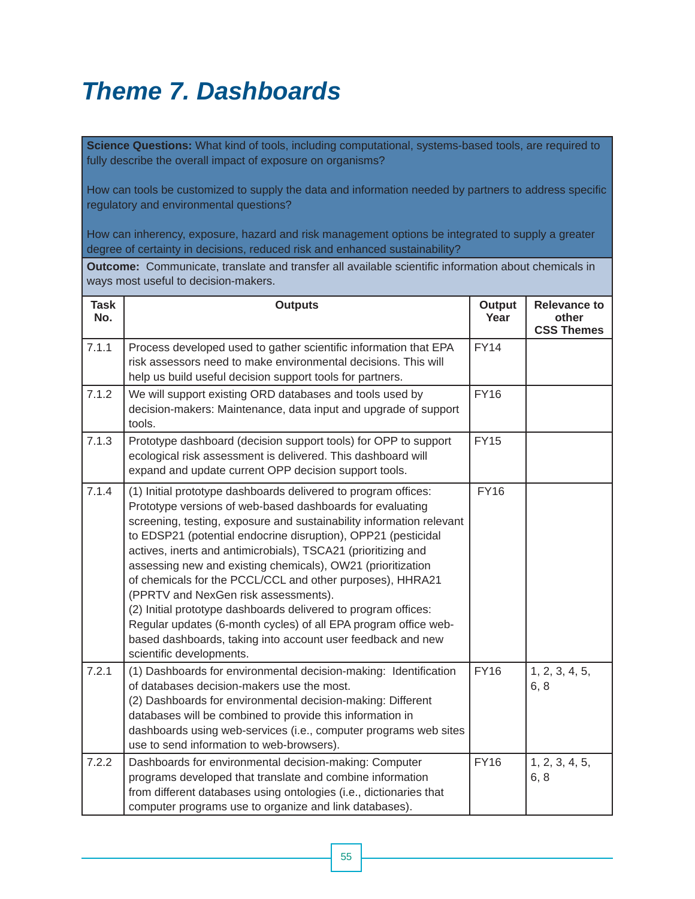# Theme 7. Dashboards

**Science Questions:** What kind of tools, including computational, systems-based tools, are required to fully describe the overall impact of exposure on organisms?

How can tools be customized to supply the data and information needed by partners to address specific regulatory and environmental questions?

How can inherency, exposure, hazard and risk management options be integrated to supply a greater degree of certainty in decisions, reduced risk and enhanced sustainability?

**Outcome:** Communicate, translate and transfer all available scientific information about chemicals in ways most useful to decision-makers.

| Task No. | Outputs | Output Year | Relevance to other CSS Themes |
|---|---|---|---|
| 7.1.1 | Process developed used to gather scientific information that EPA risk assessors need to make environmental decisions. This will help us build useful decision support tools for partners. | FY14 | |
| 7.1.2 | We will support existing ORD databases and tools used by decision-makers: Maintenance, data input and upgrade of support tools. | FY16 | |
| 7.1.3 | Prototype dashboard (decision support tools) for OPP to support ecological risk assessment is delivered. This dashboard will expand and update current OPP decision support tools. | FY15 | |
| 7.1.4 | (1) Initial prototype dashboards delivered to program offices: Prototype versions of web-based dashboards for evaluating screening, testing, exposure and sustainability information relevant to EDSP21 (potential endocrine disruption), OPP21 (pesticidal actives, inerts and antimicrobials), TSCA21 (prioritizing and assessing new and existing chemicals), OW21 (prioritization of chemicals for the PCCL/CCL and other purposes), HHRA21 (PPRTV and NexGen risk assessments).<br>(2) Initial prototype dashboards delivered to program offices: Regular updates (6-month cycles) of all EPA program office web-based dashboards, taking into account user feedback and new scientific developments. | FY16 | |
| 7.2.1 | (1) Dashboards for environmental decision-making: Identification of databases decision-makers use the most.<br>(2) Dashboards for environmental decision-making: Different databases will be combined to provide this information in dashboards using web-services (i.e., computer programs web sites use to send information to web-browsers). | FY16 | 1, 2, 3, 4, 5, 6, 8 |
| 7.2.2 | Dashboards for environmental decision-making: Computer programs developed that translate and combine information from different databases using ontologies (i.e., dictionaries that computer programs use to organize and link databases). | FY16 | 1, 2, 3, 4, 5, 6, 8 |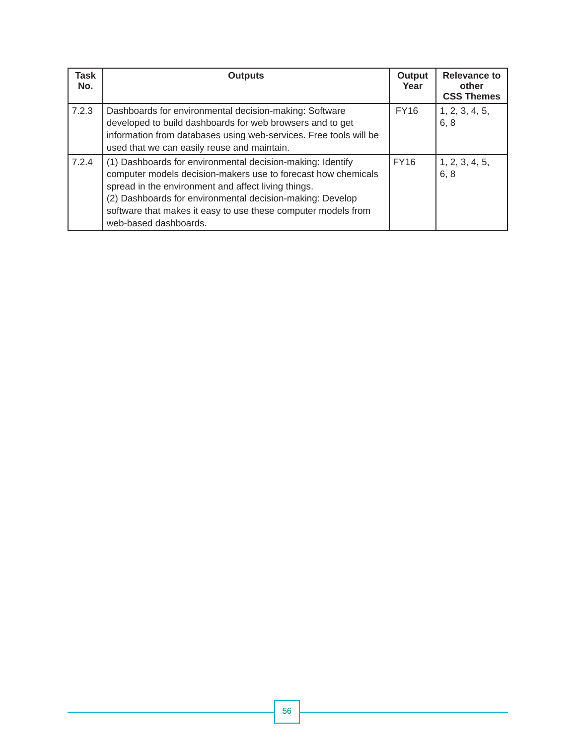| Task No. | Outputs | Output Year | Relevance to other CSS Themes |
|---|---|---|---|
| 7.2.3 | Dashboards for environmental decision-making: Software developed to build dashboards for web browsers and to get information from databases using web-services. Free tools will be used that we can easily reuse and maintain. | FY16 | 1, 2, 3, 4, 5, 6, 8 |
| 7.2.4 | (1) Dashboards for environmental decision-making: Identify computer models decision-makers use to forecast how chemicals spread in the environment and affect living things.<br>(2) Dashboards for environmental decision-making: Develop software that makes it easy to use these computer models from web-based dashboards. | FY16 | 1, 2, 3, 4, 5, 6, 8 |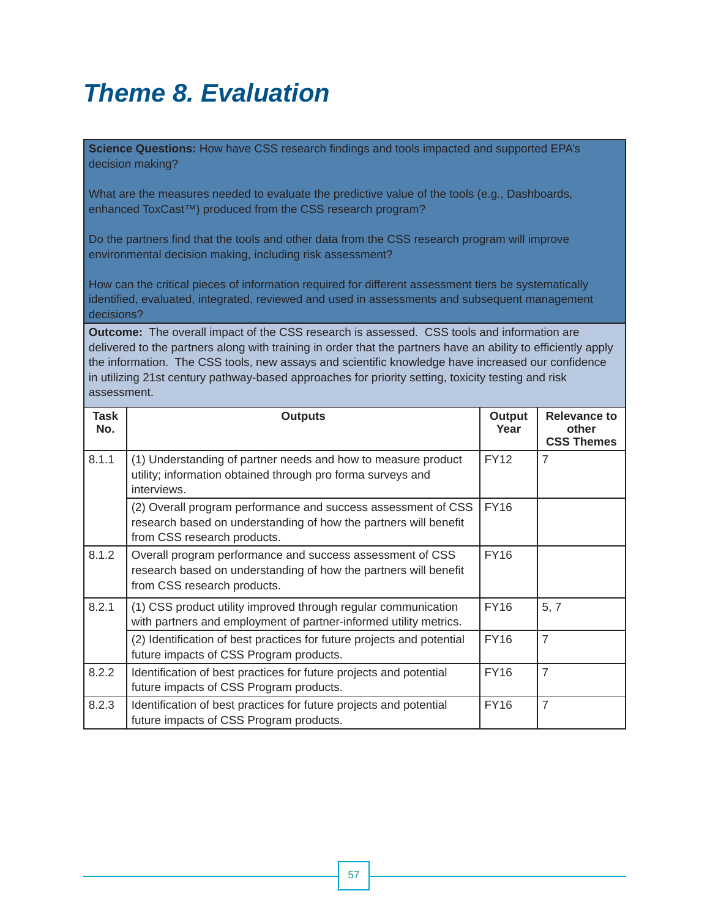# Theme 8. Evaluation

**Science Questions:** How have CSS research findings and tools impacted and supported EPA's decision making?

What are the measures needed to evaluate the predictive value of the tools (e.g., Dashboards, enhanced ToxCast™) produced from the CSS research program?

Do the partners find that the tools and other data from the CSS research program will improve environmental decision making, including risk assessment?

How can the critical pieces of information required for different assessment tiers be systematically identified, evaluated, integrated, reviewed and used in assessments and subsequent management decisions?

**Outcome:** The overall impact of the CSS research is assessed. CSS tools and information are delivered to the partners along with training in order that the partners have an ability to efficiently apply the information. The CSS tools, new assays and scientific knowledge have increased our confidence in utilizing 21st century pathway-based approaches for priority setting, toxicity testing and risk assessment.

| Task No. | Outputs | Output Year | Relevance to other CSS Themes |
|---|---|---|---|
| 8.1.1 | (1) Understanding of partner needs and how to measure product utility; information obtained through pro forma surveys and interviews. | FY12 | 7 |
| | (2) Overall program performance and success assessment of CSS research based on understanding of how the partners will benefit from CSS research products. | FY16 | |
| 8.1.2 | Overall program performance and success assessment of CSS research based on understanding of how the partners will benefit from CSS research products. | FY16 | |
| 8.2.1 | (1) CSS product utility improved through regular communication with partners and employment of partner-informed utility metrics. | FY16 | 5, 7 |
| | (2) Identification of best practices for future projects and potential future impacts of CSS Program products. | FY16 | 7 |
| 8.2.2 | Identification of best practices for future projects and potential future impacts of CSS Program products. | FY16 | 7 |
| 8.2.3 | Identification of best practices for future projects and potential future impacts of CSS Program products. | FY16 | 7 |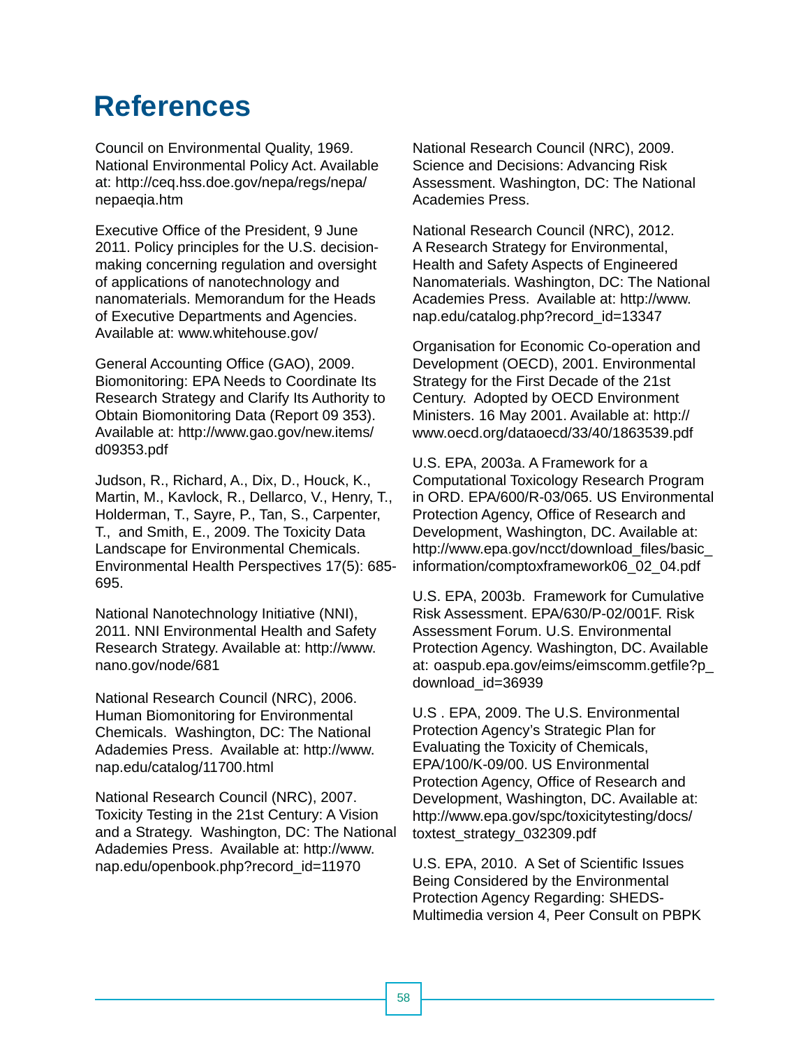# References

Council on Environmental Quality, 1969. National Environmental Policy Act. Available at: http://ceq.hss.doe.gov/nepa/regs/nepa/nepaeqia.htm

Executive Office of the President, 9 June 2011. Policy principles for the U.S. decision-making concerning regulation and oversight of applications of nanotechnology and nanomaterials. Memorandum for the Heads of Executive Departments and Agencies. Available at: www.whitehouse.gov/

General Accounting Office (GAO), 2009. Biomonitoring: EPA Needs to Coordinate Its Research Strategy and Clarify Its Authority to Obtain Biomonitoring Data (Report 09 353). Available at: http://www.gao.gov/new.items/d09353.pdf

Judson, R., Richard, A., Dix, D., Houck, K., Martin, M., Kavlock, R., Dellarco, V., Henry, T., Holderman, T., Sayre, P., Tan, S., Carpenter, T., and Smith, E., 2009. The Toxicity Data Landscape for Environmental Chemicals. Environmental Health Perspectives 17(5): 685-695.

National Nanotechnology Initiative (NNI), 2011. NNI Environmental Health and Safety Research Strategy. Available at: http://www.nano.gov/node/681

National Research Council (NRC), 2006. Human Biomonitoring for Environmental Chemicals. Washington, DC: The National Adademies Press. Available at: http://www.nap.edu/catalog/11700.html

National Research Council (NRC), 2007. Toxicity Testing in the 21st Century: A Vision and a Strategy. Washington, DC: The National Adademies Press. Available at: http://www.nap.edu/openbook.php?record_id=11970

National Research Council (NRC), 2009. Science and Decisions: Advancing Risk Assessment. Washington, DC: The National Academies Press.

National Research Council (NRC), 2012. A Research Strategy for Environmental, Health and Safety Aspects of Engineered Nanomaterials. Washington, DC: The National Academies Press. Available at: http://www.nap.edu/catalog.php?record_id=13347

Organisation for Economic Co-operation and Development (OECD), 2001. Environmental Strategy for the First Decade of the 21st Century. Adopted by OECD Environment Ministers. 16 May 2001. Available at: http://www.oecd.org/dataoecd/33/40/1863539.pdf

U.S. EPA, 2003a. A Framework for a Computational Toxicology Research Program in ORD. EPA/600/R-03/065. US Environmental Protection Agency, Office of Research and Development, Washington, DC. Available at: http://www.epa.gov/ncct/download_files/basic_information/comptoxframework06_02_04.pdf

U.S. EPA, 2003b. Framework for Cumulative Risk Assessment. EPA/630/P-02/001F. Risk Assessment Forum. U.S. Environmental Protection Agency. Washington, DC. Available at: oaspub.epa.gov/eims/eimscomm.getfile?p_download_id=36939

U.S . EPA, 2009. The U.S. Environmental Protection Agency's Strategic Plan for Evaluating the Toxicity of Chemicals, EPA/100/K-09/00. US Environmental Protection Agency, Office of Research and Development, Washington, DC. Available at: http://www.epa.gov/spc/toxicitytesting/docs/toxtest_strategy_032309.pdf

U.S. EPA, 2010. A Set of Scientific Issues Being Considered by the Environmental Protection Agency Regarding: SHEDS-Multimedia version 4, Peer Consult on PBPK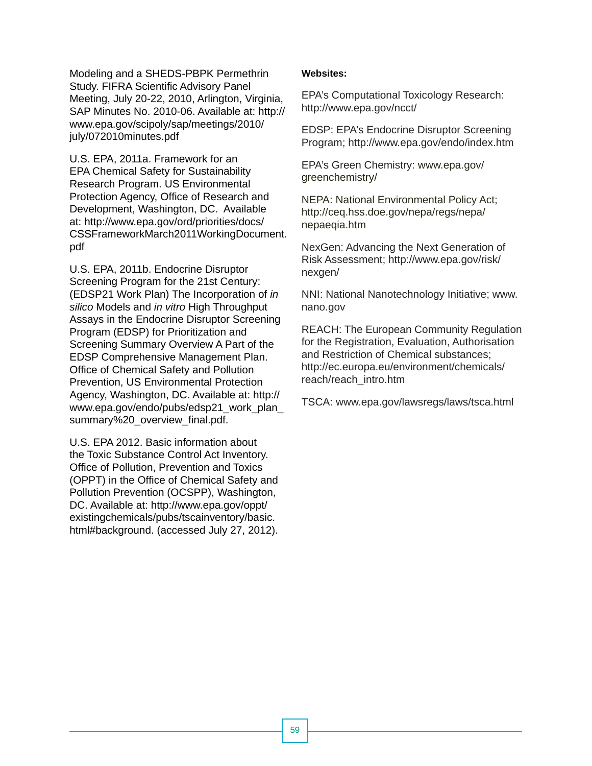Modeling and a SHEDS-PBPK Permethrin Study. FIFRA Scientific Advisory Panel Meeting, July 20-22, 2010, Arlington, Virginia, SAP Minutes No. 2010-06. Available at: http://www.epa.gov/scipoly/sap/meetings/2010/july/072010minutes.pdf

U.S. EPA, 2011a. Framework for an EPA Chemical Safety for Sustainability Research Program. US Environmental Protection Agency, Office of Research and Development, Washington, DC. Available at: http://www.epa.gov/ord/priorities/docs/CSSFrameworkMarch2011WorkingDocument.pdf

U.S. EPA, 2011b. Endocrine Disruptor Screening Program for the 21st Century: (EDSP21 Work Plan) The Incorporation of *in silico* Models and *in vitro* High Throughput Assays in the Endocrine Disruptor Screening Program (EDSP) for Prioritization and Screening Summary Overview A Part of the EDSP Comprehensive Management Plan. Office of Chemical Safety and Pollution Prevention, US Environmental Protection Agency, Washington, DC. Available at: http://www.epa.gov/endo/pubs/edsp21_work_plan_summary%20_overview_final.pdf.

U.S. EPA 2012. Basic information about the Toxic Substance Control Act Inventory. Office of Pollution, Prevention and Toxics (OPPT) in the Office of Chemical Safety and Pollution Prevention (OCSPP), Washington, DC. Available at: http://www.epa.gov/oppt/existingchemicals/pubs/tscainventory/basic.html#background. (accessed July 27, 2012).

**Websites:**

EPA's Computational Toxicology Research: http://www.epa.gov/ncct/

EDSP: EPA's Endocrine Disruptor Screening Program; http://www.epa.gov/endo/index.htm

EPA's Green Chemistry: www.epa.gov/greenchemistry/

NEPA: National Environmental Policy Act; http://ceq.hss.doe.gov/nepa/regs/nepa/nepaeqia.htm

NexGen: Advancing the Next Generation of Risk Assessment; http://www.epa.gov/risk/nexgen/

NNI: National Nanotechnology Initiative; www.nano.gov

REACH: The European Community Regulation for the Registration, Evaluation, Authorisation and Restriction of Chemical substances; http://ec.europa.eu/environment/chemicals/reach/reach_intro.htm

TSCA: www.epa.gov/lawsregs/laws/tsca.html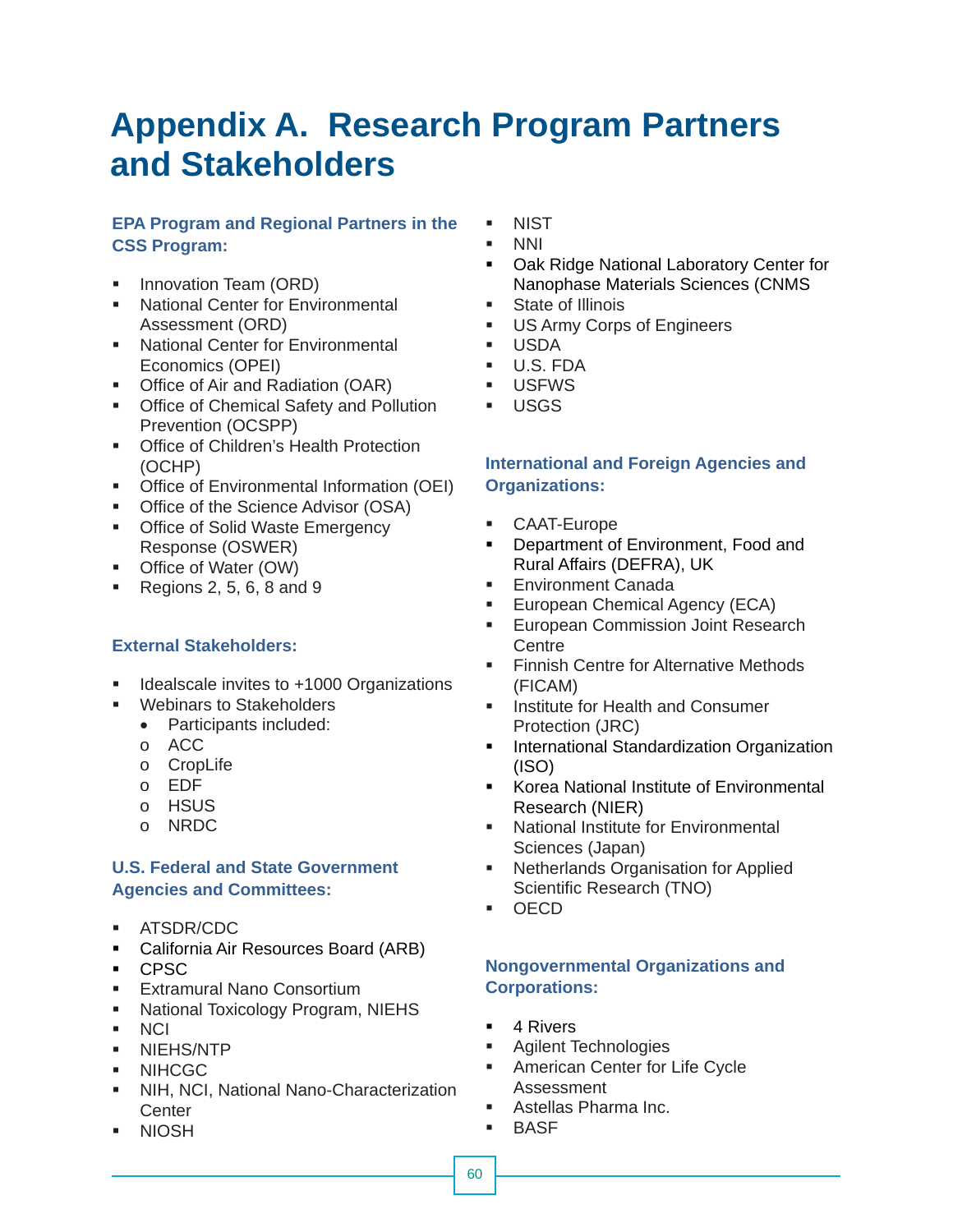# Appendix A. Research Program Partners and Stakeholders

### EPA Program and Regional Partners in the CSS Program:

- Innovation Team (ORD)
- National Center for Environmental Assessment (ORD)
- National Center for Environmental Economics (OPEI)
- Office of Air and Radiation (OAR)
- Office of Chemical Safety and Pollution Prevention (OCSPP)
- Office of Children's Health Protection (OCHP)
- Office of Environmental Information (OEI)
- Office of the Science Advisor (OSA)
- Office of Solid Waste Emergency Response (OSWER)
- Office of Water (OW)
- Regions 2, 5, 6, 8 and 9

### External Stakeholders:

- Idealscale invites to +1000 Organizations
- Webinars to Stakeholders
  - Participants included:
    - ACC
    - CropLife
    - EDF
    - HSUS
    - NRDC

### U.S. Federal and State Government Agencies and Committees:

- ATSDR/CDC
- California Air Resources Board (ARB)
- CPSC
- Extramural Nano Consortium
- National Toxicology Program, NIEHS
- NCI
- NIEHS/NTP
- NIHCGC
- NIH, NCI, National Nano-Characterization Center
- NIOSH
- NIST
- NNI
- Oak Ridge National Laboratory Center for Nanophase Materials Sciences (CNMS
- State of Illinois
- US Army Corps of Engineers
- USDA
- U.S. FDA
- USFWS
- USGS

### International and Foreign Agencies and Organizations:

- CAAT-Europe
- Department of Environment, Food and Rural Affairs (DEFRA), UK
- Environment Canada
- European Chemical Agency (ECA)
- European Commission Joint Research Centre
- Finnish Centre for Alternative Methods (FICAM)
- Institute for Health and Consumer Protection (JRC)
- International Standardization Organization (ISO)
- Korea National Institute of Environmental Research (NIER)
- National Institute for Environmental Sciences (Japan)
- Netherlands Organisation for Applied Scientific Research (TNO)
- OECD

### Nongovernmental Organizations and Corporations:

- 4 Rivers
- Agilent Technologies
- American Center for Life Cycle Assessment
- Astellas Pharma Inc.
- BASF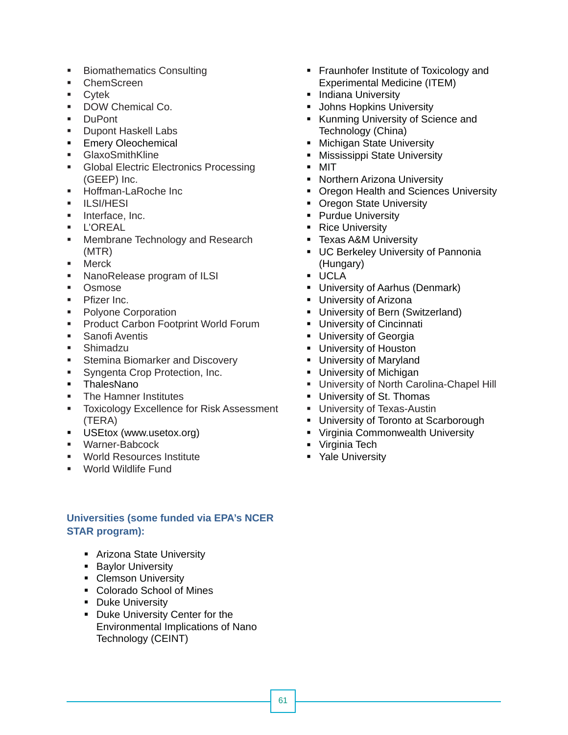- Biomathematics Consulting
- ChemScreen
- Cytek
- DOW Chemical Co.
- DuPont
- Dupont Haskell Labs
- Emery Oleochemical
- GlaxoSmithKline
- Global Electric Electronics Processing (GEEP) Inc.
- Hoffman-LaRoche Inc
- ILSI/HESI
- Interface, Inc.
- L'OREAL
- Membrane Technology and Research (MTR)
- Merck
- NanoRelease program of ILSI
- Osmose
- Pfizer Inc.
- Polyone Corporation
- Product Carbon Footprint World Forum
- Sanofi Aventis
- Shimadzu
- Stemina Biomarker and Discovery
- Syngenta Crop Protection, Inc.
- ThalesNano
- The Hamner Institutes
- Toxicology Excellence for Risk Assessment (TERA)
- USEtox (www.usetox.org)
- Warner-Babcock
- World Resources Institute
- World Wildlife Fund

**Universities (some funded via EPA's NCER STAR program):**

- Arizona State University
- Baylor University
- Clemson University
- Colorado School of Mines
- Duke University
- Duke University Center for the Environmental Implications of Nano Technology (CEINT)
- Fraunhofer Institute of Toxicology and Experimental Medicine (ITEM)
- Indiana University
- Johns Hopkins University
- Kunming University of Science and Technology (China)
- Michigan State University
- Mississippi State University
- MIT
- Northern Arizona University
- Oregon Health and Sciences University
- Oregon State University
- Purdue University
- Rice University
- Texas A&M University
- UC Berkeley University of Pannonia (Hungary)
- UCLA
- University of Aarhus (Denmark)
- University of Arizona
- University of Bern (Switzerland)
- University of Cincinnati
- University of Georgia
- University of Houston
- University of Maryland
- University of Michigan
- University of North Carolina-Chapel Hill
- University of St. Thomas
- University of Texas-Austin
- University of Toronto at Scarborough
- Virginia Commonwealth University
- Virginia Tech
- Yale University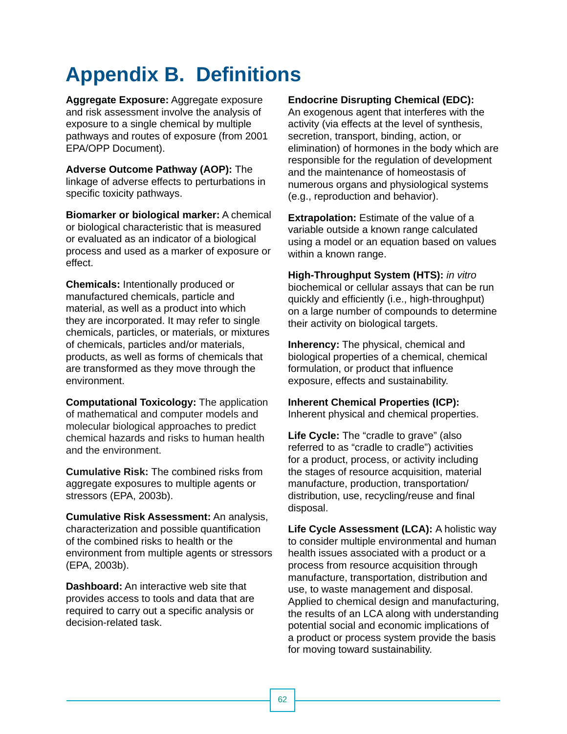# Appendix B. Definitions

**Aggregate Exposure:** Aggregate exposure and risk assessment involve the analysis of exposure to a single chemical by multiple pathways and routes of exposure (from 2001 EPA/OPP Document).

**Adverse Outcome Pathway (AOP):** The linkage of adverse effects to perturbations in specific toxicity pathways.

**Biomarker or biological marker:** A chemical or biological characteristic that is measured or evaluated as an indicator of a biological process and used as a marker of exposure or effect.

**Chemicals:** Intentionally produced or manufactured chemicals, particle and material, as well as a product into which they are incorporated. It may refer to single chemicals, particles, or materials, or mixtures of chemicals, particles and/or materials, products, as well as forms of chemicals that are transformed as they move through the environment.

**Computational Toxicology:** The application of mathematical and computer models and molecular biological approaches to predict chemical hazards and risks to human health and the environment.

**Cumulative Risk:** The combined risks from aggregate exposures to multiple agents or stressors (EPA, 2003b).

**Cumulative Risk Assessment:** An analysis, characterization and possible quantification of the combined risks to health or the environment from multiple agents or stressors (EPA, 2003b).

**Dashboard:** An interactive web site that provides access to tools and data that are required to carry out a specific analysis or decision-related task.

**Endocrine Disrupting Chemical (EDC):** An exogenous agent that interferes with the activity (via effects at the level of synthesis, secretion, transport, binding, action, or elimination) of hormones in the body which are responsible for the regulation of development and the maintenance of homeostasis of numerous organs and physiological systems (e.g., reproduction and behavior).

**Extrapolation:** Estimate of the value of a variable outside a known range calculated using a model or an equation based on values within a known range.

**High-Throughput System (HTS):** *in vitro* biochemical or cellular assays that can be run quickly and efficiently (i.e., high-throughput) on a large number of compounds to determine their activity on biological targets.

**Inherency:** The physical, chemical and biological properties of a chemical, chemical formulation, or product that influence exposure, effects and sustainability.

**Inherent Chemical Properties (ICP):** Inherent physical and chemical properties.

**Life Cycle:** The "cradle to grave" (also referred to as "cradle to cradle") activities for a product, process, or activity including the stages of resource acquisition, material manufacture, production, transportation/distribution, use, recycling/reuse and final disposal.

**Life Cycle Assessment (LCA):** A holistic way to consider multiple environmental and human health issues associated with a product or a process from resource acquisition through manufacture, transportation, distribution and use, to waste management and disposal. Applied to chemical design and manufacturing, the results of an LCA along with understanding potential social and economic implications of a product or process system provide the basis for moving toward sustainability.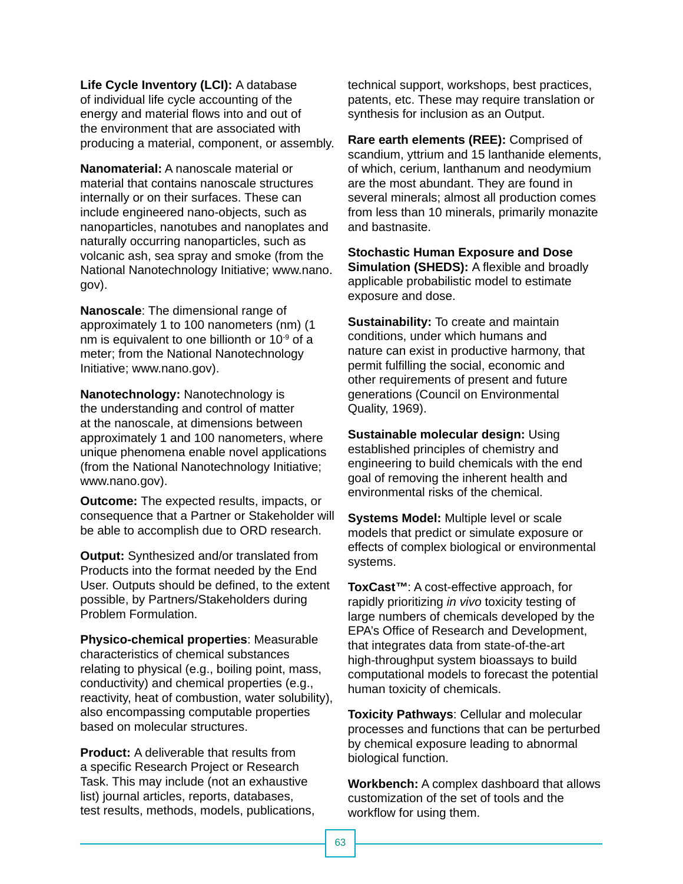**Life Cycle Inventory (LCI):** A database of individual life cycle accounting of the energy and material flows into and out of the environment that are associated with producing a material, component, or assembly.

**Nanomaterial:** A nanoscale material or material that contains nanoscale structures internally or on their surfaces. These can include engineered nano-objects, such as nanoparticles, nanotubes and nanoplates and naturally occurring nanoparticles, such as volcanic ash, sea spray and smoke (from the National Nanotechnology Initiative; www.nano.gov).

**Nanoscale**: The dimensional range of approximately 1 to 100 nanometers (nm) (1 nm is equivalent to one billionth or $10^{-9}$ of a meter; from the National Nanotechnology Initiative; www.nano.gov).

**Nanotechnology:** Nanotechnology is the understanding and control of matter at the nanoscale, at dimensions between approximately 1 and 100 nanometers, where unique phenomena enable novel applications (from the National Nanotechnology Initiative; www.nano.gov).

**Outcome:** The expected results, impacts, or consequence that a Partner or Stakeholder will be able to accomplish due to ORD research.

**Output:** Synthesized and/or translated from Products into the format needed by the End User. Outputs should be defined, to the extent possible, by Partners/Stakeholders during Problem Formulation.

**Physico-chemical properties**: Measurable characteristics of chemical substances relating to physical (e.g., boiling point, mass, conductivity) and chemical properties (e.g., reactivity, heat of combustion, water solubility), also encompassing computable properties based on molecular structures.

**Product:** A deliverable that results from a specific Research Project or Research Task. This may include (not an exhaustive list) journal articles, reports, databases, test results, methods, models, publications, technical support, workshops, best practices, patents, etc. These may require translation or synthesis for inclusion as an Output.

**Rare earth elements (REE):** Comprised of scandium, yttrium and 15 lanthanide elements, of which, cerium, lanthanum and neodymium are the most abundant. They are found in several minerals; almost all production comes from less than 10 minerals, primarily monazite and bastnasite.

**Stochastic Human Exposure and Dose Simulation (SHEDS):** A flexible and broadly applicable probabilistic model to estimate exposure and dose.

**Sustainability:** To create and maintain conditions, under which humans and nature can exist in productive harmony, that permit fulfilling the social, economic and other requirements of present and future generations (Council on Environmental Quality, 1969).

**Sustainable molecular design:** Using established principles of chemistry and engineering to build chemicals with the end goal of removing the inherent health and environmental risks of the chemical.

**Systems Model:** Multiple level or scale models that predict or simulate exposure or effects of complex biological or environmental systems.

**ToxCast™**: A cost-effective approach, for rapidly prioritizing *in vivo* toxicity testing of large numbers of chemicals developed by the EPA's Office of Research and Development, that integrates data from state-of-the-art high-throughput system bioassays to build computational models to forecast the potential human toxicity of chemicals.

**Toxicity Pathways**: Cellular and molecular processes and functions that can be perturbed by chemical exposure leading to abnormal biological function.

**Workbench:** A complex dashboard that allows customization of the set of tools and the workflow for using them.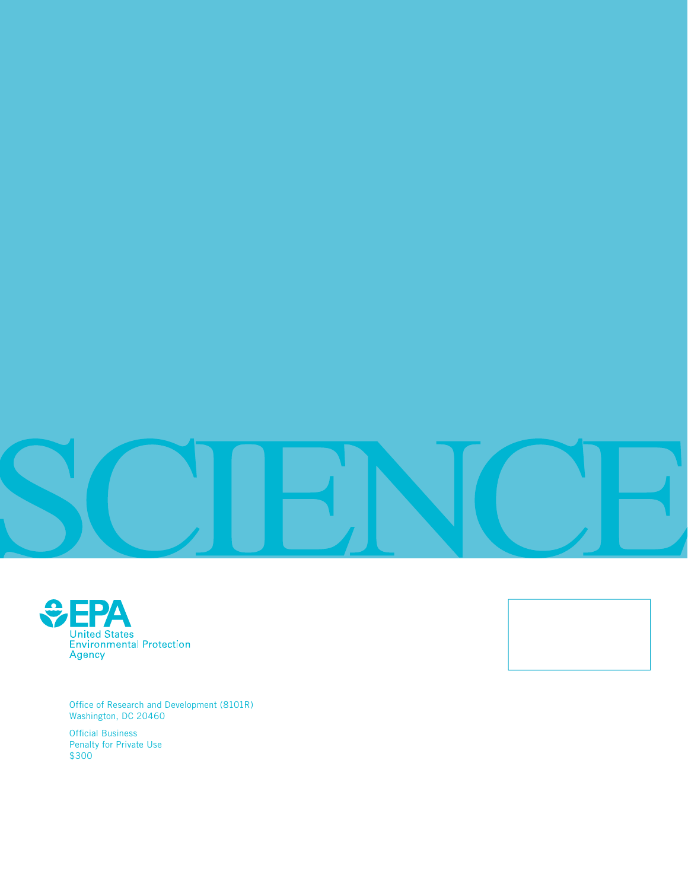SCIENCE

EPA
United States
Environmental Protection
Agency

Office of Research and Development (8101R)
Washington, DC 20460

Official Business
Penalty for Private Use
$300